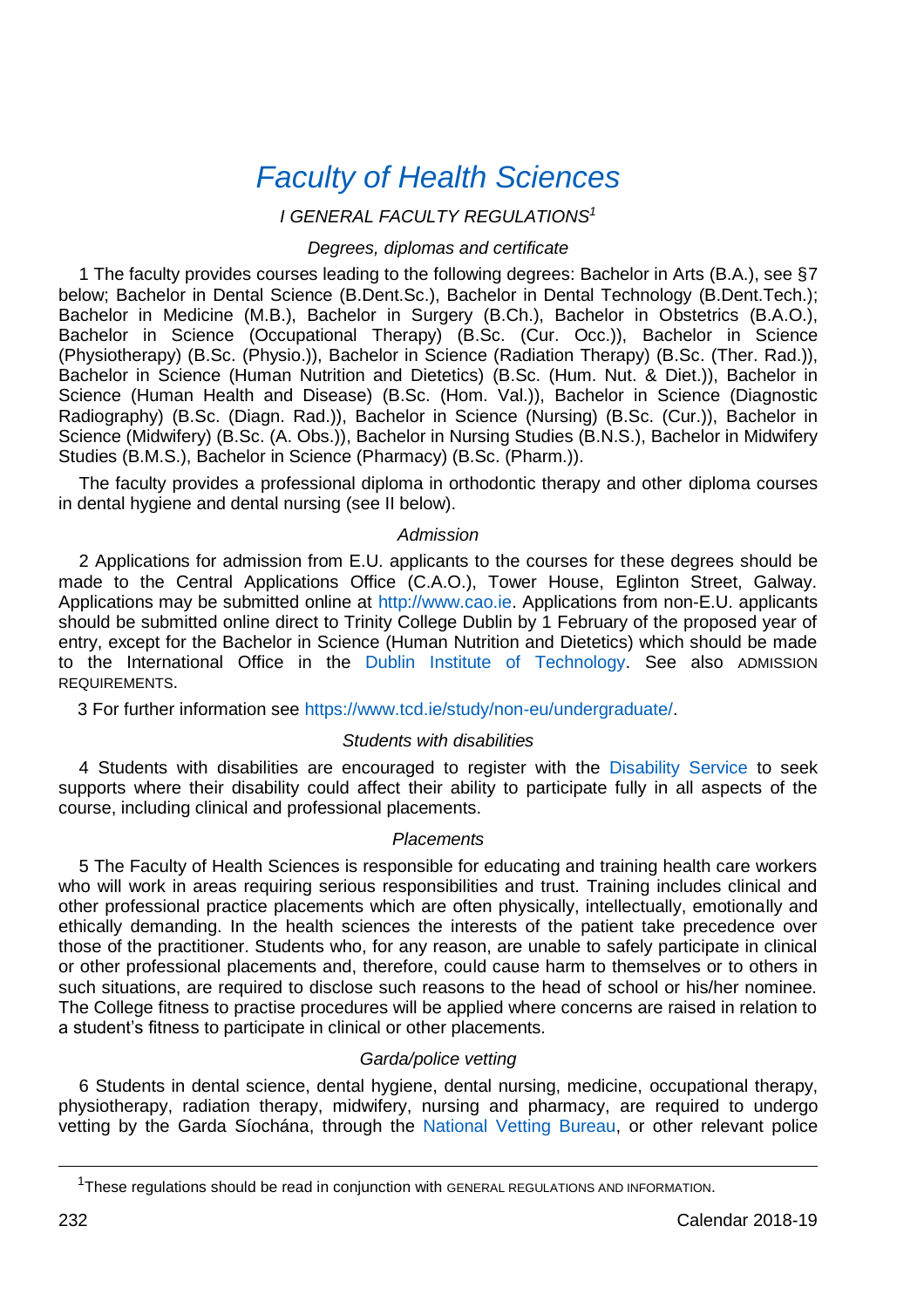# *Faculty of Health Sciences*

### *I GENERAL FACULTY REGULATIONS*[1]

#### *Degrees, diplomas and certificate*

1 The faculty provides courses leading to the following degrees: Bachelor in Arts (B.A.), see §7 below; Bachelor in Dental Science (B.Dent.Sc.), Bachelor in Dental Technology (B.Dent.Tech.); Bachelor in Medicine (M.B.), Bachelor in Surgery (B.Ch.), Bachelor in Obstetrics (B.A.O.), Bachelor in Science (Occupational Therapy) (B.Sc. (Cur. Occ.)), Bachelor in Science (Physiotherapy) (B.Sc. (Physio.)), Bachelor in Science (Radiation Therapy) (B.Sc. (Ther. Rad.)), Bachelor in Science (Human Nutrition and Dietetics) (B.Sc. (Hum. Nut. & Diet.)), Bachelor in Science (Human Health and Disease) (B.Sc. (Hom. Val.)), Bachelor in Science (Diagnostic Radiography) (B.Sc. (Diagn. Rad.)), Bachelor in Science (Nursing) (B.Sc. (Cur.)), Bachelor in Science (Midwifery) (B.Sc. (A. Obs.)), Bachelor in Nursing Studies (B.N.S.), Bachelor in Midwifery Studies (B.M.S.), Bachelor in Science (Pharmacy) (B.Sc. (Pharm.)).

The faculty provides a professional diploma in orthodontic therapy and other diploma courses in dental hygiene and dental nursing (see II below).

#### *Admission*

2 Applications for admission from E.U. applicants to the courses for these degrees should be made to the Central Applications Office (C.A.O.), Tower House, Eglinton Street, Galway. Applications may be submitted online at http://www.cao.ie. Applications from non-E.U. applicants should be submitted online direct to Trinity College Dublin by 1 February of the proposed year of entry, except for the Bachelor in Science (Human Nutrition and Dietetics) which should be made to the International Office in the Dublin Institute of Technology. See also ADMISSION REQUIREMENTS.

3 For further information see https://www.tcd.ie/study/non-eu/undergraduate/.

#### *Students with disabilities*

4 Students with disabilities are encouraged to register with the Disability Service to seek supports where their disability could affect their ability to participate fully in all aspects of the course, including clinical and professional placements.

#### *Placements*

5 The Faculty of Health Sciences is responsible for educating and training health care workers who will work in areas requiring serious responsibilities and trust. Training includes clinical and other professional practice placements which are often physically, intellectually, emotionally and ethically demanding. In the health sciences the interests of the patient take precedence over those of the practitioner. Students who, for any reason, are unable to safely participate in clinical or other professional placements and, therefore, could cause harm to themselves or to others in such situations, are required to disclose such reasons to the head of school or his/her nominee. The College fitness to practise procedures will be applied where concerns are raised in relation to a student's fitness to participate in clinical or other placements.

#### *Garda/police vetting*

6 Students in dental science, dental hygiene, dental nursing, medicine, occupational therapy, physiotherapy, radiation therapy, midwifery, nursing and pharmacy, are required to undergo vetting by the Garda Síochána, through the National Vetting Bureau, or other relevant police

---

[1]These regulations should be read in conjunction with GENERAL REGULATIONS AND INFORMATION.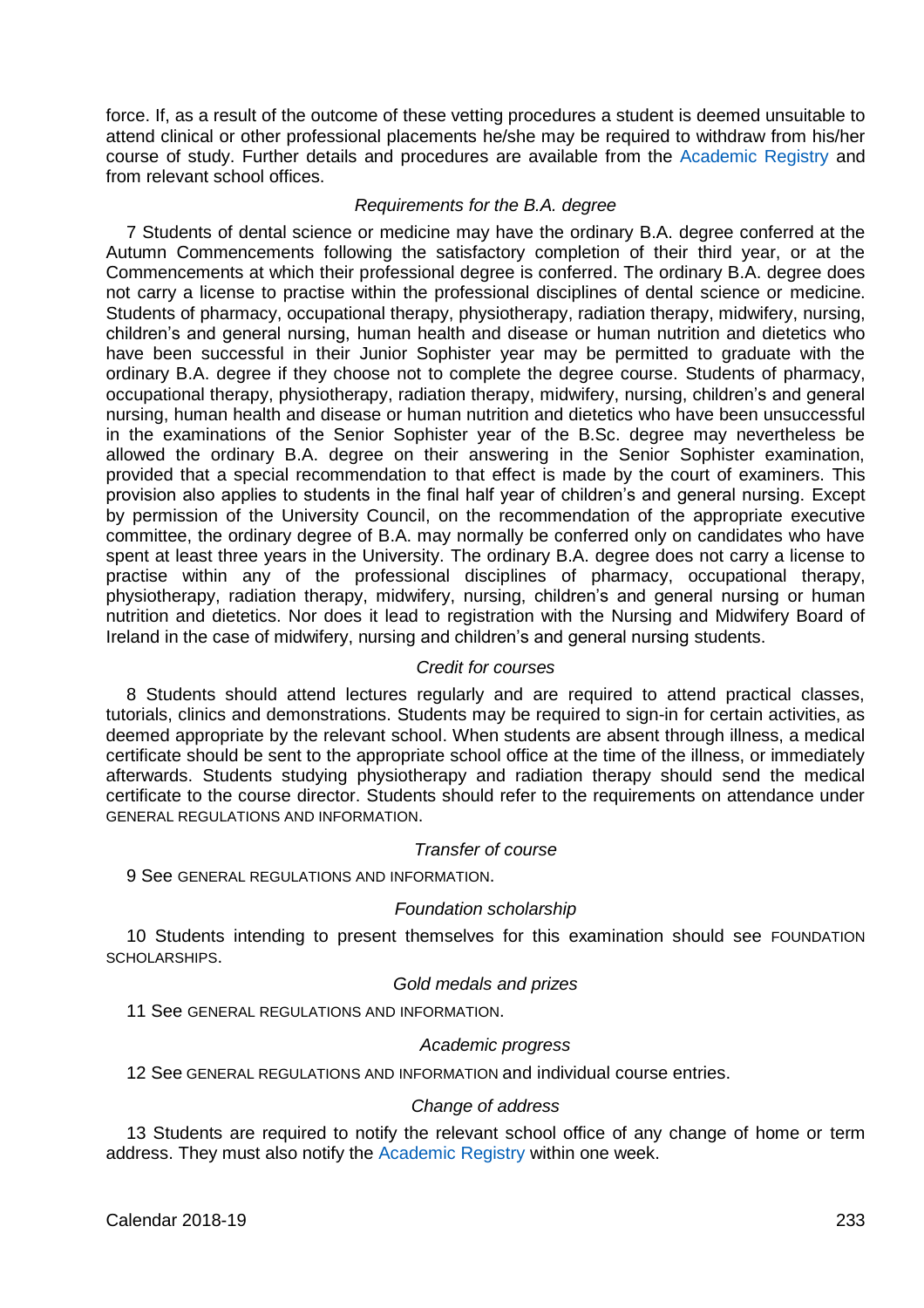force. If, as a result of the outcome of these vetting procedures a student is deemed unsuitable to attend clinical or other professional placements he/she may be required to withdraw from his/her course of study. Further details and procedures are available from the Academic Registry and from relevant school offices.

*Requirements for the B.A. degree*

7 Students of dental science or medicine may have the ordinary B.A. degree conferred at the Autumn Commencements following the satisfactory completion of their third year, or at the Commencements at which their professional degree is conferred. The ordinary B.A. degree does not carry a license to practise within the professional disciplines of dental science or medicine. Students of pharmacy, occupational therapy, physiotherapy, radiation therapy, midwifery, nursing, children's and general nursing, human health and disease or human nutrition and dietetics who have been successful in their Junior Sophister year may be permitted to graduate with the ordinary B.A. degree if they choose not to complete the degree course. Students of pharmacy, occupational therapy, physiotherapy, radiation therapy, midwifery, nursing, children's and general nursing, human health and disease or human nutrition and dietetics who have been unsuccessful in the examinations of the Senior Sophister year of the B.Sc. degree may nevertheless be allowed the ordinary B.A. degree on their answering in the Senior Sophister examination, provided that a special recommendation to that effect is made by the court of examiners. This provision also applies to students in the final half year of children's and general nursing. Except by permission of the University Council, on the recommendation of the appropriate executive committee, the ordinary degree of B.A. may normally be conferred only on candidates who have spent at least three years in the University. The ordinary B.A. degree does not carry a license to practise within any of the professional disciplines of pharmacy, occupational therapy, physiotherapy, radiation therapy, midwifery, nursing, children's and general nursing or human nutrition and dietetics. Nor does it lead to registration with the Nursing and Midwifery Board of Ireland in the case of midwifery, nursing and children's and general nursing students.

*Credit for courses*

8 Students should attend lectures regularly and are required to attend practical classes, tutorials, clinics and demonstrations. Students may be required to sign-in for certain activities, as deemed appropriate by the relevant school. When students are absent through illness, a medical certificate should be sent to the appropriate school office at the time of the illness, or immediately afterwards. Students studying physiotherapy and radiation therapy should send the medical certificate to the course director. Students should refer to the requirements on attendance under GENERAL REGULATIONS AND INFORMATION.

*Transfer of course*

9 See GENERAL REGULATIONS AND INFORMATION.

*Foundation scholarship*

10 Students intending to present themselves for this examination should see FOUNDATION SCHOLARSHIPS.

*Gold medals and prizes*

11 See GENERAL REGULATIONS AND INFORMATION.

*Academic progress*

12 See GENERAL REGULATIONS AND INFORMATION and individual course entries.

*Change of address*

13 Students are required to notify the relevant school office of any change of home or term address. They must also notify the Academic Registry within one week.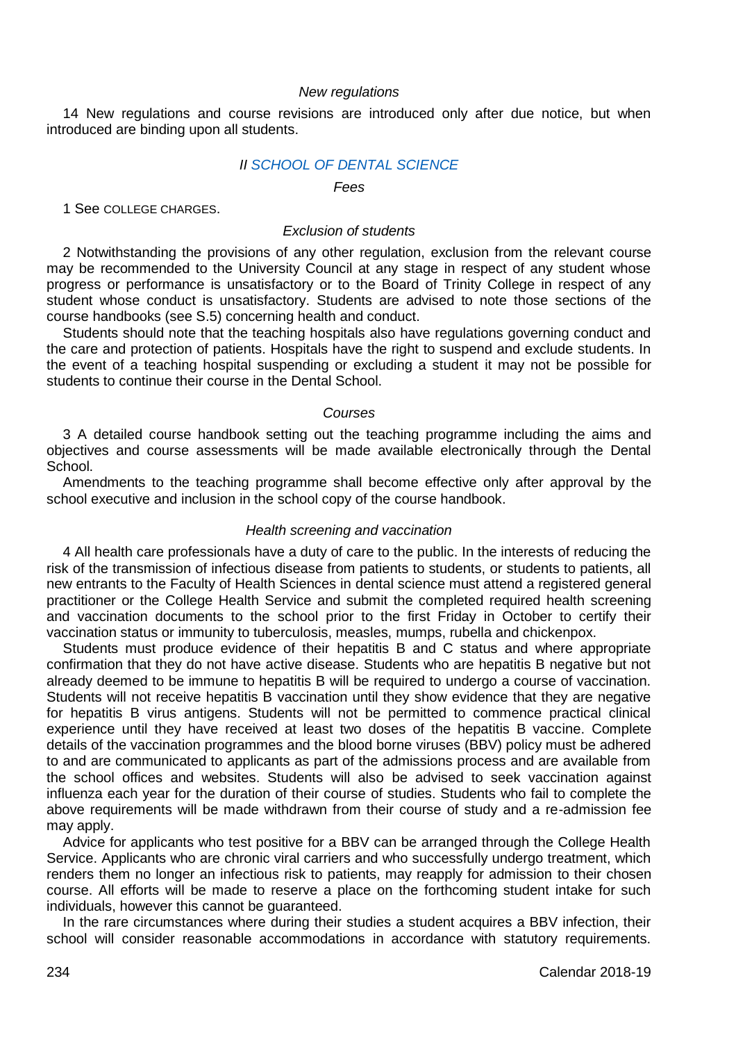*New regulations*

14 New regulations and course revisions are introduced only after due notice, but when introduced are binding upon all students.

## *II SCHOOL OF DENTAL SCIENCE*

*Fees*

1 See COLLEGE CHARGES.

*Exclusion of students*

2 Notwithstanding the provisions of any other regulation, exclusion from the relevant course may be recommended to the University Council at any stage in respect of any student whose progress or performance is unsatisfactory or to the Board of Trinity College in respect of any student whose conduct is unsatisfactory. Students are advised to note those sections of the course handbooks (see S.5) concerning health and conduct.

Students should note that the teaching hospitals also have regulations governing conduct and the care and protection of patients. Hospitals have the right to suspend and exclude students. In the event of a teaching hospital suspending or excluding a student it may not be possible for students to continue their course in the Dental School.

*Courses*

3 A detailed course handbook setting out the teaching programme including the aims and objectives and course assessments will be made available electronically through the Dental School.

Amendments to the teaching programme shall become effective only after approval by the school executive and inclusion in the school copy of the course handbook.

*Health screening and vaccination*

4 All health care professionals have a duty of care to the public. In the interests of reducing the risk of the transmission of infectious disease from patients to students, or students to patients, all new entrants to the Faculty of Health Sciences in dental science must attend a registered general practitioner or the College Health Service and submit the completed required health screening and vaccination documents to the school prior to the first Friday in October to certify their vaccination status or immunity to tuberculosis, measles, mumps, rubella and chickenpox.

Students must produce evidence of their hepatitis B and C status and where appropriate confirmation that they do not have active disease. Students who are hepatitis B negative but not already deemed to be immune to hepatitis B will be required to undergo a course of vaccination. Students will not receive hepatitis B vaccination until they show evidence that they are negative for hepatitis B virus antigens. Students will not be permitted to commence practical clinical experience until they have received at least two doses of the hepatitis B vaccine. Complete details of the vaccination programmes and the blood borne viruses (BBV) policy must be adhered to and are communicated to applicants as part of the admissions process and are available from the school offices and websites. Students will also be advised to seek vaccination against influenza each year for the duration of their course of studies. Students who fail to complete the above requirements will be made withdrawn from their course of study and a re-admission fee may apply.

Advice for applicants who test positive for a BBV can be arranged through the College Health Service. Applicants who are chronic viral carriers and who successfully undergo treatment, which renders them no longer an infectious risk to patients, may reapply for admission to their chosen course. All efforts will be made to reserve a place on the forthcoming student intake for such individuals, however this cannot be guaranteed.

In the rare circumstances where during their studies a student acquires a BBV infection, their school will consider reasonable accommodations in accordance with statutory requirements.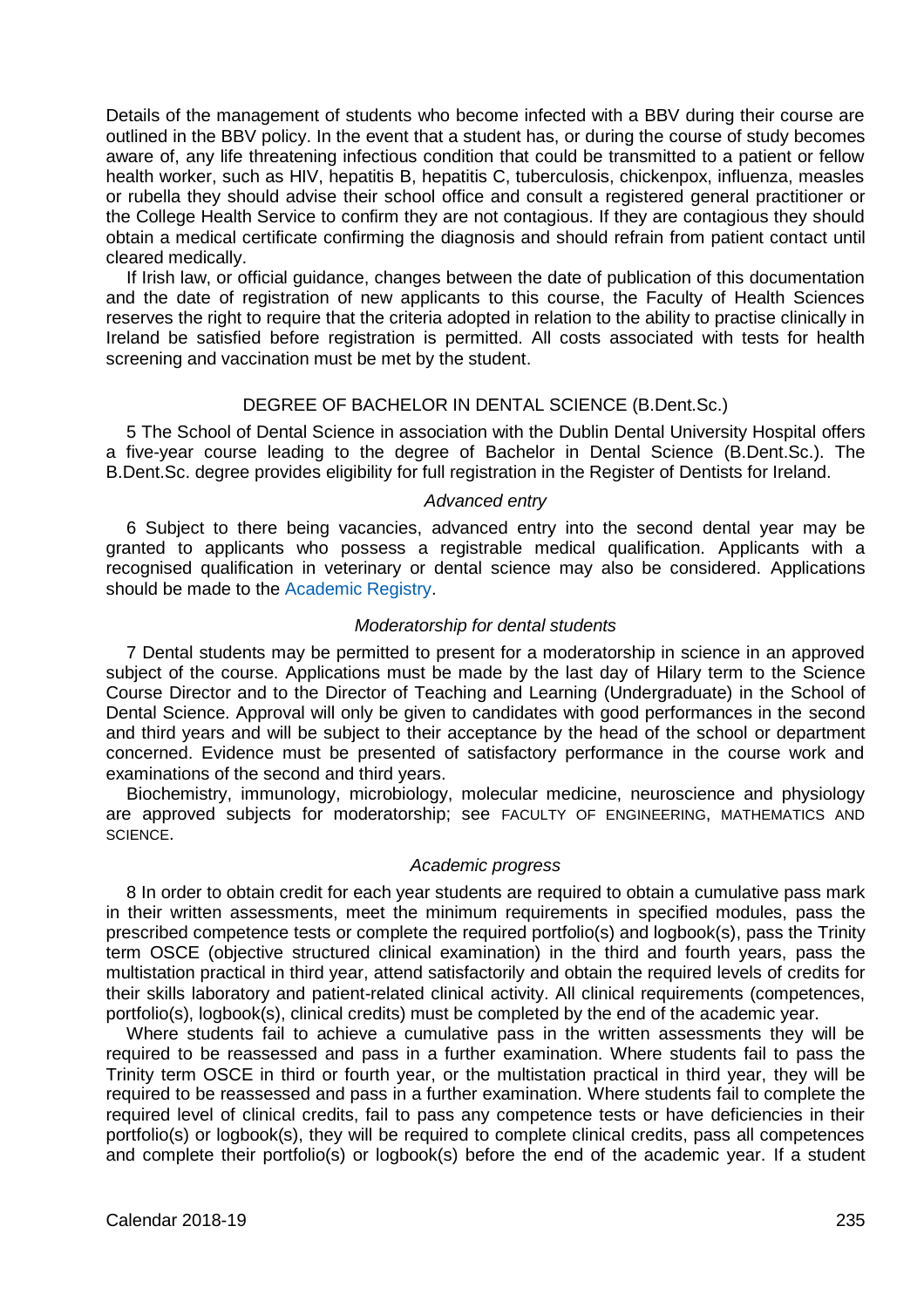Details of the management of students who become infected with a BBV during their course are outlined in the BBV policy. In the event that a student has, or during the course of study becomes aware of, any life threatening infectious condition that could be transmitted to a patient or fellow health worker, such as HIV, hepatitis B, hepatitis C, tuberculosis, chickenpox, influenza, measles or rubella they should advise their school office and consult a registered general practitioner or the College Health Service to confirm they are not contagious. If they are contagious they should obtain a medical certificate confirming the diagnosis and should refrain from patient contact until cleared medically.

If Irish law, or official guidance, changes between the date of publication of this documentation and the date of registration of new applicants to this course, the Faculty of Health Sciences reserves the right to require that the criteria adopted in relation to the ability to practise clinically in Ireland be satisfied before registration is permitted. All costs associated with tests for health screening and vaccination must be met by the student.

## DEGREE OF BACHELOR IN DENTAL SCIENCE (B.Dent.Sc.)

5 The School of Dental Science in association with the Dublin Dental University Hospital offers a five-year course leading to the degree of Bachelor in Dental Science (B.Dent.Sc.). The B.Dent.Sc. degree provides eligibility for full registration in the Register of Dentists for Ireland.

### *Advanced entry*

6 Subject to there being vacancies, advanced entry into the second dental year may be granted to applicants who possess a registrable medical qualification. Applicants with a recognised qualification in veterinary or dental science may also be considered. Applications should be made to the Academic Registry.

### *Moderatorship for dental students*

7 Dental students may be permitted to present for a moderatorship in science in an approved subject of the course. Applications must be made by the last day of Hilary term to the Science Course Director and to the Director of Teaching and Learning (Undergraduate) in the School of Dental Science. Approval will only be given to candidates with good performances in the second and third years and will be subject to their acceptance by the head of the school or department concerned. Evidence must be presented of satisfactory performance in the course work and examinations of the second and third years.

Biochemistry, immunology, microbiology, molecular medicine, neuroscience and physiology are approved subjects for moderatorship; see FACULTY OF ENGINEERING, MATHEMATICS AND SCIENCE.

### *Academic progress*

8 In order to obtain credit for each year students are required to obtain a cumulative pass mark in their written assessments, meet the minimum requirements in specified modules, pass the prescribed competence tests or complete the required portfolio(s) and logbook(s), pass the Trinity term OSCE (objective structured clinical examination) in the third and fourth years, pass the multistation practical in third year, attend satisfactorily and obtain the required levels of credits for their skills laboratory and patient-related clinical activity. All clinical requirements (competences, portfolio(s), logbook(s), clinical credits) must be completed by the end of the academic year.

Where students fail to achieve a cumulative pass in the written assessments they will be required to be reassessed and pass in a further examination. Where students fail to pass the Trinity term OSCE in third or fourth year, or the multistation practical in third year, they will be required to be reassessed and pass in a further examination. Where students fail to complete the required level of clinical credits, fail to pass any competence tests or have deficiencies in their portfolio(s) or logbook(s), they will be required to complete clinical credits, pass all competences and complete their portfolio(s) or logbook(s) before the end of the academic year. If a student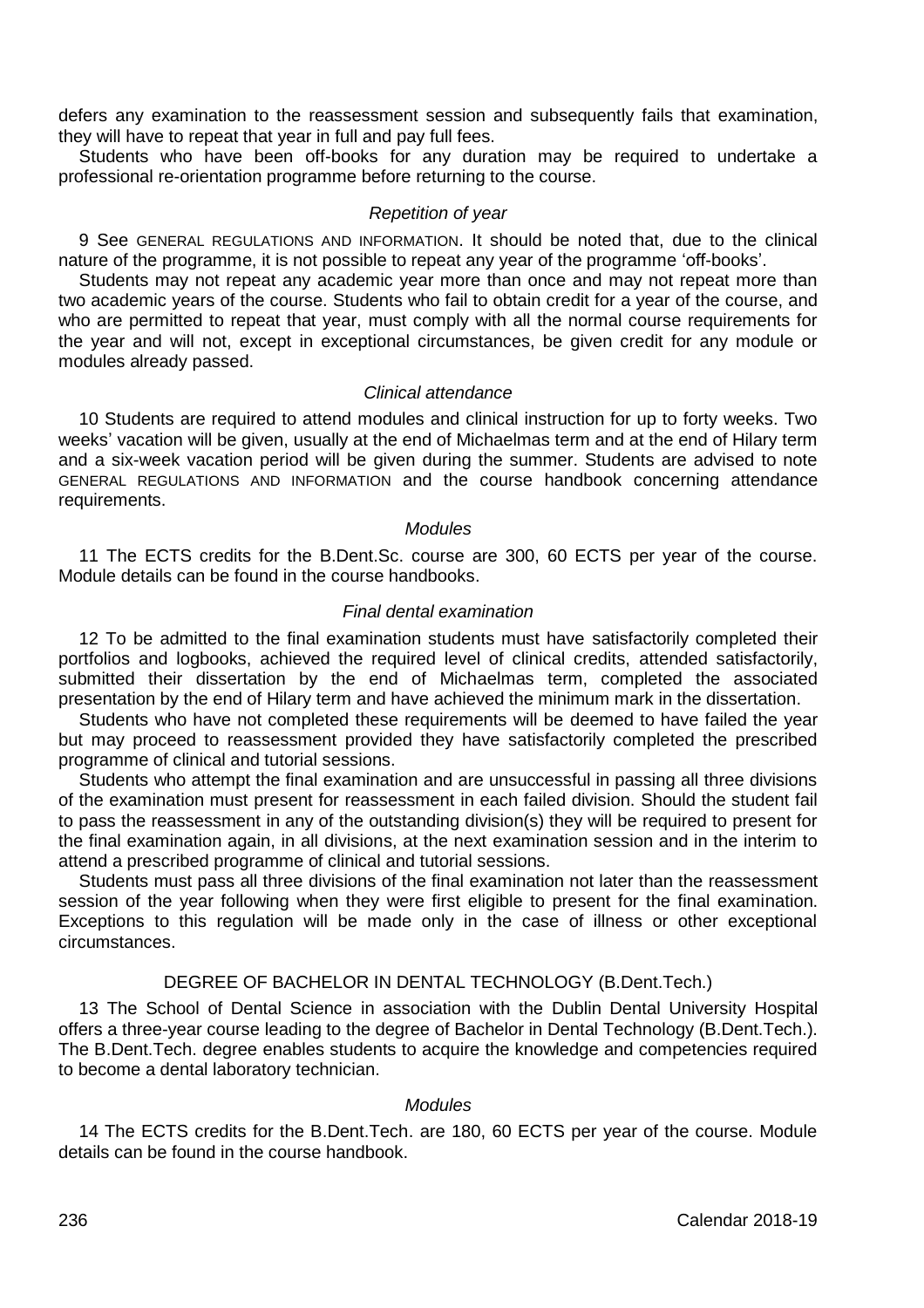defers any examination to the reassessment session and subsequently fails that examination, they will have to repeat that year in full and pay full fees.

Students who have been off-books for any duration may be required to undertake a professional re-orientation programme before returning to the course.

*Repetition of year*

9 See GENERAL REGULATIONS AND INFORMATION. It should be noted that, due to the clinical nature of the programme, it is not possible to repeat any year of the programme 'off-books'.

Students may not repeat any academic year more than once and may not repeat more than two academic years of the course. Students who fail to obtain credit for a year of the course, and who are permitted to repeat that year, must comply with all the normal course requirements for the year and will not, except in exceptional circumstances, be given credit for any module or modules already passed.

*Clinical attendance*

10 Students are required to attend modules and clinical instruction for up to forty weeks. Two weeks' vacation will be given, usually at the end of Michaelmas term and at the end of Hilary term and a six-week vacation period will be given during the summer. Students are advised to note GENERAL REGULATIONS AND INFORMATION and the course handbook concerning attendance requirements.

*Modules*

11 The ECTS credits for the B.Dent.Sc. course are 300, 60 ECTS per year of the course. Module details can be found in the course handbooks.

*Final dental examination*

12 To be admitted to the final examination students must have satisfactorily completed their portfolios and logbooks, achieved the required level of clinical credits, attended satisfactorily, submitted their dissertation by the end of Michaelmas term, completed the associated presentation by the end of Hilary term and have achieved the minimum mark in the dissertation.

Students who have not completed these requirements will be deemed to have failed the year but may proceed to reassessment provided they have satisfactorily completed the prescribed programme of clinical and tutorial sessions.

Students who attempt the final examination and are unsuccessful in passing all three divisions of the examination must present for reassessment in each failed division. Should the student fail to pass the reassessment in any of the outstanding division(s) they will be required to present for the final examination again, in all divisions, at the next examination session and in the interim to attend a prescribed programme of clinical and tutorial sessions.

Students must pass all three divisions of the final examination not later than the reassessment session of the year following when they were first eligible to present for the final examination. Exceptions to this regulation will be made only in the case of illness or other exceptional circumstances.

## DEGREE OF BACHELOR IN DENTAL TECHNOLOGY (B.Dent.Tech.)

13 The School of Dental Science in association with the Dublin Dental University Hospital offers a three-year course leading to the degree of Bachelor in Dental Technology (B.Dent.Tech.). The B.Dent.Tech. degree enables students to acquire the knowledge and competencies required to become a dental laboratory technician.

*Modules*

14 The ECTS credits for the B.Dent.Tech. are 180, 60 ECTS per year of the course. Module details can be found in the course handbook.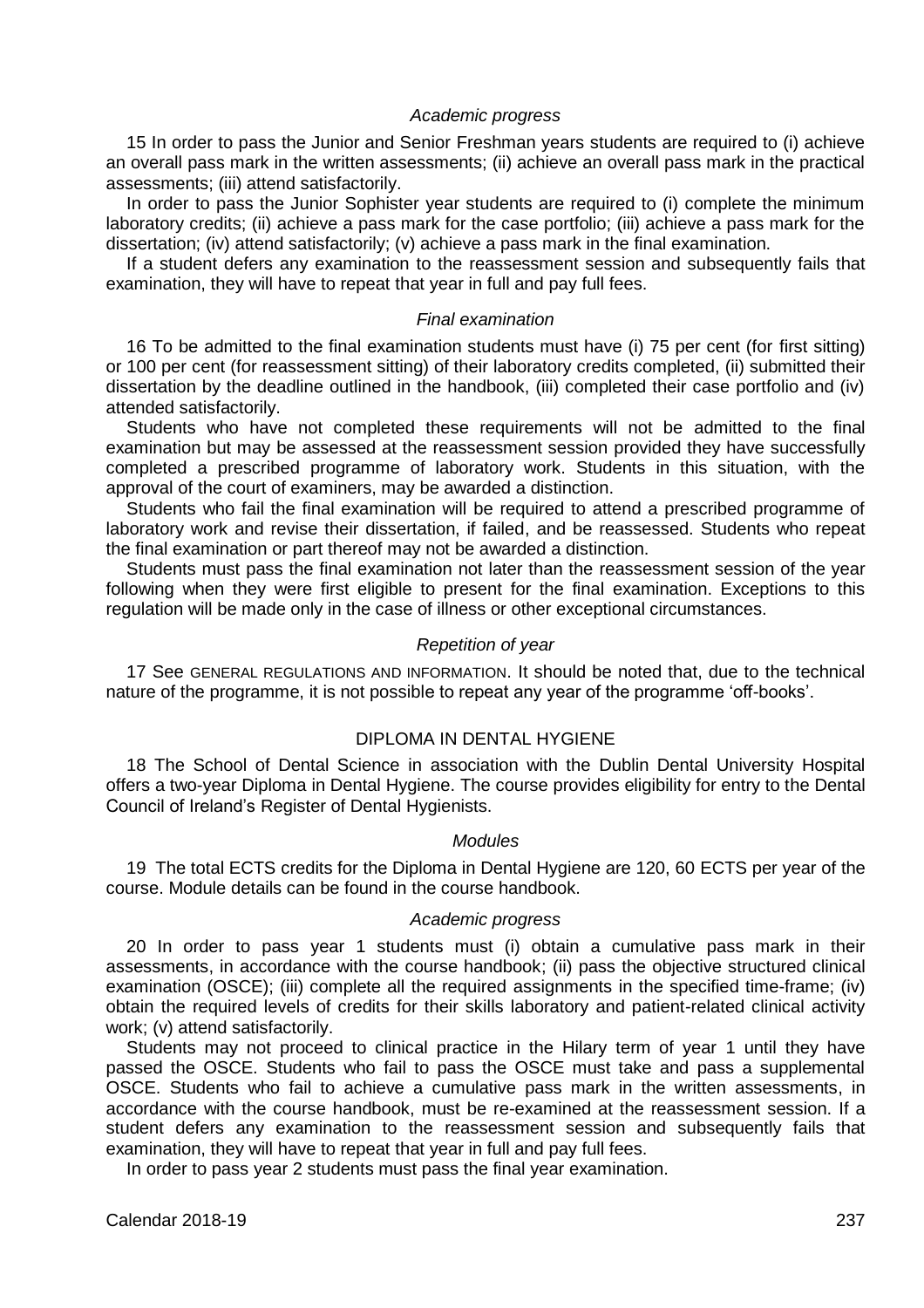*Academic progress*

15 In order to pass the Junior and Senior Freshman years students are required to (i) achieve an overall pass mark in the written assessments; (ii) achieve an overall pass mark in the practical assessments; (iii) attend satisfactorily.

In order to pass the Junior Sophister year students are required to (i) complete the minimum laboratory credits; (ii) achieve a pass mark for the case portfolio; (iii) achieve a pass mark for the dissertation; (iv) attend satisfactorily; (v) achieve a pass mark in the final examination.

If a student defers any examination to the reassessment session and subsequently fails that examination, they will have to repeat that year in full and pay full fees.

*Final examination*

16 To be admitted to the final examination students must have (i) 75 per cent (for first sitting) or 100 per cent (for reassessment sitting) of their laboratory credits completed, (ii) submitted their dissertation by the deadline outlined in the handbook, (iii) completed their case portfolio and (iv) attended satisfactorily.

Students who have not completed these requirements will not be admitted to the final examination but may be assessed at the reassessment session provided they have successfully completed a prescribed programme of laboratory work. Students in this situation, with the approval of the court of examiners, may be awarded a distinction.

Students who fail the final examination will be required to attend a prescribed programme of laboratory work and revise their dissertation, if failed, and be reassessed. Students who repeat the final examination or part thereof may not be awarded a distinction.

Students must pass the final examination not later than the reassessment session of the year following when they were first eligible to present for the final examination. Exceptions to this regulation will be made only in the case of illness or other exceptional circumstances.

*Repetition of year*

17 See GENERAL REGULATIONS AND INFORMATION. It should be noted that, due to the technical nature of the programme, it is not possible to repeat any year of the programme 'off-books'.

## DIPLOMA IN DENTAL HYGIENE

18 The School of Dental Science in association with the Dublin Dental University Hospital offers a two-year Diploma in Dental Hygiene. The course provides eligibility for entry to the Dental Council of Ireland's Register of Dental Hygienists.

*Modules*

19 The total ECTS credits for the Diploma in Dental Hygiene are 120, 60 ECTS per year of the course. Module details can be found in the course handbook.

*Academic progress*

20 In order to pass year 1 students must (i) obtain a cumulative pass mark in their assessments, in accordance with the course handbook; (ii) pass the objective structured clinical examination (OSCE); (iii) complete all the required assignments in the specified time-frame; (iv) obtain the required levels of credits for their skills laboratory and patient-related clinical activity work; (v) attend satisfactorily.

Students may not proceed to clinical practice in the Hilary term of year 1 until they have passed the OSCE. Students who fail to pass the OSCE must take and pass a supplemental OSCE. Students who fail to achieve a cumulative pass mark in the written assessments, in accordance with the course handbook, must be re-examined at the reassessment session. If a student defers any examination to the reassessment session and subsequently fails that examination, they will have to repeat that year in full and pay full fees.

In order to pass year 2 students must pass the final year examination.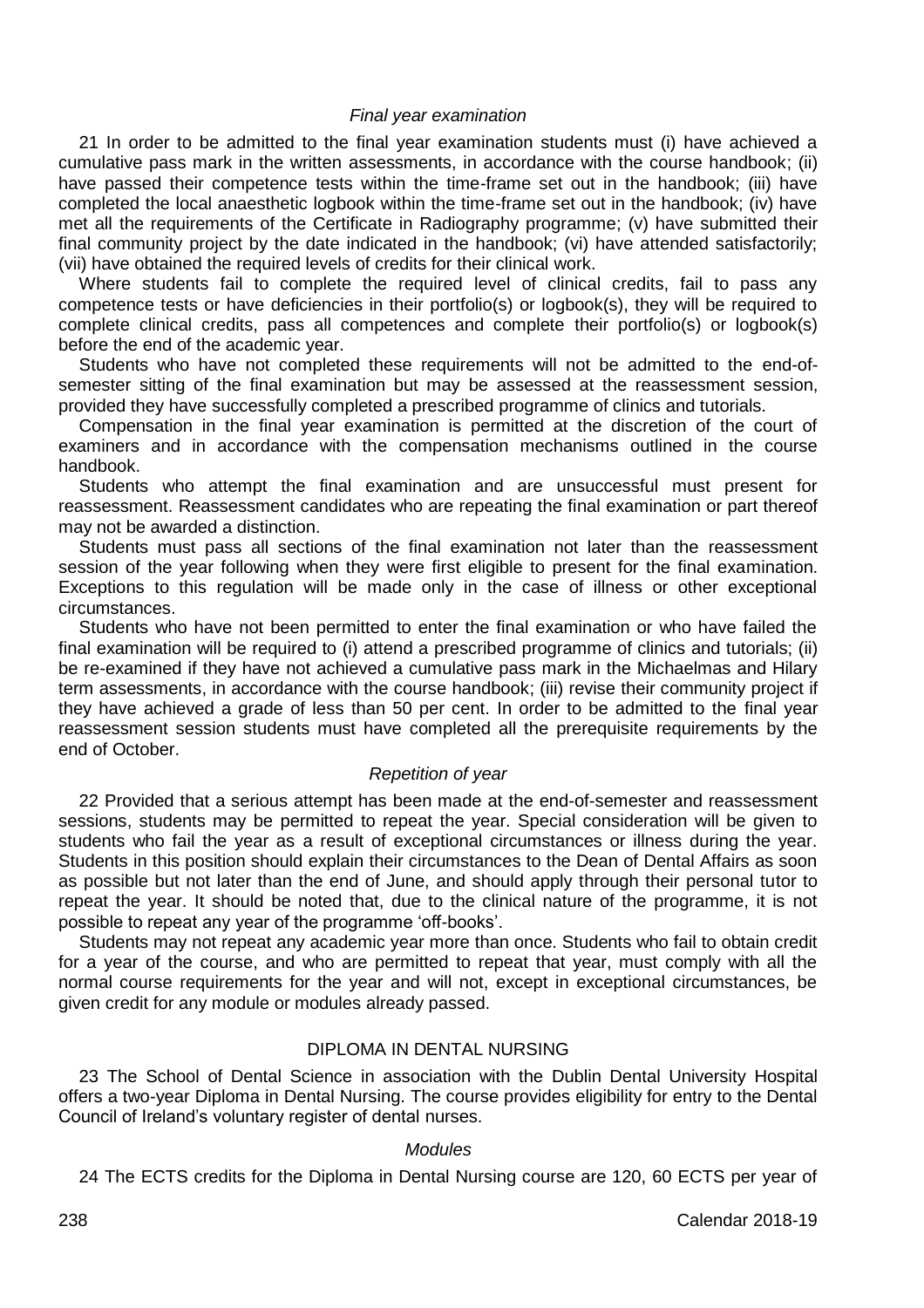*Final year examination*

21 In order to be admitted to the final year examination students must (i) have achieved a cumulative pass mark in the written assessments, in accordance with the course handbook; (ii) have passed their competence tests within the time-frame set out in the handbook; (iii) have completed the local anaesthetic logbook within the time-frame set out in the handbook; (iv) have met all the requirements of the Certificate in Radiography programme; (v) have submitted their final community project by the date indicated in the handbook; (vi) have attended satisfactorily; (vii) have obtained the required levels of credits for their clinical work.

Where students fail to complete the required level of clinical credits, fail to pass any competence tests or have deficiencies in their portfolio(s) or logbook(s), they will be required to complete clinical credits, pass all competences and complete their portfolio(s) or logbook(s) before the end of the academic year.

Students who have not completed these requirements will not be admitted to the end-of-semester sitting of the final examination but may be assessed at the reassessment session, provided they have successfully completed a prescribed programme of clinics and tutorials.

Compensation in the final year examination is permitted at the discretion of the court of examiners and in accordance with the compensation mechanisms outlined in the course handbook.

Students who attempt the final examination and are unsuccessful must present for reassessment. Reassessment candidates who are repeating the final examination or part thereof may not be awarded a distinction.

Students must pass all sections of the final examination not later than the reassessment session of the year following when they were first eligible to present for the final examination. Exceptions to this regulation will be made only in the case of illness or other exceptional circumstances.

Students who have not been permitted to enter the final examination or who have failed the final examination will be required to (i) attend a prescribed programme of clinics and tutorials; (ii) be re-examined if they have not achieved a cumulative pass mark in the Michaelmas and Hilary term assessments, in accordance with the course handbook; (iii) revise their community project if they have achieved a grade of less than 50 per cent. In order to be admitted to the final year reassessment session students must have completed all the prerequisite requirements by the end of October.

*Repetition of year*

22 Provided that a serious attempt has been made at the end-of-semester and reassessment sessions, students may be permitted to repeat the year. Special consideration will be given to students who fail the year as a result of exceptional circumstances or illness during the year. Students in this position should explain their circumstances to the Dean of Dental Affairs as soon as possible but not later than the end of June, and should apply through their personal tutor to repeat the year. It should be noted that, due to the clinical nature of the programme, it is not possible to repeat any year of the programme 'off-books'.

Students may not repeat any academic year more than once. Students who fail to obtain credit for a year of the course, and who are permitted to repeat that year, must comply with all the normal course requirements for the year and will not, except in exceptional circumstances, be given credit for any module or modules already passed.

## DIPLOMA IN DENTAL NURSING

23 The School of Dental Science in association with the Dublin Dental University Hospital offers a two-year Diploma in Dental Nursing. The course provides eligibility for entry to the Dental Council of Ireland's voluntary register of dental nurses.

*Modules*

24 The ECTS credits for the Diploma in Dental Nursing course are 120, 60 ECTS per year of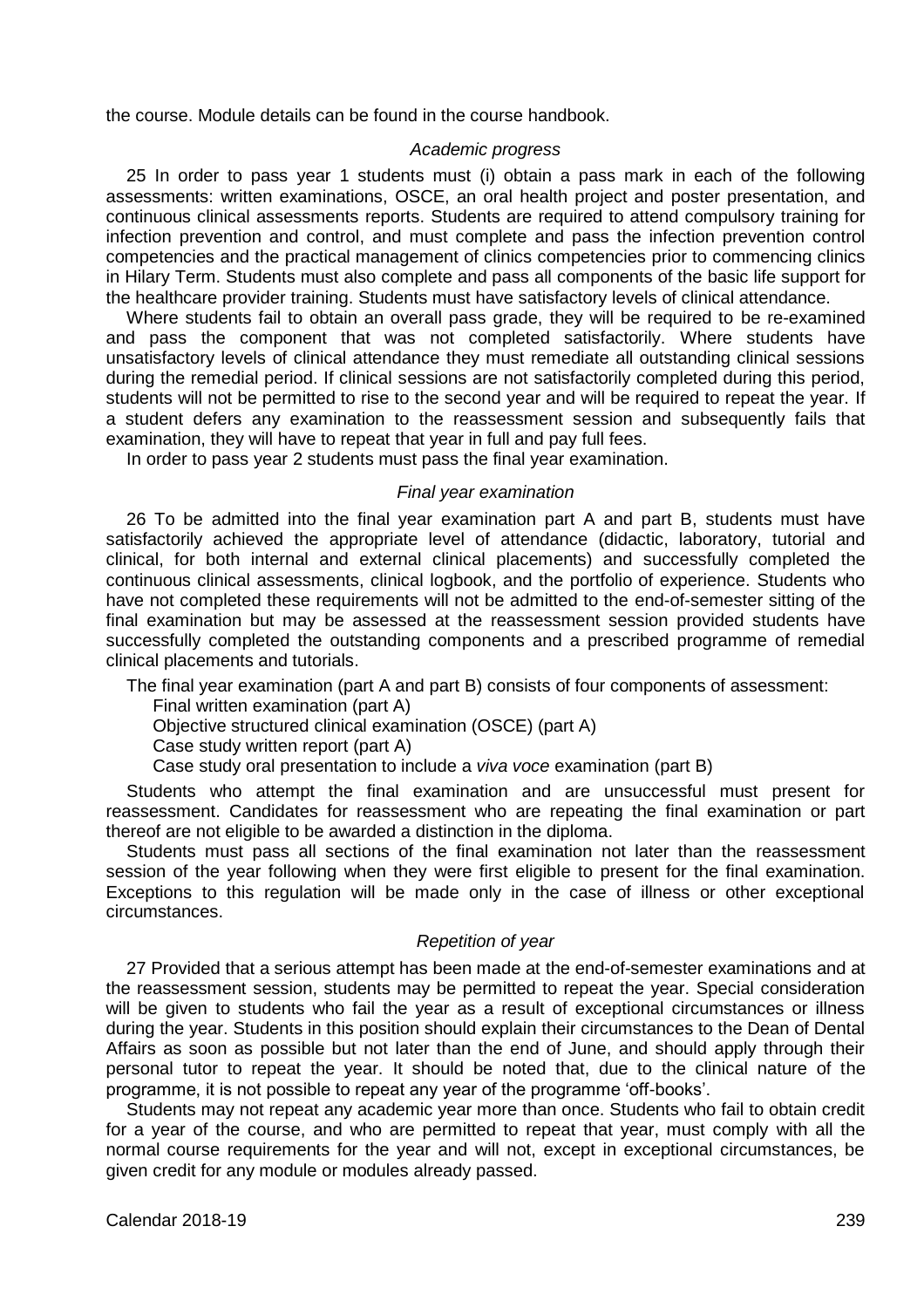the course. Module details can be found in the course handbook.

*Academic progress*

25 In order to pass year 1 students must (i) obtain a pass mark in each of the following assessments: written examinations, OSCE, an oral health project and poster presentation, and continuous clinical assessments reports. Students are required to attend compulsory training for infection prevention and control, and must complete and pass the infection prevention control competencies and the practical management of clinics competencies prior to commencing clinics in Hilary Term. Students must also complete and pass all components of the basic life support for the healthcare provider training. Students must have satisfactory levels of clinical attendance.

Where students fail to obtain an overall pass grade, they will be required to be re-examined and pass the component that was not completed satisfactorily. Where students have unsatisfactory levels of clinical attendance they must remediate all outstanding clinical sessions during the remedial period. If clinical sessions are not satisfactorily completed during this period, students will not be permitted to rise to the second year and will be required to repeat the year. If a student defers any examination to the reassessment session and subsequently fails that examination, they will have to repeat that year in full and pay full fees.

In order to pass year 2 students must pass the final year examination.

*Final year examination*

26 To be admitted into the final year examination part A and part B, students must have satisfactorily achieved the appropriate level of attendance (didactic, laboratory, tutorial and clinical, for both internal and external clinical placements) and successfully completed the continuous clinical assessments, clinical logbook, and the portfolio of experience. Students who have not completed these requirements will not be admitted to the end-of-semester sitting of the final examination but may be assessed at the reassessment session provided students have successfully completed the outstanding components and a prescribed programme of remedial clinical placements and tutorials.

The final year examination (part A and part B) consists of four components of assessment:

Final written examination (part A)

Objective structured clinical examination (OSCE) (part A)

Case study written report (part A)

Case study oral presentation to include a *viva voce* examination (part B)

Students who attempt the final examination and are unsuccessful must present for reassessment. Candidates for reassessment who are repeating the final examination or part thereof are not eligible to be awarded a distinction in the diploma.

Students must pass all sections of the final examination not later than the reassessment session of the year following when they were first eligible to present for the final examination. Exceptions to this regulation will be made only in the case of illness or other exceptional circumstances.

*Repetition of year*

27 Provided that a serious attempt has been made at the end-of-semester examinations and at the reassessment session, students may be permitted to repeat the year. Special consideration will be given to students who fail the year as a result of exceptional circumstances or illness during the year. Students in this position should explain their circumstances to the Dean of Dental Affairs as soon as possible but not later than the end of June, and should apply through their personal tutor to repeat the year. It should be noted that, due to the clinical nature of the programme, it is not possible to repeat any year of the programme 'off-books'.

Students may not repeat any academic year more than once. Students who fail to obtain credit for a year of the course, and who are permitted to repeat that year, must comply with all the normal course requirements for the year and will not, except in exceptional circumstances, be given credit for any module or modules already passed.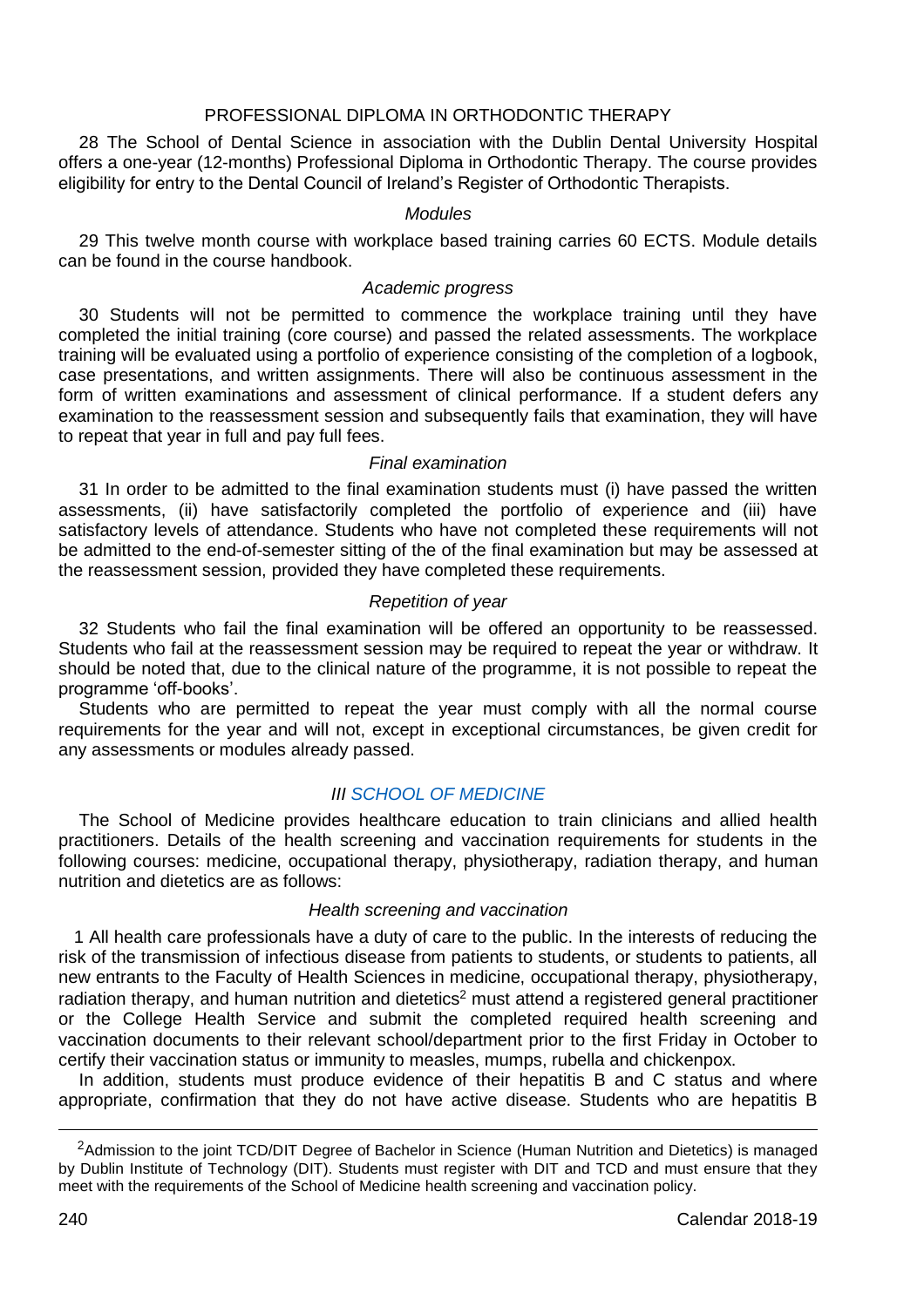## PROFESSIONAL DIPLOMA IN ORTHODONTIC THERAPY

28 The School of Dental Science in association with the Dublin Dental University Hospital offers a one-year (12-months) Professional Diploma in Orthodontic Therapy. The course provides eligibility for entry to the Dental Council of Ireland's Register of Orthodontic Therapists.

### *Modules*

29 This twelve month course with workplace based training carries 60 ECTS. Module details can be found in the course handbook.

### *Academic progress*

30 Students will not be permitted to commence the workplace training until they have completed the initial training (core course) and passed the related assessments. The workplace training will be evaluated using a portfolio of experience consisting of the completion of a logbook, case presentations, and written assignments. There will also be continuous assessment in the form of written examinations and assessment of clinical performance. If a student defers any examination to the reassessment session and subsequently fails that examination, they will have to repeat that year in full and pay full fees.

### *Final examination*

31 In order to be admitted to the final examination students must (i) have passed the written assessments, (ii) have satisfactorily completed the portfolio of experience and (iii) have satisfactory levels of attendance. Students who have not completed these requirements will not be admitted to the end-of-semester sitting of the of the final examination but may be assessed at the reassessment session, provided they have completed these requirements.

### *Repetition of year*

32 Students who fail the final examination will be offered an opportunity to be reassessed. Students who fail at the reassessment session may be required to repeat the year or withdraw. It should be noted that, due to the clinical nature of the programme, it is not possible to repeat the programme 'off-books'.

Students who are permitted to repeat the year must comply with all the normal course requirements for the year and will not, except in exceptional circumstances, be given credit for any assessments or modules already passed.

## *III SCHOOL OF MEDICINE*

The School of Medicine provides healthcare education to train clinicians and allied health practitioners. Details of the health screening and vaccination requirements for students in the following courses: medicine, occupational therapy, physiotherapy, radiation therapy, and human nutrition and dietetics are as follows:

### *Health screening and vaccination*

1 All health care professionals have a duty of care to the public. In the interests of reducing the risk of the transmission of infectious disease from patients to students, or students to patients, all new entrants to the Faculty of Health Sciences in medicine, occupational therapy, physiotherapy, radiation therapy, and human nutrition and dietetics[2] must attend a registered general practitioner or the College Health Service and submit the completed required health screening and vaccination documents to their relevant school/department prior to the first Friday in October to certify their vaccination status or immunity to measles, mumps, rubella and chickenpox.

In addition, students must produce evidence of their hepatitis B and C status and where appropriate, confirmation that they do not have active disease. Students who are hepatitis B

[2] Admission to the joint TCD/DIT Degree of Bachelor in Science (Human Nutrition and Dietetics) is managed by Dublin Institute of Technology (DIT). Students must register with DIT and TCD and must ensure that they meet with the requirements of the School of Medicine health screening and vaccination policy.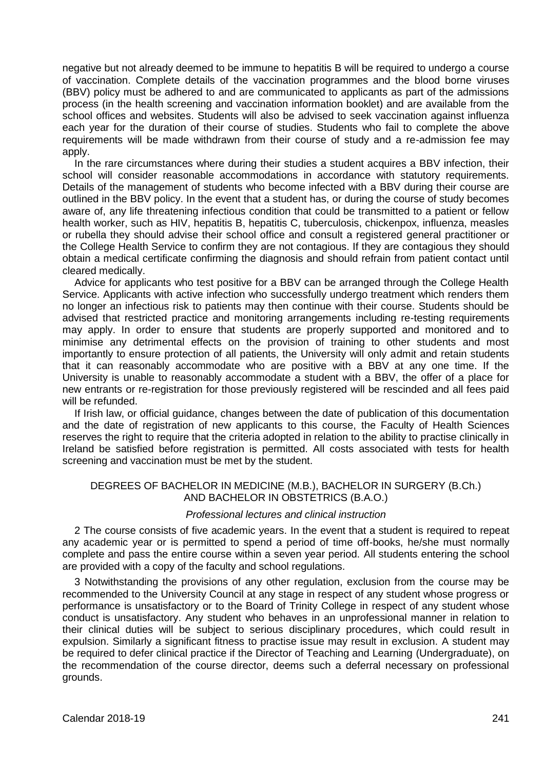negative but not already deemed to be immune to hepatitis B will be required to undergo a course of vaccination. Complete details of the vaccination programmes and the blood borne viruses (BBV) policy must be adhered to and are communicated to applicants as part of the admissions process (in the health screening and vaccination information booklet) and are available from the school offices and websites. Students will also be advised to seek vaccination against influenza each year for the duration of their course of studies. Students who fail to complete the above requirements will be made withdrawn from their course of study and a re-admission fee may apply.

In the rare circumstances where during their studies a student acquires a BBV infection, their school will consider reasonable accommodations in accordance with statutory requirements. Details of the management of students who become infected with a BBV during their course are outlined in the BBV policy. In the event that a student has, or during the course of study becomes aware of, any life threatening infectious condition that could be transmitted to a patient or fellow health worker, such as HIV, hepatitis B, hepatitis C, tuberculosis, chickenpox, influenza, measles or rubella they should advise their school office and consult a registered general practitioner or the College Health Service to confirm they are not contagious. If they are contagious they should obtain a medical certificate confirming the diagnosis and should refrain from patient contact until cleared medically.

Advice for applicants who test positive for a BBV can be arranged through the College Health Service. Applicants with active infection who successfully undergo treatment which renders them no longer an infectious risk to patients may then continue with their course. Students should be advised that restricted practice and monitoring arrangements including re-testing requirements may apply. In order to ensure that students are properly supported and monitored and to minimise any detrimental effects on the provision of training to other students and most importantly to ensure protection of all patients, the University will only admit and retain students that it can reasonably accommodate who are positive with a BBV at any one time. If the University is unable to reasonably accommodate a student with a BBV, the offer of a place for new entrants or re-registration for those previously registered will be rescinded and all fees paid will be refunded.

If Irish law, or official guidance, changes between the date of publication of this documentation and the date of registration of new applicants to this course, the Faculty of Health Sciences reserves the right to require that the criteria adopted in relation to the ability to practise clinically in Ireland be satisfied before registration is permitted. All costs associated with tests for health screening and vaccination must be met by the student.

## DEGREES OF BACHELOR IN MEDICINE (M.B.), BACHELOR IN SURGERY (B.Ch.) AND BACHELOR IN OBSTETRICS (B.A.O.)

*Professional lectures and clinical instruction*

2 The course consists of five academic years. In the event that a student is required to repeat any academic year or is permitted to spend a period of time off-books, he/she must normally complete and pass the entire course within a seven year period. All students entering the school are provided with a copy of the faculty and school regulations.

3 Notwithstanding the provisions of any other regulation, exclusion from the course may be recommended to the University Council at any stage in respect of any student whose progress or performance is unsatisfactory or to the Board of Trinity College in respect of any student whose conduct is unsatisfactory. Any student who behaves in an unprofessional manner in relation to their clinical duties will be subject to serious disciplinary procedures, which could result in expulsion. Similarly a significant fitness to practise issue may result in exclusion. A student may be required to defer clinical practice if the Director of Teaching and Learning (Undergraduate), on the recommendation of the course director, deems such a deferral necessary on professional grounds.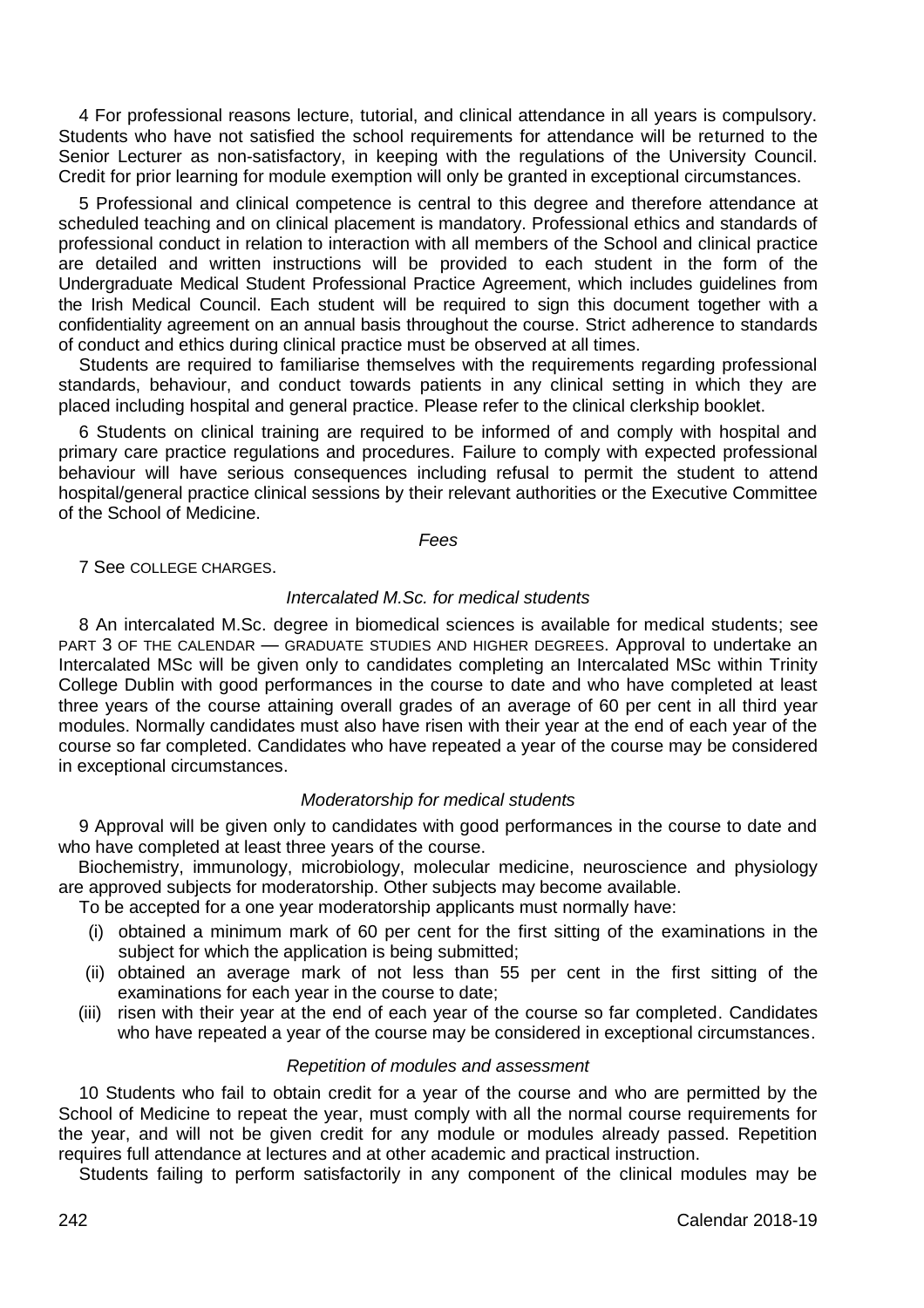4 For professional reasons lecture, tutorial, and clinical attendance in all years is compulsory. Students who have not satisfied the school requirements for attendance will be returned to the Senior Lecturer as non-satisfactory, in keeping with the regulations of the University Council. Credit for prior learning for module exemption will only be granted in exceptional circumstances.

5 Professional and clinical competence is central to this degree and therefore attendance at scheduled teaching and on clinical placement is mandatory. Professional ethics and standards of professional conduct in relation to interaction with all members of the School and clinical practice are detailed and written instructions will be provided to each student in the form of the Undergraduate Medical Student Professional Practice Agreement, which includes guidelines from the Irish Medical Council. Each student will be required to sign this document together with a confidentiality agreement on an annual basis throughout the course. Strict adherence to standards of conduct and ethics during clinical practice must be observed at all times.

Students are required to familiarise themselves with the requirements regarding professional standards, behaviour, and conduct towards patients in any clinical setting in which they are placed including hospital and general practice. Please refer to the clinical clerkship booklet.

6 Students on clinical training are required to be informed of and comply with hospital and primary care practice regulations and procedures. Failure to comply with expected professional behaviour will have serious consequences including refusal to permit the student to attend hospital/general practice clinical sessions by their relevant authorities or the Executive Committee of the School of Medicine.

*Fees*

7 See COLLEGE CHARGES.

*Intercalated M.Sc. for medical students*

8 An intercalated M.Sc. degree in biomedical sciences is available for medical students; see PART 3 OF THE CALENDAR — GRADUATE STUDIES AND HIGHER DEGREES. Approval to undertake an Intercalated MSc will be given only to candidates completing an Intercalated MSc within Trinity College Dublin with good performances in the course to date and who have completed at least three years of the course attaining overall grades of an average of 60 per cent in all third year modules. Normally candidates must also have risen with their year at the end of each year of the course so far completed. Candidates who have repeated a year of the course may be considered in exceptional circumstances.

*Moderatorship for medical students*

9 Approval will be given only to candidates with good performances in the course to date and who have completed at least three years of the course.

Biochemistry, immunology, microbiology, molecular medicine, neuroscience and physiology are approved subjects for moderatorship. Other subjects may become available.

To be accepted for a one year moderatorship applicants must normally have:

(i) obtained a minimum mark of 60 per cent for the first sitting of the examinations in the subject for which the application is being submitted;

(ii) obtained an average mark of not less than 55 per cent in the first sitting of the examinations for each year in the course to date;

(iii) risen with their year at the end of each year of the course so far completed. Candidates who have repeated a year of the course may be considered in exceptional circumstances.

*Repetition of modules and assessment*

10 Students who fail to obtain credit for a year of the course and who are permitted by the School of Medicine to repeat the year, must comply with all the normal course requirements for the year, and will not be given credit for any module or modules already passed. Repetition requires full attendance at lectures and at other academic and practical instruction.

Students failing to perform satisfactorily in any component of the clinical modules may be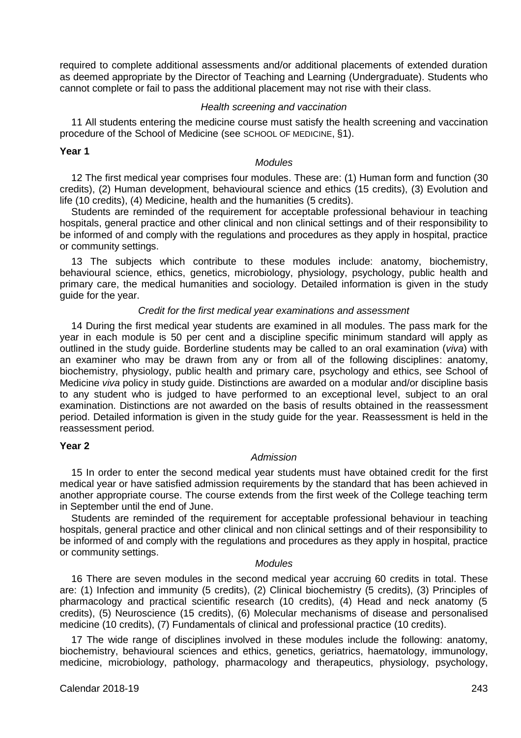required to complete additional assessments and/or additional placements of extended duration as deemed appropriate by the Director of Teaching and Learning (Undergraduate). Students who cannot complete or fail to pass the additional placement may not rise with their class.

*Health screening and vaccination*

11 All students entering the medicine course must satisfy the health screening and vaccination procedure of the School of Medicine (see SCHOOL OF MEDICINE, §1).

**Year 1**

*Modules*

12 The first medical year comprises four modules. These are: (1) Human form and function (30 credits), (2) Human development, behavioural science and ethics (15 credits), (3) Evolution and life (10 credits), (4) Medicine, health and the humanities (5 credits).

Students are reminded of the requirement for acceptable professional behaviour in teaching hospitals, general practice and other clinical and non clinical settings and of their responsibility to be informed of and comply with the regulations and procedures as they apply in hospital, practice or community settings.

13 The subjects which contribute to these modules include: anatomy, biochemistry, behavioural science, ethics, genetics, microbiology, physiology, psychology, public health and primary care, the medical humanities and sociology. Detailed information is given in the study guide for the year.

*Credit for the first medical year examinations and assessment*

14 During the first medical year students are examined in all modules. The pass mark for the year in each module is 50 per cent and a discipline specific minimum standard will apply as outlined in the study guide. Borderline students may be called to an oral examination (*viva*) with an examiner who may be drawn from any or from all of the following disciplines: anatomy, biochemistry, physiology, public health and primary care, psychology and ethics, see School of Medicine *viva* policy in study guide. Distinctions are awarded on a modular and/or discipline basis to any student who is judged to have performed to an exceptional level, subject to an oral examination. Distinctions are not awarded on the basis of results obtained in the reassessment period. Detailed information is given in the study guide for the year. Reassessment is held in the reassessment period.

**Year 2**

*Admission*

15 In order to enter the second medical year students must have obtained credit for the first medical year or have satisfied admission requirements by the standard that has been achieved in another appropriate course. The course extends from the first week of the College teaching term in September until the end of June.

Students are reminded of the requirement for acceptable professional behaviour in teaching hospitals, general practice and other clinical and non clinical settings and of their responsibility to be informed of and comply with the regulations and procedures as they apply in hospital, practice or community settings.

*Modules*

16 There are seven modules in the second medical year accruing 60 credits in total. These are: (1) Infection and immunity (5 credits), (2) Clinical biochemistry (5 credits), (3) Principles of pharmacology and practical scientific research (10 credits), (4) Head and neck anatomy (5 credits), (5) Neuroscience (15 credits), (6) Molecular mechanisms of disease and personalised medicine (10 credits), (7) Fundamentals of clinical and professional practice (10 credits).

17 The wide range of disciplines involved in these modules include the following: anatomy, biochemistry, behavioural sciences and ethics, genetics, geriatrics, haematology, immunology, medicine, microbiology, pathology, pharmacology and therapeutics, physiology, psychology,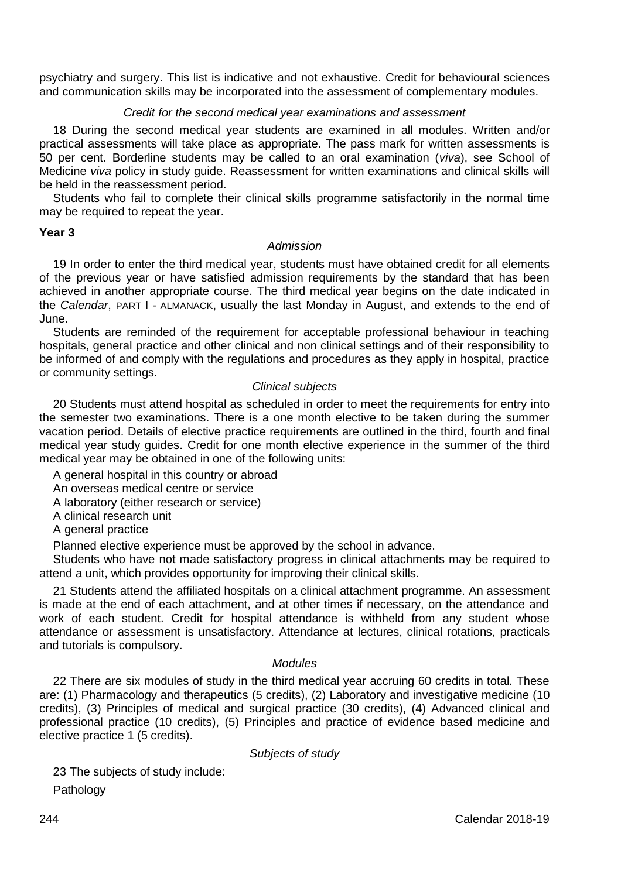psychiatry and surgery. This list is indicative and not exhaustive. Credit for behavioural sciences and communication skills may be incorporated into the assessment of complementary modules.

*Credit for the second medical year examinations and assessment*

18 During the second medical year students are examined in all modules. Written and/or practical assessments will take place as appropriate. The pass mark for written assessments is 50 per cent. Borderline students may be called to an oral examination (*viva*), see School of Medicine *viva* policy in study guide. Reassessment for written examinations and clinical skills will be held in the reassessment period.

Students who fail to complete their clinical skills programme satisfactorily in the normal time may be required to repeat the year.

**Year 3**

*Admission*

19 In order to enter the third medical year, students must have obtained credit for all elements of the previous year or have satisfied admission requirements by the standard that has been achieved in another appropriate course. The third medical year begins on the date indicated in the *Calendar*, PART I - ALMANACK, usually the last Monday in August, and extends to the end of June.

Students are reminded of the requirement for acceptable professional behaviour in teaching hospitals, general practice and other clinical and non clinical settings and of their responsibility to be informed of and comply with the regulations and procedures as they apply in hospital, practice or community settings.

*Clinical subjects*

20 Students must attend hospital as scheduled in order to meet the requirements for entry into the semester two examinations. There is a one month elective to be taken during the summer vacation period. Details of elective practice requirements are outlined in the third, fourth and final medical year study guides. Credit for one month elective experience in the summer of the third medical year may be obtained in one of the following units:

A general hospital in this country or abroad

An overseas medical centre or service

A laboratory (either research or service)

A clinical research unit

A general practice

Planned elective experience must be approved by the school in advance.

Students who have not made satisfactory progress in clinical attachments may be required to attend a unit, which provides opportunity for improving their clinical skills.

21 Students attend the affiliated hospitals on a clinical attachment programme. An assessment is made at the end of each attachment, and at other times if necessary, on the attendance and work of each student. Credit for hospital attendance is withheld from any student whose attendance or assessment is unsatisfactory. Attendance at lectures, clinical rotations, practicals and tutorials is compulsory.

*Modules*

22 There are six modules of study in the third medical year accruing 60 credits in total. These are: (1) Pharmacology and therapeutics (5 credits), (2) Laboratory and investigative medicine (10 credits), (3) Principles of medical and surgical practice (30 credits), (4) Advanced clinical and professional practice (10 credits), (5) Principles and practice of evidence based medicine and elective practice 1 (5 credits).

*Subjects of study*

23 The subjects of study include:

Pathology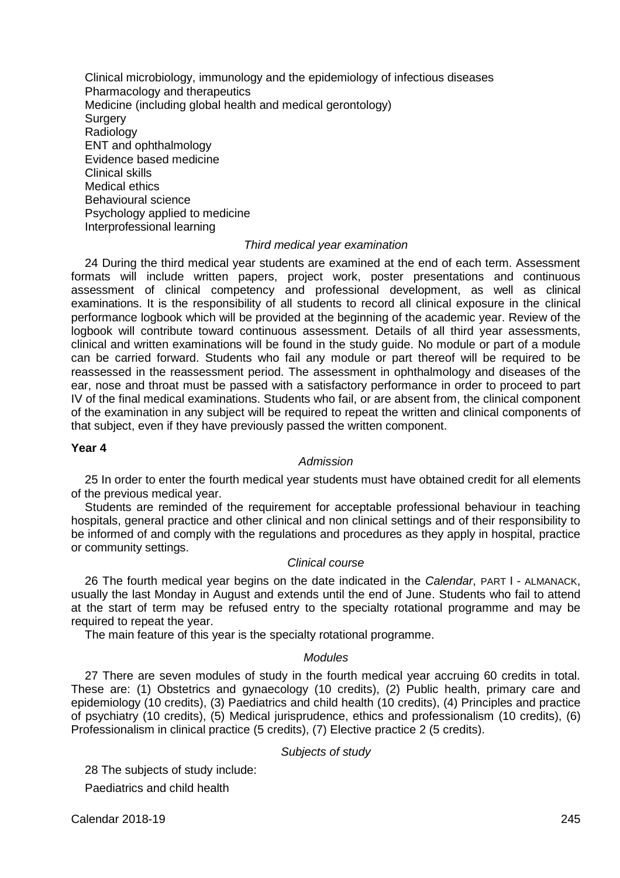Clinical microbiology, immunology and the epidemiology of infectious diseases
Pharmacology and therapeutics
Medicine (including global health and medical gerontology)
Surgery
Radiology
ENT and ophthalmology
Evidence based medicine
Clinical skills
Medical ethics
Behavioural science
Psychology applied to medicine
Interprofessional learning

*Third medical year examination*

24 During the third medical year students are examined at the end of each term. Assessment formats will include written papers, project work, poster presentations and continuous assessment of clinical competency and professional development, as well as clinical examinations. It is the responsibility of all students to record all clinical exposure in the clinical performance logbook which will be provided at the beginning of the academic year. Review of the logbook will contribute toward continuous assessment. Details of all third year assessments, clinical and written examinations will be found in the study guide. No module or part of a module can be carried forward. Students who fail any module or part thereof will be required to be reassessed in the reassessment period. The assessment in ophthalmology and diseases of the ear, nose and throat must be passed with a satisfactory performance in order to proceed to part IV of the final medical examinations. Students who fail, or are absent from, the clinical component of the examination in any subject will be required to repeat the written and clinical components of that subject, even if they have previously passed the written component.

**Year 4**

*Admission*

25 In order to enter the fourth medical year students must have obtained credit for all elements of the previous medical year.

Students are reminded of the requirement for acceptable professional behaviour in teaching hospitals, general practice and other clinical and non clinical settings and of their responsibility to be informed of and comply with the regulations and procedures as they apply in hospital, practice or community settings.

*Clinical course*

26 The fourth medical year begins on the date indicated in the *Calendar*, PART I - ALMANACK, usually the last Monday in August and extends until the end of June. Students who fail to attend at the start of term may be refused entry to the specialty rotational programme and may be required to repeat the year.

The main feature of this year is the specialty rotational programme.

*Modules*

27 There are seven modules of study in the fourth medical year accruing 60 credits in total. These are: (1) Obstetrics and gynaecology (10 credits), (2) Public health, primary care and epidemiology (10 credits), (3) Paediatrics and child health (10 credits), (4) Principles and practice of psychiatry (10 credits), (5) Medical jurisprudence, ethics and professionalism (10 credits), (6) Professionalism in clinical practice (5 credits), (7) Elective practice 2 (5 credits).

*Subjects of study*

28 The subjects of study include:

Paediatrics and child health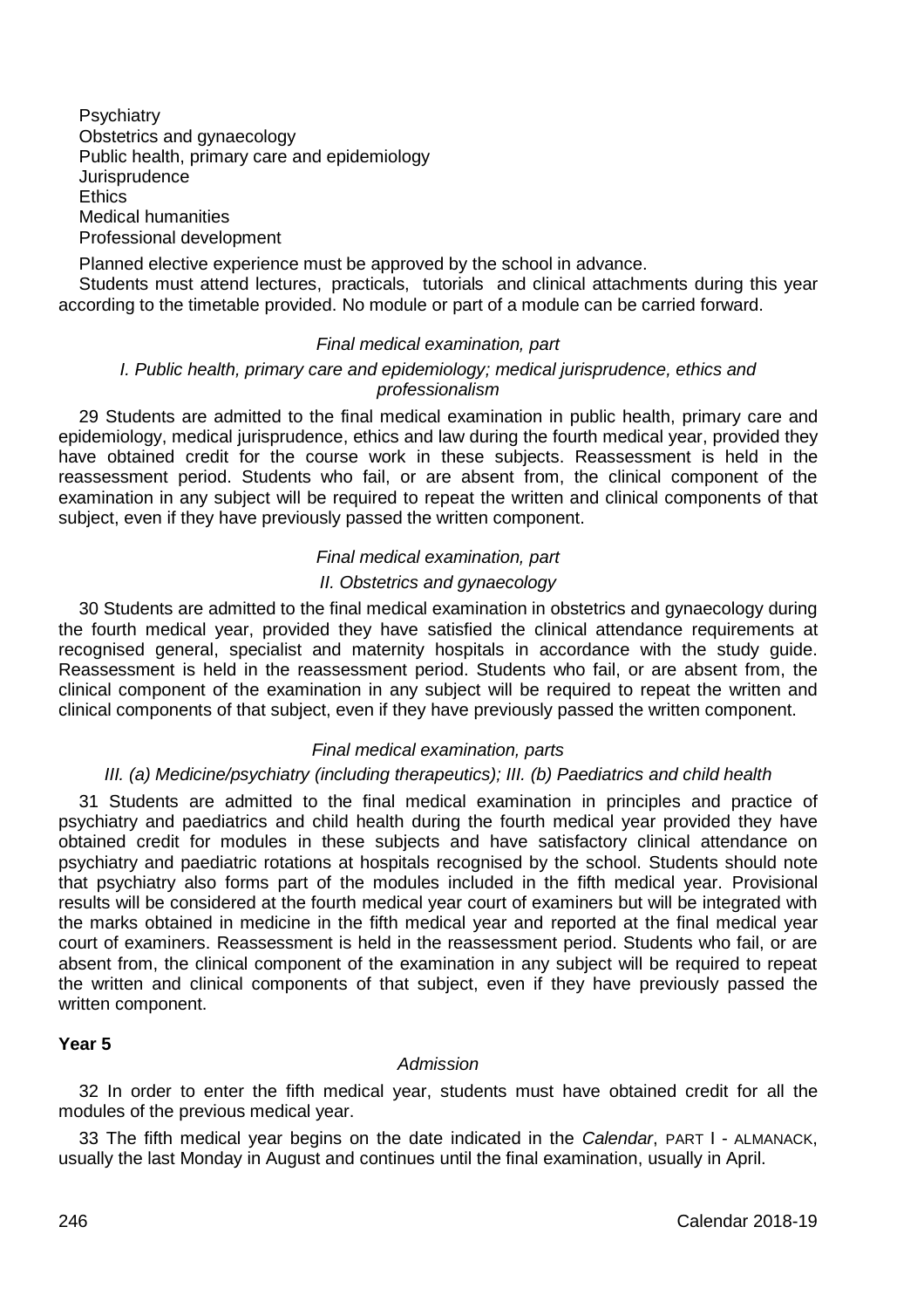Psychiatry
Obstetrics and gynaecology
Public health, primary care and epidemiology
Jurisprudence
Ethics
Medical humanities
Professional development

Planned elective experience must be approved by the school in advance.

Students must attend lectures, practicals, tutorials and clinical attachments during this year according to the timetable provided. No module or part of a module can be carried forward.

*Final medical examination, part*

*I. Public health, primary care and epidemiology; medical jurisprudence, ethics and professionalism*

29 Students are admitted to the final medical examination in public health, primary care and epidemiology, medical jurisprudence, ethics and law during the fourth medical year, provided they have obtained credit for the course work in these subjects. Reassessment is held in the reassessment period. Students who fail, or are absent from, the clinical component of the examination in any subject will be required to repeat the written and clinical components of that subject, even if they have previously passed the written component.

*Final medical examination, part*

*II. Obstetrics and gynaecology*

30 Students are admitted to the final medical examination in obstetrics and gynaecology during the fourth medical year, provided they have satisfied the clinical attendance requirements at recognised general, specialist and maternity hospitals in accordance with the study guide. Reassessment is held in the reassessment period. Students who fail, or are absent from, the clinical component of the examination in any subject will be required to repeat the written and clinical components of that subject, even if they have previously passed the written component.

*Final medical examination, parts*

*III. (a) Medicine/psychiatry (including therapeutics); III. (b) Paediatrics and child health*

31 Students are admitted to the final medical examination in principles and practice of psychiatry and paediatrics and child health during the fourth medical year provided they have obtained credit for modules in these subjects and have satisfactory clinical attendance on psychiatry and paediatric rotations at hospitals recognised by the school. Students should note that psychiatry also forms part of the modules included in the fifth medical year. Provisional results will be considered at the fourth medical year court of examiners but will be integrated with the marks obtained in medicine in the fifth medical year and reported at the final medical year court of examiners. Reassessment is held in the reassessment period. Students who fail, or are absent from, the clinical component of the examination in any subject will be required to repeat the written and clinical components of that subject, even if they have previously passed the written component.

**Year 5**

*Admission*

32 In order to enter the fifth medical year, students must have obtained credit for all the modules of the previous medical year.

33 The fifth medical year begins on the date indicated in the *Calendar*, PART I - ALMANACK, usually the last Monday in August and continues until the final examination, usually in April.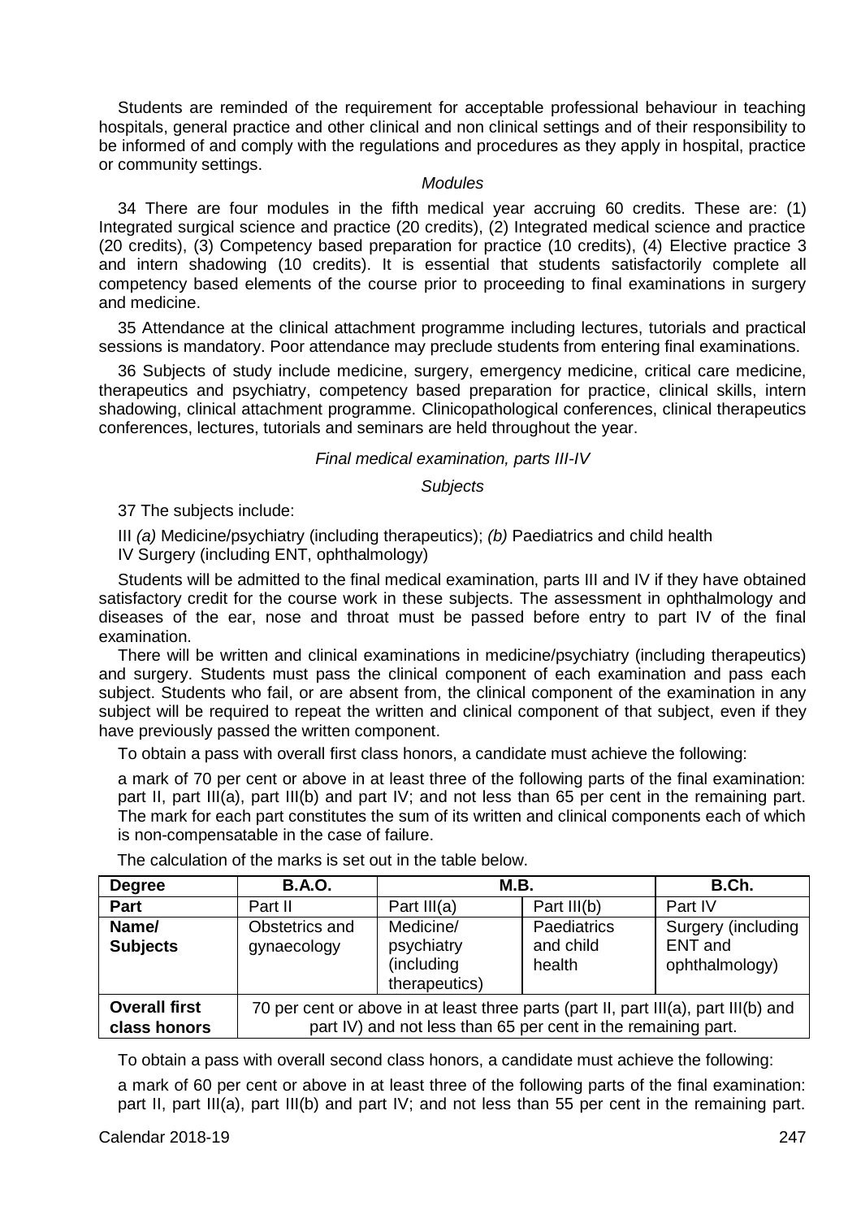Students are reminded of the requirement for acceptable professional behaviour in teaching hospitals, general practice and other clinical and non clinical settings and of their responsibility to be informed of and comply with the regulations and procedures as they apply in hospital, practice or community settings.

*Modules*

34 There are four modules in the fifth medical year accruing 60 credits. These are: (1) Integrated surgical science and practice (20 credits), (2) Integrated medical science and practice (20 credits), (3) Competency based preparation for practice (10 credits), (4) Elective practice 3 and intern shadowing (10 credits). It is essential that students satisfactorily complete all competency based elements of the course prior to proceeding to final examinations in surgery and medicine.

35 Attendance at the clinical attachment programme including lectures, tutorials and practical sessions is mandatory. Poor attendance may preclude students from entering final examinations.

36 Subjects of study include medicine, surgery, emergency medicine, critical care medicine, therapeutics and psychiatry, competency based preparation for practice, clinical skills, intern shadowing, clinical attachment programme. Clinicopathological conferences, clinical therapeutics conferences, lectures, tutorials and seminars are held throughout the year.

*Final medical examination, parts III-IV*

*Subjects*

37 The subjects include:

III *(a)* Medicine/psychiatry (including therapeutics); *(b)* Paediatrics and child health
IV Surgery (including ENT, ophthalmology)

Students will be admitted to the final medical examination, parts III and IV if they have obtained satisfactory credit for the course work in these subjects. The assessment in ophthalmology and diseases of the ear, nose and throat must be passed before entry to part IV of the final examination.

There will be written and clinical examinations in medicine/psychiatry (including therapeutics) and surgery. Students must pass the clinical component of each examination and pass each subject. Students who fail, or are absent from, the clinical component of the examination in any subject will be required to repeat the written and clinical component of that subject, even if they have previously passed the written component.

To obtain a pass with overall first class honors, a candidate must achieve the following:

a mark of 70 per cent or above in at least three of the following parts of the final examination: part II, part III(a), part III(b) and part IV; and not less than 65 per cent in the remaining part. The mark for each part constitutes the sum of its written and clinical components each of which is non-compensatable in the case of failure.

The calculation of the marks is set out in the table below.

| **Degree** | **B.A.O.** | **M.B.** | | **B.Ch.** |
|---|---|---|---|---|
| **Part** | Part II | Part III(a) | Part III(b) | Part IV |
| **Name/ Subjects** | Obstetrics and gynaecology | Medicine/ psychiatry (including therapeutics) | Paediatrics and child health | Surgery (including ENT and ophthalmology) |
| **Overall first class honors** | 70 per cent or above in at least three parts (part II, part III(a), part III(b) and part IV) and not less than 65 per cent in the remaining part. | | | |

To obtain a pass with overall second class honors, a candidate must achieve the following:

a mark of 60 per cent or above in at least three of the following parts of the final examination: part II, part III(a), part III(b) and part IV; and not less than 55 per cent in the remaining part.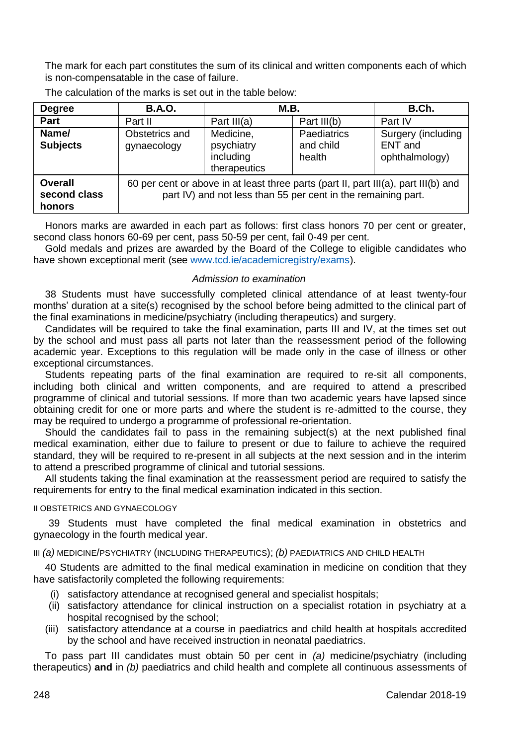The mark for each part constitutes the sum of its clinical and written components each of which is non-compensatable in the case of failure.

The calculation of the marks is set out in the table below:

| **Degree** | **B.A.O.** | **M.B.** | | **B.Ch.** |
|---|---|---|---|---|
| **Part** | Part II | Part III(a) | Part III(b) | Part IV |
| **Name/ Subjects** | Obstetrics and gynaecology | Medicine, psychiatry including therapeutics | Paediatrics and child health | Surgery (including ENT and ophthalmology) |
| **Overall second class honors** | 60 per cent or above in at least three parts (part II, part III(a), part III(b) and part IV) and not less than 55 per cent in the remaining part. | | | |

Honors marks are awarded in each part as follows: first class honors 70 per cent or greater, second class honors 60-69 per cent, pass 50-59 per cent, fail 0-49 per cent.

Gold medals and prizes are awarded by the Board of the College to eligible candidates who have shown exceptional merit (see www.tcd.ie/academicregistry/exams).

*Admission to examination*

38 Students must have successfully completed clinical attendance of at least twenty-four months' duration at a site(s) recognised by the school before being admitted to the clinical part of the final examinations in medicine/psychiatry (including therapeutics) and surgery.

Candidates will be required to take the final examination, parts III and IV, at the times set out by the school and must pass all parts not later than the reassessment period of the following academic year. Exceptions to this regulation will be made only in the case of illness or other exceptional circumstances.

Students repeating parts of the final examination are required to re-sit all components, including both clinical and written components, and are required to attend a prescribed programme of clinical and tutorial sessions. If more than two academic years have lapsed since obtaining credit for one or more parts and where the student is re-admitted to the course, they may be required to undergo a programme of professional re-orientation.

Should the candidates fail to pass in the remaining subject(s) at the next published final medical examination, either due to failure to present or due to failure to achieve the required standard, they will be required to re-present in all subjects at the next session and in the interim to attend a prescribed programme of clinical and tutorial sessions.

All students taking the final examination at the reassessment period are required to satisfy the requirements for entry to the final medical examination indicated in this section.

II OBSTETRICS AND GYNAECOLOGY

39 Students must have completed the final medical examination in obstetrics and gynaecology in the fourth medical year.

III *(a)* MEDICINE/PSYCHIATRY (INCLUDING THERAPEUTICS); *(b)* PAEDIATRICS AND CHILD HEALTH

40 Students are admitted to the final medical examination in medicine on condition that they have satisfactorily completed the following requirements:

- (i) satisfactory attendance at recognised general and specialist hospitals;
- (ii) satisfactory attendance for clinical instruction on a specialist rotation in psychiatry at a hospital recognised by the school;
- (iii) satisfactory attendance at a course in paediatrics and child health at hospitals accredited by the school and have received instruction in neonatal paediatrics.

To pass part III candidates must obtain 50 per cent in *(a)* medicine/psychiatry (including therapeutics) **and** in *(b)* paediatrics and child health and complete all continuous assessments of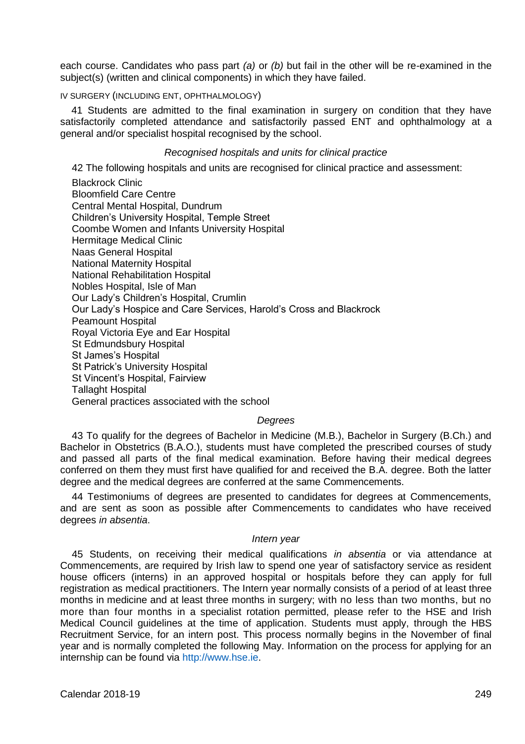each course. Candidates who pass part *(a)* or *(b)* but fail in the other will be re-examined in the subject(s) (written and clinical components) in which they have failed.

IV SURGERY (INCLUDING ENT, OPHTHALMOLOGY)

41 Students are admitted to the final examination in surgery on condition that they have satisfactorily completed attendance and satisfactorily passed ENT and ophthalmology at a general and/or specialist hospital recognised by the school.

*Recognised hospitals and units for clinical practice*

42 The following hospitals and units are recognised for clinical practice and assessment:

Blackrock Clinic
Bloomfield Care Centre
Central Mental Hospital, Dundrum
Children's University Hospital, Temple Street
Coombe Women and Infants University Hospital
Hermitage Medical Clinic
Naas General Hospital
National Maternity Hospital
National Rehabilitation Hospital
Nobles Hospital, Isle of Man
Our Lady's Children's Hospital, Crumlin
Our Lady's Hospice and Care Services, Harold's Cross and Blackrock
Peamount Hospital
Royal Victoria Eye and Ear Hospital
St Edmundsbury Hospital
St James's Hospital
St Patrick's University Hospital
St Vincent's Hospital, Fairview
Tallaght Hospital
General practices associated with the school

*Degrees*

43 To qualify for the degrees of Bachelor in Medicine (M.B.), Bachelor in Surgery (B.Ch.) and Bachelor in Obstetrics (B.A.O.), students must have completed the prescribed courses of study and passed all parts of the final medical examination. Before having their medical degrees conferred on them they must first have qualified for and received the B.A. degree. Both the latter degree and the medical degrees are conferred at the same Commencements.

44 Testimoniums of degrees are presented to candidates for degrees at Commencements, and are sent as soon as possible after Commencements to candidates who have received degrees *in absentia*.

*Intern year*

45 Students, on receiving their medical qualifications *in absentia* or via attendance at Commencements, are required by Irish law to spend one year of satisfactory service as resident house officers (interns) in an approved hospital or hospitals before they can apply for full registration as medical practitioners. The Intern year normally consists of a period of at least three months in medicine and at least three months in surgery; with no less than two months, but no more than four months in a specialist rotation permitted, please refer to the HSE and Irish Medical Council guidelines at the time of application. Students must apply, through the HBS Recruitment Service, for an intern post. This process normally begins in the November of final year and is normally completed the following May. Information on the process for applying for an internship can be found via http://www.hse.ie.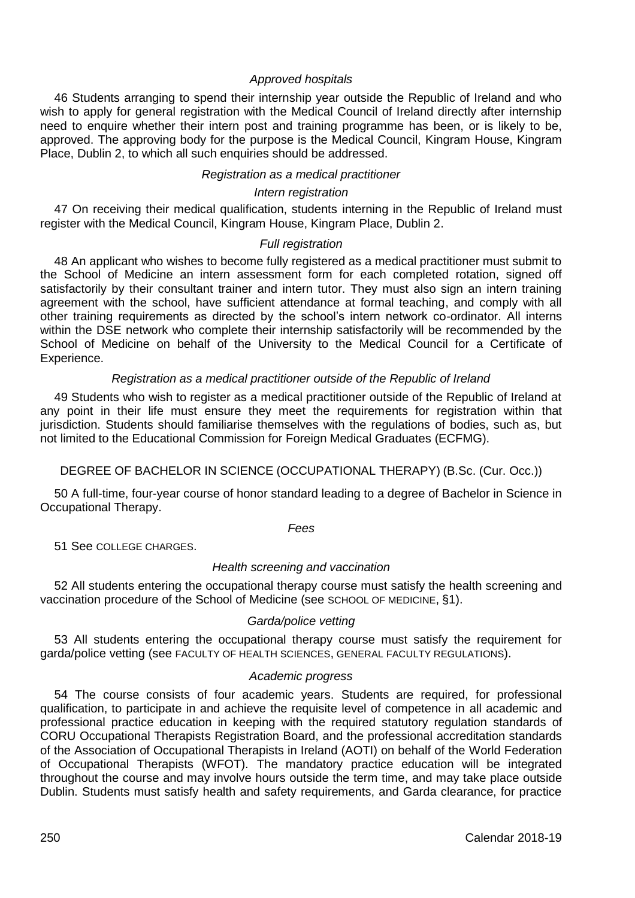*Approved hospitals*

46 Students arranging to spend their internship year outside the Republic of Ireland and who wish to apply for general registration with the Medical Council of Ireland directly after internship need to enquire whether their intern post and training programme has been, or is likely to be, approved. The approving body for the purpose is the Medical Council, Kingram House, Kingram Place, Dublin 2, to which all such enquiries should be addressed.

*Registration as a medical practitioner*

*Intern registration*

47 On receiving their medical qualification, students interning in the Republic of Ireland must register with the Medical Council, Kingram House, Kingram Place, Dublin 2.

*Full registration*

48 An applicant who wishes to become fully registered as a medical practitioner must submit to the School of Medicine an intern assessment form for each completed rotation, signed off satisfactorily by their consultant trainer and intern tutor. They must also sign an intern training agreement with the school, have sufficient attendance at formal teaching, and comply with all other training requirements as directed by the school's intern network co-ordinator. All interns within the DSE network who complete their internship satisfactorily will be recommended by the School of Medicine on behalf of the University to the Medical Council for a Certificate of Experience.

*Registration as a medical practitioner outside of the Republic of Ireland*

49 Students who wish to register as a medical practitioner outside of the Republic of Ireland at any point in their life must ensure they meet the requirements for registration within that jurisdiction. Students should familiarise themselves with the regulations of bodies, such as, but not limited to the Educational Commission for Foreign Medical Graduates (ECFMG).

## DEGREE OF BACHELOR IN SCIENCE (OCCUPATIONAL THERAPY) (B.Sc. (Cur. Occ.))

50 A full-time, four-year course of honor standard leading to a degree of Bachelor in Science in Occupational Therapy.

*Fees*

51 See COLLEGE CHARGES.

*Health screening and vaccination*

52 All students entering the occupational therapy course must satisfy the health screening and vaccination procedure of the School of Medicine (see SCHOOL OF MEDICINE, §1).

*Garda/police vetting*

53 All students entering the occupational therapy course must satisfy the requirement for garda/police vetting (see FACULTY OF HEALTH SCIENCES, GENERAL FACULTY REGULATIONS).

*Academic progress*

54 The course consists of four academic years. Students are required, for professional qualification, to participate in and achieve the requisite level of competence in all academic and professional practice education in keeping with the required statutory regulation standards of CORU Occupational Therapists Registration Board, and the professional accreditation standards of the Association of Occupational Therapists in Ireland (AOTI) on behalf of the World Federation of Occupational Therapists (WFOT). The mandatory practice education will be integrated throughout the course and may involve hours outside the term time, and may take place outside Dublin. Students must satisfy health and safety requirements, and Garda clearance, for practice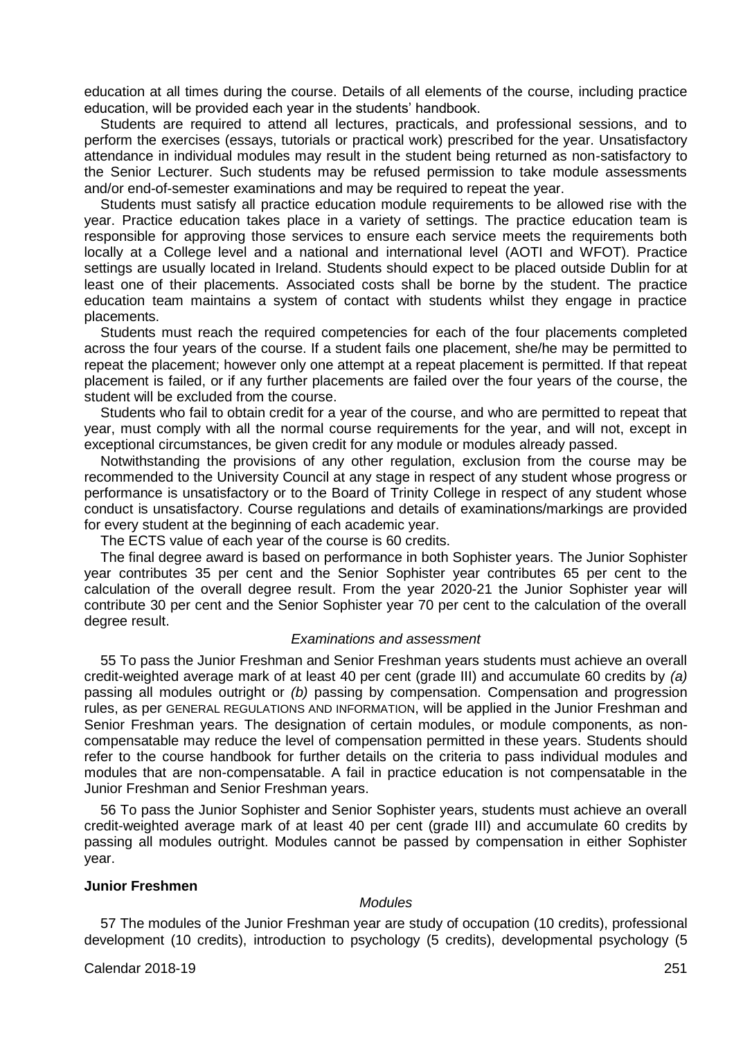education at all times during the course. Details of all elements of the course, including practice education, will be provided each year in the students' handbook.

Students are required to attend all lectures, practicals, and professional sessions, and to perform the exercises (essays, tutorials or practical work) prescribed for the year. Unsatisfactory attendance in individual modules may result in the student being returned as non-satisfactory to the Senior Lecturer. Such students may be refused permission to take module assessments and/or end-of-semester examinations and may be required to repeat the year.

Students must satisfy all practice education module requirements to be allowed rise with the year. Practice education takes place in a variety of settings. The practice education team is responsible for approving those services to ensure each service meets the requirements both locally at a College level and a national and international level (AOTI and WFOT). Practice settings are usually located in Ireland. Students should expect to be placed outside Dublin for at least one of their placements. Associated costs shall be borne by the student. The practice education team maintains a system of contact with students whilst they engage in practice placements.

Students must reach the required competencies for each of the four placements completed across the four years of the course. If a student fails one placement, she/he may be permitted to repeat the placement; however only one attempt at a repeat placement is permitted. If that repeat placement is failed, or if any further placements are failed over the four years of the course, the student will be excluded from the course.

Students who fail to obtain credit for a year of the course, and who are permitted to repeat that year, must comply with all the normal course requirements for the year, and will not, except in exceptional circumstances, be given credit for any module or modules already passed.

Notwithstanding the provisions of any other regulation, exclusion from the course may be recommended to the University Council at any stage in respect of any student whose progress or performance is unsatisfactory or to the Board of Trinity College in respect of any student whose conduct is unsatisfactory. Course regulations and details of examinations/markings are provided for every student at the beginning of each academic year.

The ECTS value of each year of the course is 60 credits.

The final degree award is based on performance in both Sophister years. The Junior Sophister year contributes 35 per cent and the Senior Sophister year contributes 65 per cent to the calculation of the overall degree result. From the year 2020-21 the Junior Sophister year will contribute 30 per cent and the Senior Sophister year 70 per cent to the calculation of the overall degree result.

*Examinations and assessment*

55 To pass the Junior Freshman and Senior Freshman years students must achieve an overall credit-weighted average mark of at least 40 per cent (grade III) and accumulate 60 credits by *(a)* passing all modules outright or *(b)* passing by compensation. Compensation and progression rules, as per GENERAL REGULATIONS AND INFORMATION, will be applied in the Junior Freshman and Senior Freshman years. The designation of certain modules, or module components, as non-compensatable may reduce the level of compensation permitted in these years. Students should refer to the course handbook for further details on the criteria to pass individual modules and modules that are non-compensatable. A fail in practice education is not compensatable in the Junior Freshman and Senior Freshman years.

56 To pass the Junior Sophister and Senior Sophister years, students must achieve an overall credit-weighted average mark of at least 40 per cent (grade III) and accumulate 60 credits by passing all modules outright. Modules cannot be passed by compensation in either Sophister year.

**Junior Freshmen**

*Modules*

57 The modules of the Junior Freshman year are study of occupation (10 credits), professional development (10 credits), introduction to psychology (5 credits), developmental psychology (5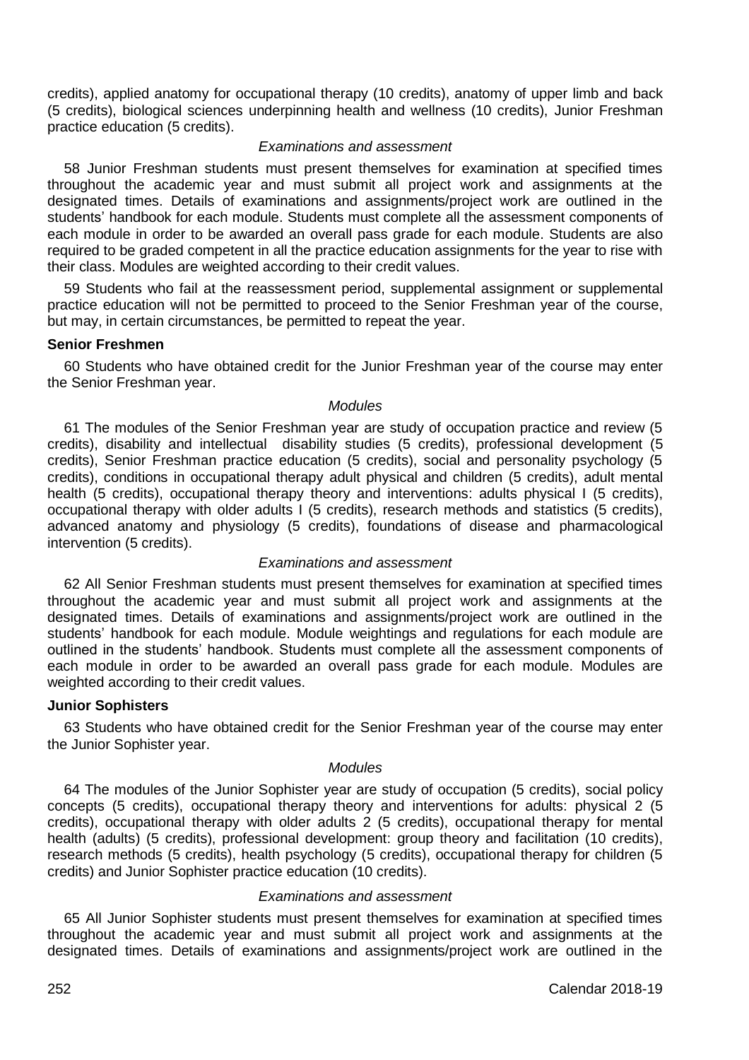credits), applied anatomy for occupational therapy (10 credits), anatomy of upper limb and back (5 credits), biological sciences underpinning health and wellness (10 credits), Junior Freshman practice education (5 credits).

*Examinations and assessment*

58 Junior Freshman students must present themselves for examination at specified times throughout the academic year and must submit all project work and assignments at the designated times. Details of examinations and assignments/project work are outlined in the students' handbook for each module. Students must complete all the assessment components of each module in order to be awarded an overall pass grade for each module. Students are also required to be graded competent in all the practice education assignments for the year to rise with their class. Modules are weighted according to their credit values.

59 Students who fail at the reassessment period, supplemental assignment or supplemental practice education will not be permitted to proceed to the Senior Freshman year of the course, but may, in certain circumstances, be permitted to repeat the year.

**Senior Freshmen**

60 Students who have obtained credit for the Junior Freshman year of the course may enter the Senior Freshman year.

*Modules*

61 The modules of the Senior Freshman year are study of occupation practice and review (5 credits), disability and intellectual disability studies (5 credits), professional development (5 credits), Senior Freshman practice education (5 credits), social and personality psychology (5 credits), conditions in occupational therapy adult physical and children (5 credits), adult mental health (5 credits), occupational therapy theory and interventions: adults physical I (5 credits), occupational therapy with older adults I (5 credits), research methods and statistics (5 credits), advanced anatomy and physiology (5 credits), foundations of disease and pharmacological intervention (5 credits).

*Examinations and assessment*

62 All Senior Freshman students must present themselves for examination at specified times throughout the academic year and must submit all project work and assignments at the designated times. Details of examinations and assignments/project work are outlined in the students' handbook for each module. Module weightings and regulations for each module are outlined in the students' handbook. Students must complete all the assessment components of each module in order to be awarded an overall pass grade for each module. Modules are weighted according to their credit values.

**Junior Sophisters**

63 Students who have obtained credit for the Senior Freshman year of the course may enter the Junior Sophister year.

*Modules*

64 The modules of the Junior Sophister year are study of occupation (5 credits), social policy concepts (5 credits), occupational therapy theory and interventions for adults: physical 2 (5 credits), occupational therapy with older adults 2 (5 credits), occupational therapy for mental health (adults) (5 credits), professional development: group theory and facilitation (10 credits), research methods (5 credits), health psychology (5 credits), occupational therapy for children (5 credits) and Junior Sophister practice education (10 credits).

*Examinations and assessment*

65 All Junior Sophister students must present themselves for examination at specified times throughout the academic year and must submit all project work and assignments at the designated times. Details of examinations and assignments/project work are outlined in the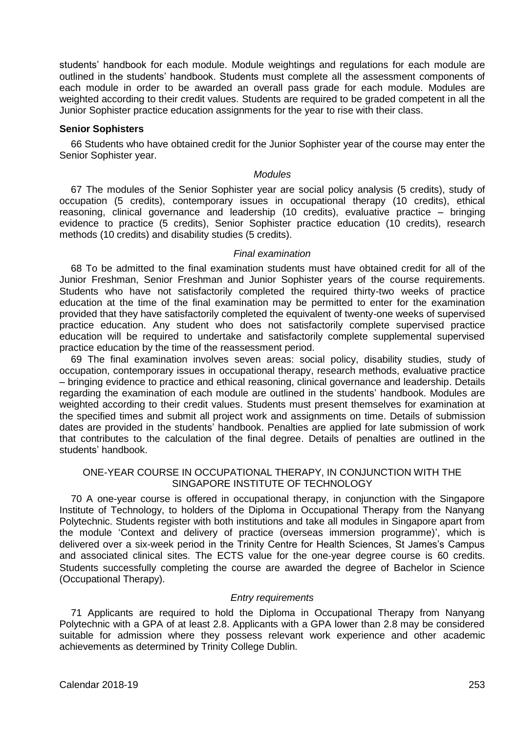students' handbook for each module. Module weightings and regulations for each module are outlined in the students' handbook. Students must complete all the assessment components of each module in order to be awarded an overall pass grade for each module. Modules are weighted according to their credit values. Students are required to be graded competent in all the Junior Sophister practice education assignments for the year to rise with their class.

**Senior Sophisters**

66 Students who have obtained credit for the Junior Sophister year of the course may enter the Senior Sophister year.

*Modules*

67 The modules of the Senior Sophister year are social policy analysis (5 credits), study of occupation (5 credits), contemporary issues in occupational therapy (10 credits), ethical reasoning, clinical governance and leadership (10 credits), evaluative practice – bringing evidence to practice (5 credits), Senior Sophister practice education (10 credits), research methods (10 credits) and disability studies (5 credits).

*Final examination*

68 To be admitted to the final examination students must have obtained credit for all of the Junior Freshman, Senior Freshman and Junior Sophister years of the course requirements. Students who have not satisfactorily completed the required thirty-two weeks of practice education at the time of the final examination may be permitted to enter for the examination provided that they have satisfactorily completed the equivalent of twenty-one weeks of supervised practice education. Any student who does not satisfactorily complete supervised practice education will be required to undertake and satisfactorily complete supplemental supervised practice education by the time of the reassessment period.

69 The final examination involves seven areas: social policy, disability studies, study of occupation, contemporary issues in occupational therapy, research methods, evaluative practice – bringing evidence to practice and ethical reasoning, clinical governance and leadership. Details regarding the examination of each module are outlined in the students' handbook. Modules are weighted according to their credit values. Students must present themselves for examination at the specified times and submit all project work and assignments on time. Details of submission dates are provided in the students' handbook. Penalties are applied for late submission of work that contributes to the calculation of the final degree. Details of penalties are outlined in the students' handbook.

## ONE-YEAR COURSE IN OCCUPATIONAL THERAPY, IN CONJUNCTION WITH THE SINGAPORE INSTITUTE OF TECHNOLOGY

70 A one-year course is offered in occupational therapy, in conjunction with the Singapore Institute of Technology, to holders of the Diploma in Occupational Therapy from the Nanyang Polytechnic. Students register with both institutions and take all modules in Singapore apart from the module 'Context and delivery of practice (overseas immersion programme)', which is delivered over a six-week period in the Trinity Centre for Health Sciences, St James's Campus and associated clinical sites. The ECTS value for the one-year degree course is 60 credits. Students successfully completing the course are awarded the degree of Bachelor in Science (Occupational Therapy).

*Entry requirements*

71 Applicants are required to hold the Diploma in Occupational Therapy from Nanyang Polytechnic with a GPA of at least 2.8. Applicants with a GPA lower than 2.8 may be considered suitable for admission where they possess relevant work experience and other academic achievements as determined by Trinity College Dublin.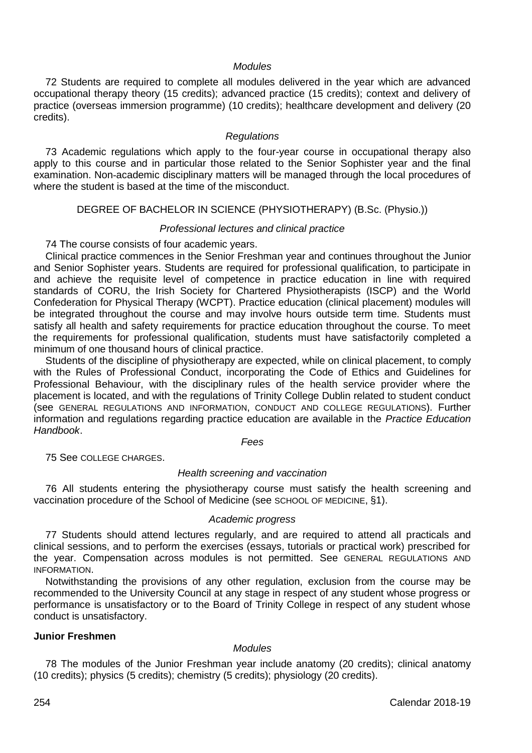*Modules*

72 Students are required to complete all modules delivered in the year which are advanced occupational therapy theory (15 credits); advanced practice (15 credits); context and delivery of practice (overseas immersion programme) (10 credits); healthcare development and delivery (20 credits).

*Regulations*

73 Academic regulations which apply to the four-year course in occupational therapy also apply to this course and in particular those related to the Senior Sophister year and the final examination. Non-academic disciplinary matters will be managed through the local procedures of where the student is based at the time of the misconduct.

## DEGREE OF BACHELOR IN SCIENCE (PHYSIOTHERAPY) (B.Sc. (Physio.))

*Professional lectures and clinical practice*

74 The course consists of four academic years.

Clinical practice commences in the Senior Freshman year and continues throughout the Junior and Senior Sophister years. Students are required for professional qualification, to participate in and achieve the requisite level of competence in practice education in line with required standards of CORU, the Irish Society for Chartered Physiotherapists (ISCP) and the World Confederation for Physical Therapy (WCPT). Practice education (clinical placement) modules will be integrated throughout the course and may involve hours outside term time. Students must satisfy all health and safety requirements for practice education throughout the course. To meet the requirements for professional qualification, students must have satisfactorily completed a minimum of one thousand hours of clinical practice.

Students of the discipline of physiotherapy are expected, while on clinical placement, to comply with the Rules of Professional Conduct, incorporating the Code of Ethics and Guidelines for Professional Behaviour, with the disciplinary rules of the health service provider where the placement is located, and with the regulations of Trinity College Dublin related to student conduct (see GENERAL REGULATIONS AND INFORMATION, CONDUCT AND COLLEGE REGULATIONS). Further information and regulations regarding practice education are available in the *Practice Education Handbook*.

*Fees*

75 See COLLEGE CHARGES.

*Health screening and vaccination*

76 All students entering the physiotherapy course must satisfy the health screening and vaccination procedure of the School of Medicine (see SCHOOL OF MEDICINE, §1).

*Academic progress*

77 Students should attend lectures regularly, and are required to attend all practicals and clinical sessions, and to perform the exercises (essays, tutorials or practical work) prescribed for the year. Compensation across modules is not permitted. See GENERAL REGULATIONS AND INFORMATION.

Notwithstanding the provisions of any other regulation, exclusion from the course may be recommended to the University Council at any stage in respect of any student whose progress or performance is unsatisfactory or to the Board of Trinity College in respect of any student whose conduct is unsatisfactory.

### Junior Freshmen

*Modules*

78 The modules of the Junior Freshman year include anatomy (20 credits); clinical anatomy (10 credits); physics (5 credits); chemistry (5 credits); physiology (20 credits).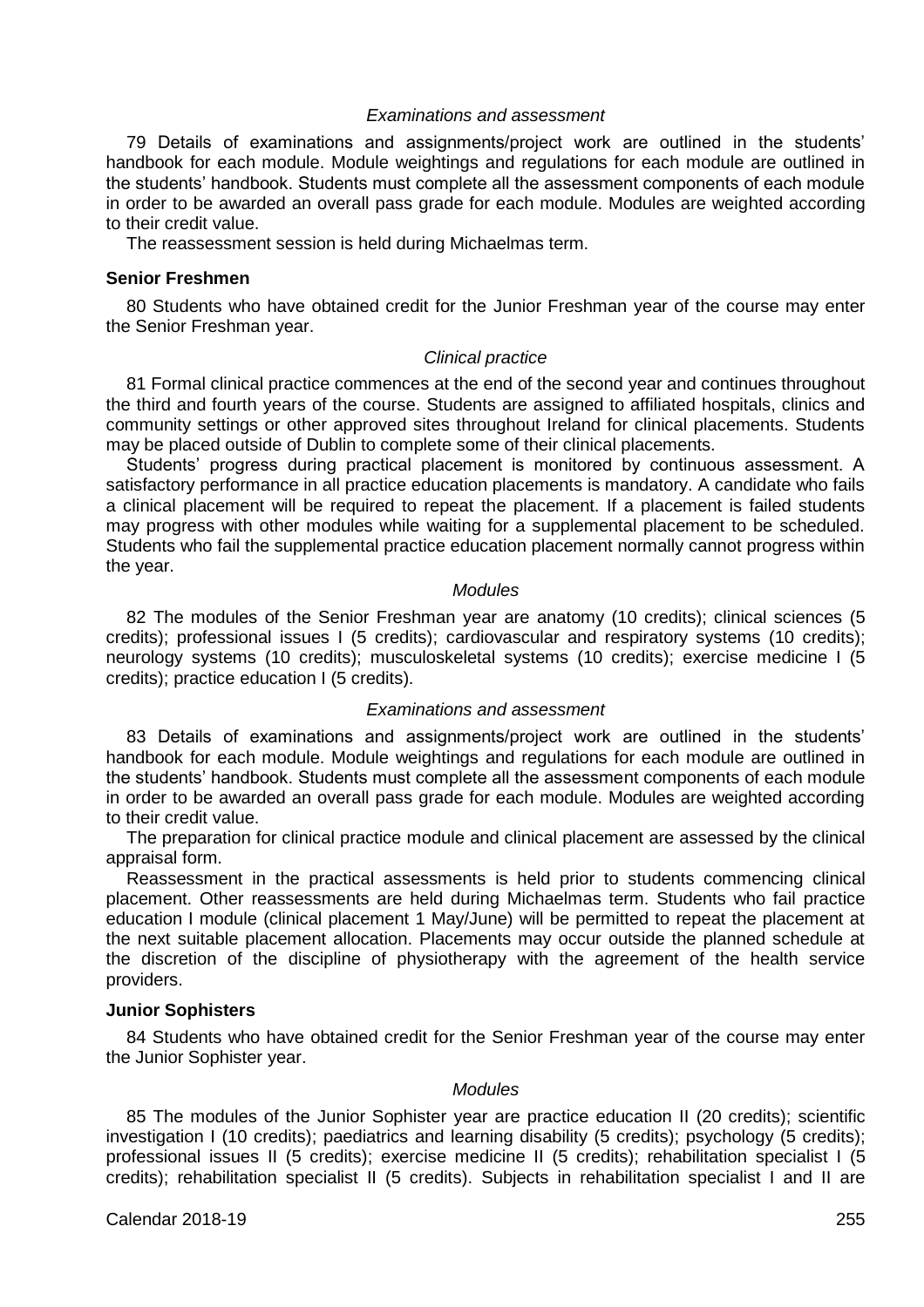*Examinations and assessment*

79 Details of examinations and assignments/project work are outlined in the students' handbook for each module. Module weightings and regulations for each module are outlined in the students' handbook. Students must complete all the assessment components of each module in order to be awarded an overall pass grade for each module. Modules are weighted according to their credit value.

The reassessment session is held during Michaelmas term.

**Senior Freshmen**

80 Students who have obtained credit for the Junior Freshman year of the course may enter the Senior Freshman year.

*Clinical practice*

81 Formal clinical practice commences at the end of the second year and continues throughout the third and fourth years of the course. Students are assigned to affiliated hospitals, clinics and community settings or other approved sites throughout Ireland for clinical placements. Students may be placed outside of Dublin to complete some of their clinical placements.

Students' progress during practical placement is monitored by continuous assessment. A satisfactory performance in all practice education placements is mandatory. A candidate who fails a clinical placement will be required to repeat the placement. If a placement is failed students may progress with other modules while waiting for a supplemental placement to be scheduled. Students who fail the supplemental practice education placement normally cannot progress within the year.

*Modules*

82 The modules of the Senior Freshman year are anatomy (10 credits); clinical sciences (5 credits); professional issues I (5 credits); cardiovascular and respiratory systems (10 credits); neurology systems (10 credits); musculoskeletal systems (10 credits); exercise medicine I (5 credits); practice education I (5 credits).

*Examinations and assessment*

83 Details of examinations and assignments/project work are outlined in the students' handbook for each module. Module weightings and regulations for each module are outlined in the students' handbook. Students must complete all the assessment components of each module in order to be awarded an overall pass grade for each module. Modules are weighted according to their credit value.

The preparation for clinical practice module and clinical placement are assessed by the clinical appraisal form.

Reassessment in the practical assessments is held prior to students commencing clinical placement. Other reassessments are held during Michaelmas term. Students who fail practice education I module (clinical placement 1 May/June) will be permitted to repeat the placement at the next suitable placement allocation. Placements may occur outside the planned schedule at the discretion of the discipline of physiotherapy with the agreement of the health service providers.

**Junior Sophisters**

84 Students who have obtained credit for the Senior Freshman year of the course may enter the Junior Sophister year.

*Modules*

85 The modules of the Junior Sophister year are practice education II (20 credits); scientific investigation I (10 credits); paediatrics and learning disability (5 credits); psychology (5 credits); professional issues II (5 credits); exercise medicine II (5 credits); rehabilitation specialist I (5 credits); rehabilitation specialist II (5 credits). Subjects in rehabilitation specialist I and II are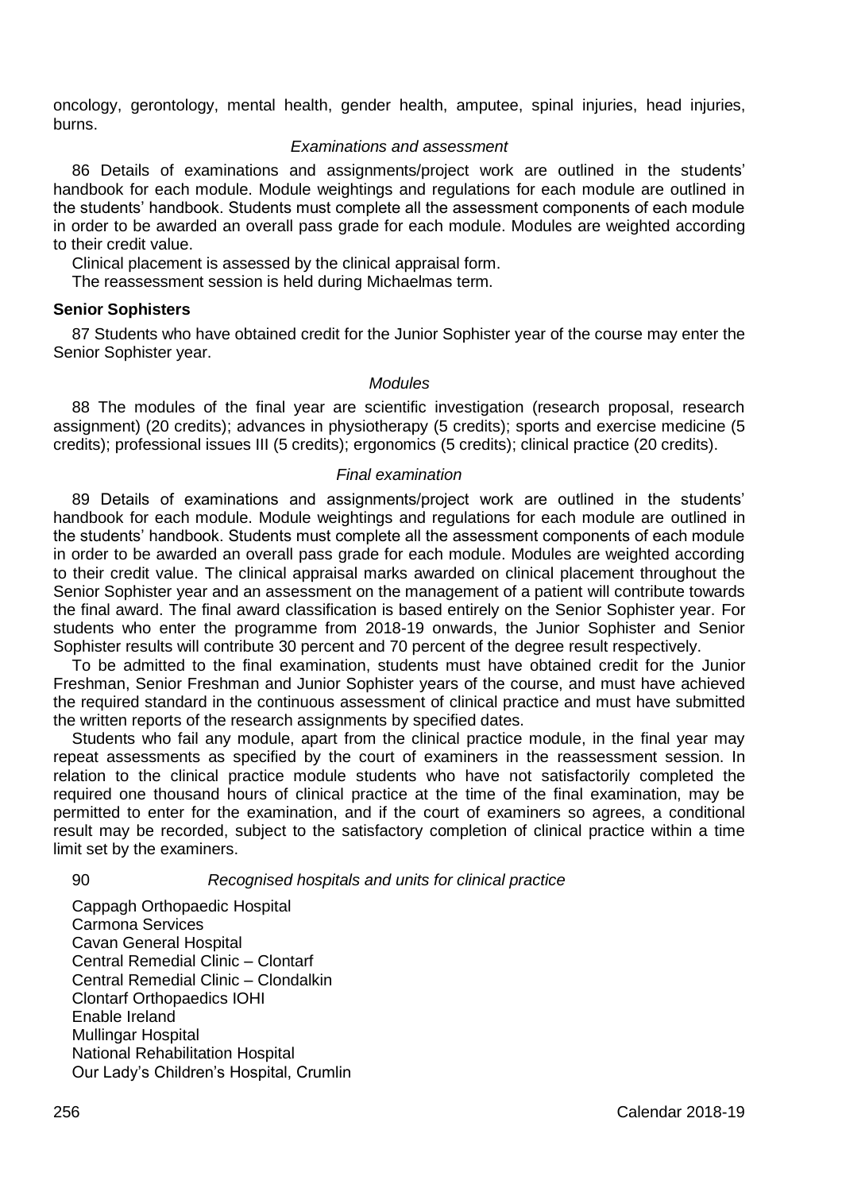oncology, gerontology, mental health, gender health, amputee, spinal injuries, head injuries, burns.

*Examinations and assessment*

86 Details of examinations and assignments/project work are outlined in the students' handbook for each module. Module weightings and regulations for each module are outlined in the students' handbook. Students must complete all the assessment components of each module in order to be awarded an overall pass grade for each module. Modules are weighted according to their credit value.

Clinical placement is assessed by the clinical appraisal form.

The reassessment session is held during Michaelmas term.

**Senior Sophisters**

87 Students who have obtained credit for the Junior Sophister year of the course may enter the Senior Sophister year.

*Modules*

88 The modules of the final year are scientific investigation (research proposal, research assignment) (20 credits); advances in physiotherapy (5 credits); sports and exercise medicine (5 credits); professional issues III (5 credits); ergonomics (5 credits); clinical practice (20 credits).

*Final examination*

89 Details of examinations and assignments/project work are outlined in the students' handbook for each module. Module weightings and regulations for each module are outlined in the students' handbook. Students must complete all the assessment components of each module in order to be awarded an overall pass grade for each module. Modules are weighted according to their credit value. The clinical appraisal marks awarded on clinical placement throughout the Senior Sophister year and an assessment on the management of a patient will contribute towards the final award. The final award classification is based entirely on the Senior Sophister year. For students who enter the programme from 2018-19 onwards, the Junior Sophister and Senior Sophister results will contribute 30 percent and 70 percent of the degree result respectively.

To be admitted to the final examination, students must have obtained credit for the Junior Freshman, Senior Freshman and Junior Sophister years of the course, and must have achieved the required standard in the continuous assessment of clinical practice and must have submitted the written reports of the research assignments by specified dates.

Students who fail any module, apart from the clinical practice module, in the final year may repeat assessments as specified by the court of examiners in the reassessment session. In relation to the clinical practice module students who have not satisfactorily completed the required one thousand hours of clinical practice at the time of the final examination, may be permitted to enter for the examination, and if the court of examiners so agrees, a conditional result may be recorded, subject to the satisfactory completion of clinical practice within a time limit set by the examiners.

90 *Recognised hospitals and units for clinical practice*

Cappagh Orthopaedic Hospital
Carmona Services
Cavan General Hospital
Central Remedial Clinic – Clontarf
Central Remedial Clinic – Clondalkin
Clontarf Orthopaedics IOHI
Enable Ireland
Mullingar Hospital
National Rehabilitation Hospital
Our Lady's Children's Hospital, Crumlin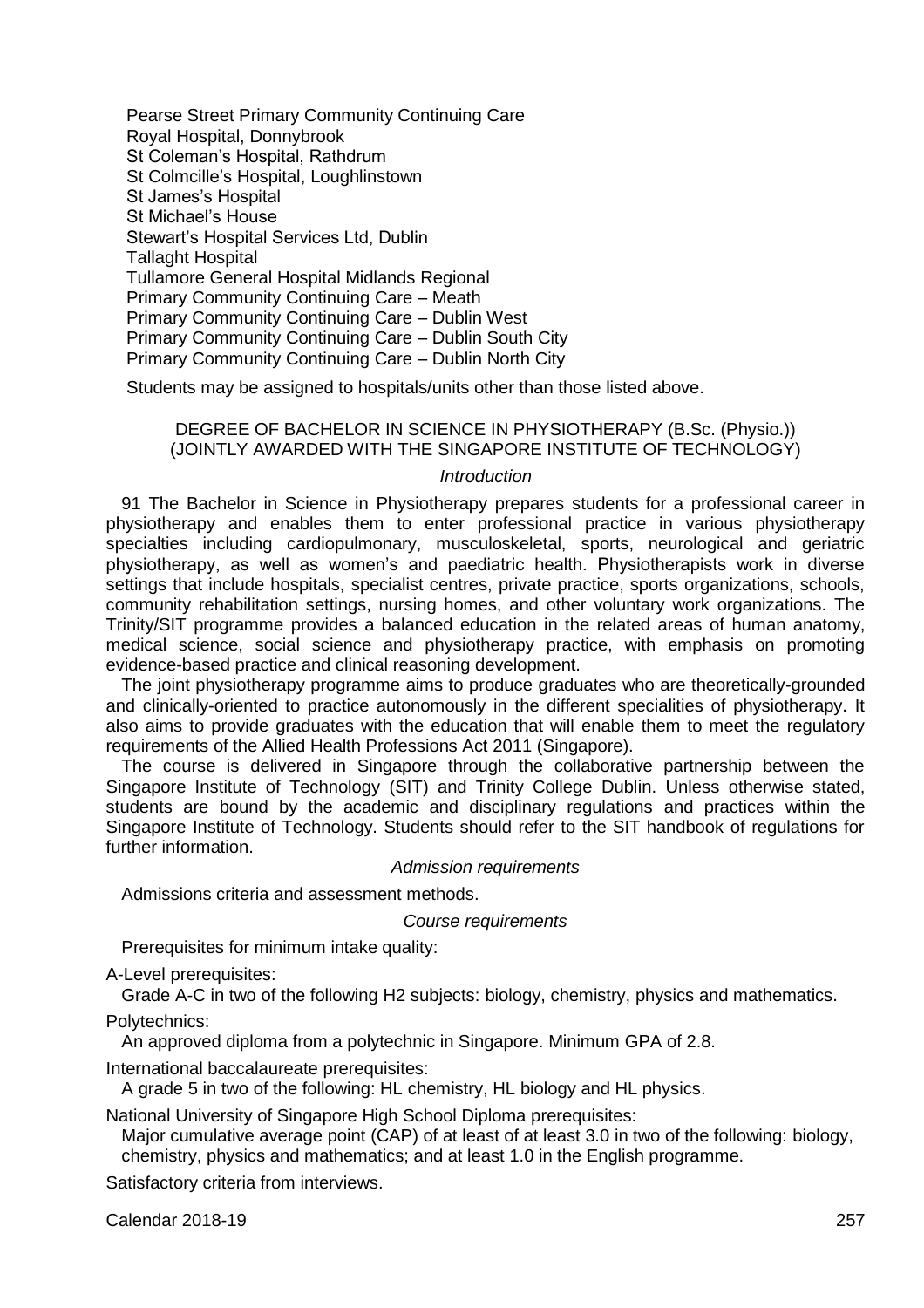Pearse Street Primary Community Continuing Care
Royal Hospital, Donnybrook
St Coleman's Hospital, Rathdrum
St Colmcille's Hospital, Loughlinstown
St James's Hospital
St Michael's House
Stewart's Hospital Services Ltd, Dublin
Tallaght Hospital
Tullamore General Hospital Midlands Regional
Primary Community Continuing Care – Meath
Primary Community Continuing Care – Dublin West
Primary Community Continuing Care – Dublin South City
Primary Community Continuing Care – Dublin North City

Students may be assigned to hospitals/units other than those listed above.

## DEGREE OF BACHELOR IN SCIENCE IN PHYSIOTHERAPY (B.Sc. (Physio.)) (JOINTLY AWARDED WITH THE SINGAPORE INSTITUTE OF TECHNOLOGY)

*Introduction*

91 The Bachelor in Science in Physiotherapy prepares students for a professional career in physiotherapy and enables them to enter professional practice in various physiotherapy specialties including cardiopulmonary, musculoskeletal, sports, neurological and geriatric physiotherapy, as well as women's and paediatric health. Physiotherapists work in diverse settings that include hospitals, specialist centres, private practice, sports organizations, schools, community rehabilitation settings, nursing homes, and other voluntary work organizations. The Trinity/SIT programme provides a balanced education in the related areas of human anatomy, medical science, social science and physiotherapy practice, with emphasis on promoting evidence-based practice and clinical reasoning development.

The joint physiotherapy programme aims to produce graduates who are theoretically-grounded and clinically-oriented to practice autonomously in the different specialities of physiotherapy. It also aims to provide graduates with the education that will enable them to meet the regulatory requirements of the Allied Health Professions Act 2011 (Singapore).

The course is delivered in Singapore through the collaborative partnership between the Singapore Institute of Technology (SIT) and Trinity College Dublin. Unless otherwise stated, students are bound by the academic and disciplinary regulations and practices within the Singapore Institute of Technology. Students should refer to the SIT handbook of regulations for further information.

*Admission requirements*

Admissions criteria and assessment methods.

*Course requirements*

Prerequisites for minimum intake quality:

A-Level prerequisites:

Grade A-C in two of the following H2 subjects: biology, chemistry, physics and mathematics.

Polytechnics:

An approved diploma from a polytechnic in Singapore. Minimum GPA of 2.8.

International baccalaureate prerequisites:

A grade 5 in two of the following: HL chemistry, HL biology and HL physics.

National University of Singapore High School Diploma prerequisites:

Major cumulative average point (CAP) of at least of at least 3.0 in two of the following: biology, chemistry, physics and mathematics; and at least 1.0 in the English programme.

Satisfactory criteria from interviews.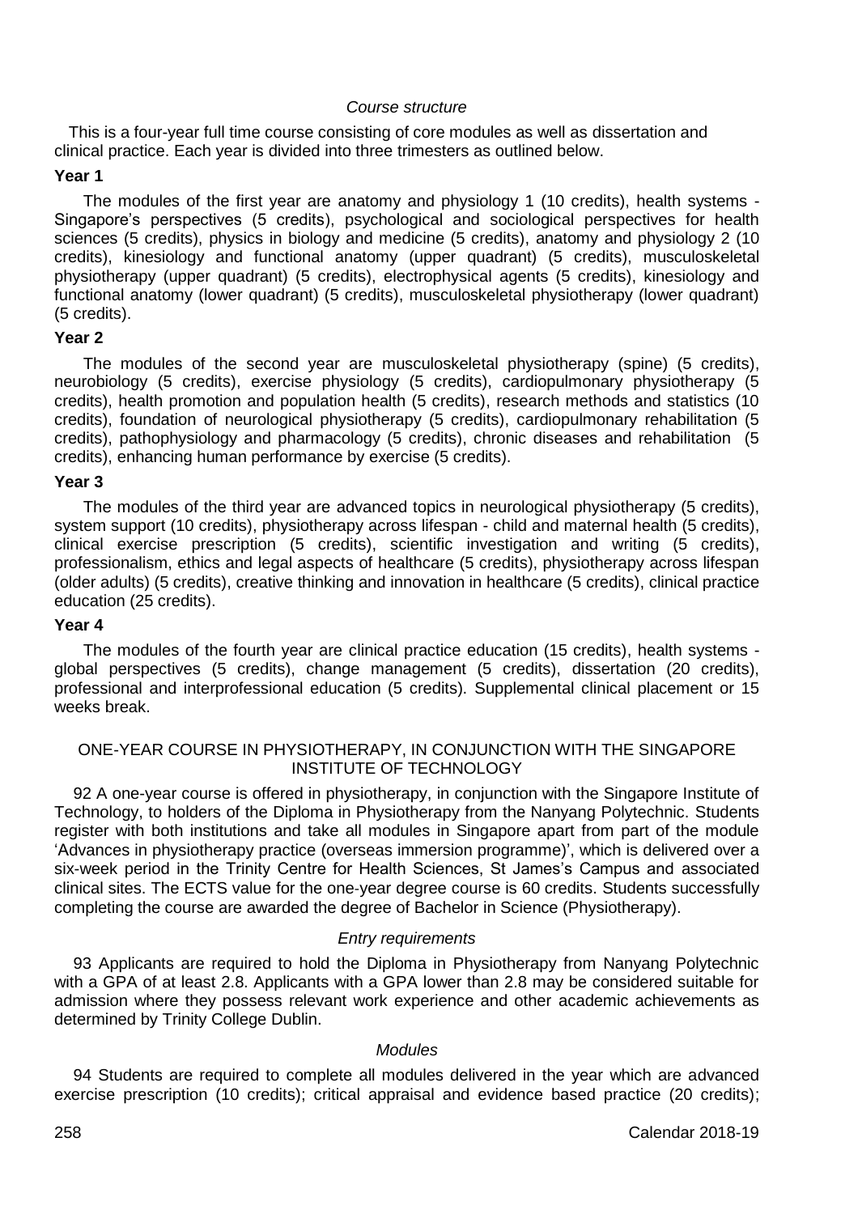*Course structure*

This is a four-year full time course consisting of core modules as well as dissertation and clinical practice. Each year is divided into three trimesters as outlined below.

**Year 1**

The modules of the first year are anatomy and physiology 1 (10 credits), health systems - Singapore's perspectives (5 credits), psychological and sociological perspectives for health sciences (5 credits), physics in biology and medicine (5 credits), anatomy and physiology 2 (10 credits), kinesiology and functional anatomy (upper quadrant) (5 credits), musculoskeletal physiotherapy (upper quadrant) (5 credits), electrophysical agents (5 credits), kinesiology and functional anatomy (lower quadrant) (5 credits), musculoskeletal physiotherapy (lower quadrant) (5 credits).

**Year 2**

The modules of the second year are musculoskeletal physiotherapy (spine) (5 credits), neurobiology (5 credits), exercise physiology (5 credits), cardiopulmonary physiotherapy (5 credits), health promotion and population health (5 credits), research methods and statistics (10 credits), foundation of neurological physiotherapy (5 credits), cardiopulmonary rehabilitation (5 credits), pathophysiology and pharmacology (5 credits), chronic diseases and rehabilitation (5 credits), enhancing human performance by exercise (5 credits).

**Year 3**

The modules of the third year are advanced topics in neurological physiotherapy (5 credits), system support (10 credits), physiotherapy across lifespan - child and maternal health (5 credits), clinical exercise prescription (5 credits), scientific investigation and writing (5 credits), professionalism, ethics and legal aspects of healthcare (5 credits), physiotherapy across lifespan (older adults) (5 credits), creative thinking and innovation in healthcare (5 credits), clinical practice education (25 credits).

**Year 4**

The modules of the fourth year are clinical practice education (15 credits), health systems - global perspectives (5 credits), change management (5 credits), dissertation (20 credits), professional and interprofessional education (5 credits). Supplemental clinical placement or 15 weeks break.

## ONE-YEAR COURSE IN PHYSIOTHERAPY, IN CONJUNCTION WITH THE SINGAPORE INSTITUTE OF TECHNOLOGY

92 A one-year course is offered in physiotherapy, in conjunction with the Singapore Institute of Technology, to holders of the Diploma in Physiotherapy from the Nanyang Polytechnic. Students register with both institutions and take all modules in Singapore apart from part of the module 'Advances in physiotherapy practice (overseas immersion programme)', which is delivered over a six-week period in the Trinity Centre for Health Sciences, St James's Campus and associated clinical sites. The ECTS value for the one-year degree course is 60 credits. Students successfully completing the course are awarded the degree of Bachelor in Science (Physiotherapy).

*Entry requirements*

93 Applicants are required to hold the Diploma in Physiotherapy from Nanyang Polytechnic with a GPA of at least 2.8. Applicants with a GPA lower than 2.8 may be considered suitable for admission where they possess relevant work experience and other academic achievements as determined by Trinity College Dublin.

*Modules*

94 Students are required to complete all modules delivered in the year which are advanced exercise prescription (10 credits); critical appraisal and evidence based practice (20 credits);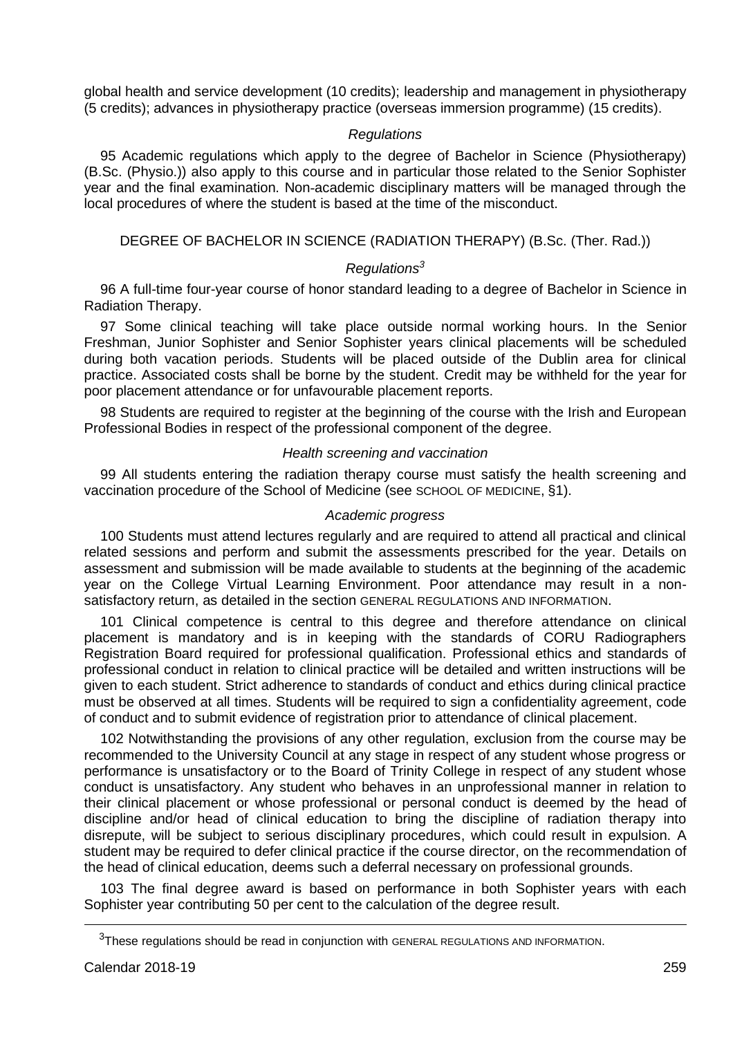global health and service development (10 credits); leadership and management in physiotherapy (5 credits); advances in physiotherapy practice (overseas immersion programme) (15 credits).

*Regulations*

95 Academic regulations which apply to the degree of Bachelor in Science (Physiotherapy) (B.Sc. (Physio.)) also apply to this course and in particular those related to the Senior Sophister year and the final examination. Non-academic disciplinary matters will be managed through the local procedures of where the student is based at the time of the misconduct.

## DEGREE OF BACHELOR IN SCIENCE (RADIATION THERAPY) (B.Sc. (Ther. Rad.))

*Regulations*[3]

96 A full-time four-year course of honor standard leading to a degree of Bachelor in Science in Radiation Therapy.

97 Some clinical teaching will take place outside normal working hours. In the Senior Freshman, Junior Sophister and Senior Sophister years clinical placements will be scheduled during both vacation periods. Students will be placed outside of the Dublin area for clinical practice. Associated costs shall be borne by the student. Credit may be withheld for the year for poor placement attendance or for unfavourable placement reports.

98 Students are required to register at the beginning of the course with the Irish and European Professional Bodies in respect of the professional component of the degree.

*Health screening and vaccination*

99 All students entering the radiation therapy course must satisfy the health screening and vaccination procedure of the School of Medicine (see SCHOOL OF MEDICINE, §1).

*Academic progress*

100 Students must attend lectures regularly and are required to attend all practical and clinical related sessions and perform and submit the assessments prescribed for the year. Details on assessment and submission will be made available to students at the beginning of the academic year on the College Virtual Learning Environment. Poor attendance may result in a non-satisfactory return, as detailed in the section GENERAL REGULATIONS AND INFORMATION.

101 Clinical competence is central to this degree and therefore attendance on clinical placement is mandatory and is in keeping with the standards of CORU Radiographers Registration Board required for professional qualification. Professional ethics and standards of professional conduct in relation to clinical practice will be detailed and written instructions will be given to each student. Strict adherence to standards of conduct and ethics during clinical practice must be observed at all times. Students will be required to sign a confidentiality agreement, code of conduct and to submit evidence of registration prior to attendance of clinical placement.

102 Notwithstanding the provisions of any other regulation, exclusion from the course may be recommended to the University Council at any stage in respect of any student whose progress or performance is unsatisfactory or to the Board of Trinity College in respect of any student whose conduct is unsatisfactory. Any student who behaves in an unprofessional manner in relation to their clinical placement or whose professional or personal conduct is deemed by the head of discipline and/or head of clinical education to bring the discipline of radiation therapy into disrepute, will be subject to serious disciplinary procedures, which could result in expulsion. A student may be required to defer clinical practice if the course director, on the recommendation of the head of clinical education, deems such a deferral necessary on professional grounds.

103 The final degree award is based on performance in both Sophister years with each Sophister year contributing 50 per cent to the calculation of the degree result.

[3]These regulations should be read in conjunction with GENERAL REGULATIONS AND INFORMATION.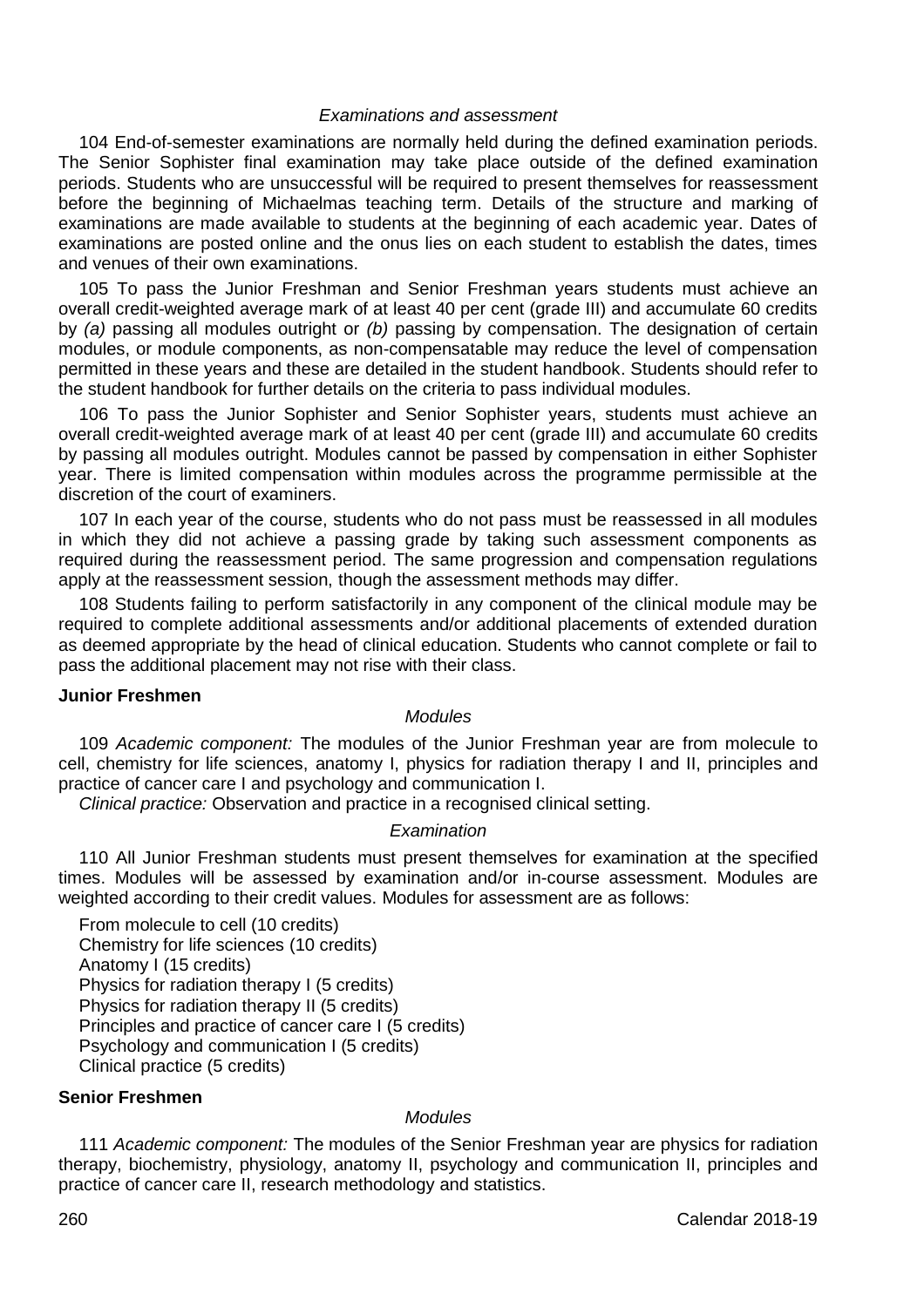### *Examinations and assessment*

104 End-of-semester examinations are normally held during the defined examination periods. The Senior Sophister final examination may take place outside of the defined examination periods. Students who are unsuccessful will be required to present themselves for reassessment before the beginning of Michaelmas teaching term. Details of the structure and marking of examinations are made available to students at the beginning of each academic year. Dates of examinations are posted online and the onus lies on each student to establish the dates, times and venues of their own examinations.

105 To pass the Junior Freshman and Senior Freshman years students must achieve an overall credit-weighted average mark of at least 40 per cent (grade III) and accumulate 60 credits by *(a)* passing all modules outright or *(b)* passing by compensation. The designation of certain modules, or module components, as non-compensatable may reduce the level of compensation permitted in these years and these are detailed in the student handbook. Students should refer to the student handbook for further details on the criteria to pass individual modules.

106 To pass the Junior Sophister and Senior Sophister years, students must achieve an overall credit-weighted average mark of at least 40 per cent (grade III) and accumulate 60 credits by passing all modules outright. Modules cannot be passed by compensation in either Sophister year. There is limited compensation within modules across the programme permissible at the discretion of the court of examiners.

107 In each year of the course, students who do not pass must be reassessed in all modules in which they did not achieve a passing grade by taking such assessment components as required during the reassessment period. The same progression and compensation regulations apply at the reassessment session, though the assessment methods may differ.

108 Students failing to perform satisfactorily in any component of the clinical module may be required to complete additional assessments and/or additional placements of extended duration as deemed appropriate by the head of clinical education. Students who cannot complete or fail to pass the additional placement may not rise with their class.

## Junior Freshmen

### *Modules*

109 *Academic component:* The modules of the Junior Freshman year are from molecule to cell, chemistry for life sciences, anatomy I, physics for radiation therapy I and II, principles and practice of cancer care I and psychology and communication I.

*Clinical practice:* Observation and practice in a recognised clinical setting.

### *Examination*

110 All Junior Freshman students must present themselves for examination at the specified times. Modules will be assessed by examination and/or in-course assessment. Modules are weighted according to their credit values. Modules for assessment are as follows:

From molecule to cell (10 credits)
Chemistry for life sciences (10 credits)
Anatomy I (15 credits)
Physics for radiation therapy I (5 credits)
Physics for radiation therapy II (5 credits)
Principles and practice of cancer care I (5 credits)
Psychology and communication I (5 credits)
Clinical practice (5 credits)

## Senior Freshmen

### *Modules*

111 *Academic component:* The modules of the Senior Freshman year are physics for radiation therapy, biochemistry, physiology, anatomy II, psychology and communication II, principles and practice of cancer care II, research methodology and statistics.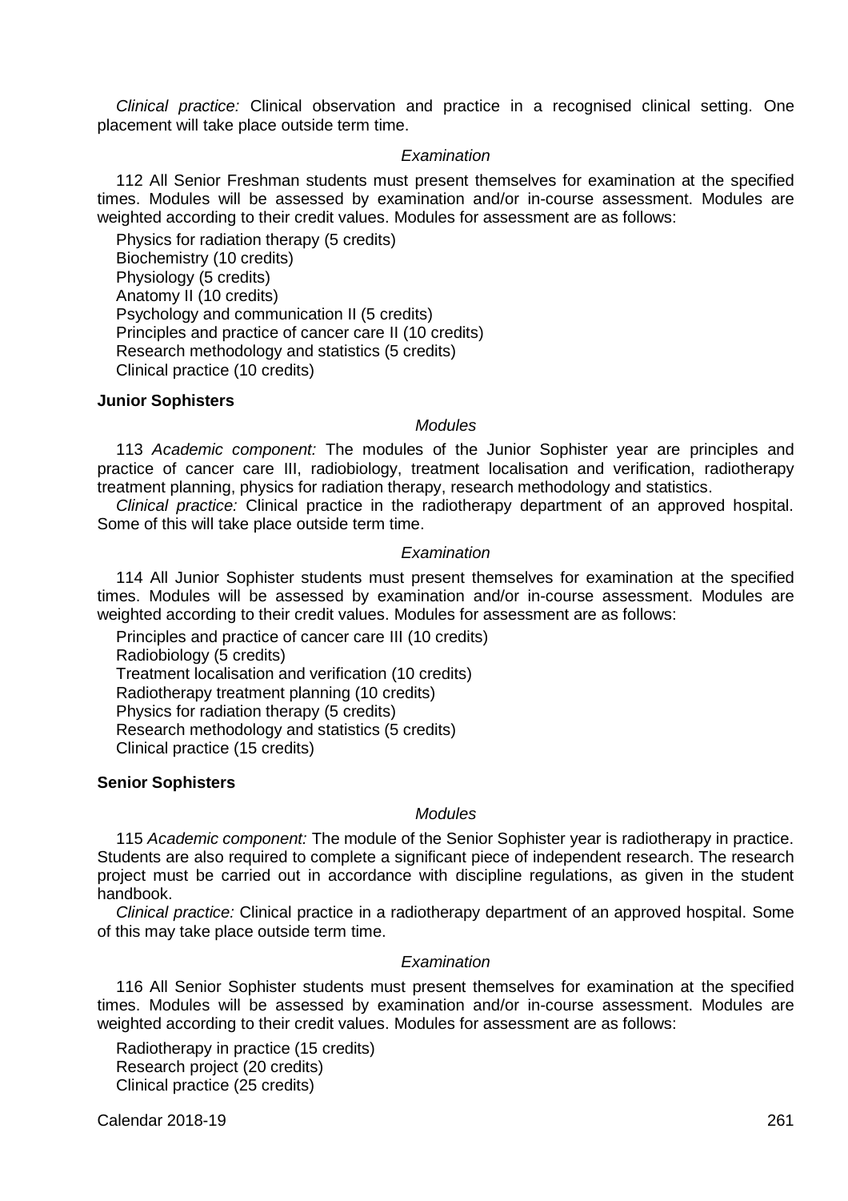*Clinical practice:* Clinical observation and practice in a recognised clinical setting. One placement will take place outside term time.

*Examination*

112 All Senior Freshman students must present themselves for examination at the specified times. Modules will be assessed by examination and/or in-course assessment. Modules are weighted according to their credit values. Modules for assessment are as follows:

Physics for radiation therapy (5 credits)
Biochemistry (10 credits)
Physiology (5 credits)
Anatomy II (10 credits)
Psychology and communication II (5 credits)
Principles and practice of cancer care II (10 credits)
Research methodology and statistics (5 credits)
Clinical practice (10 credits)

**Junior Sophisters**

*Modules*

113 *Academic component:* The modules of the Junior Sophister year are principles and practice of cancer care III, radiobiology, treatment localisation and verification, radiotherapy treatment planning, physics for radiation therapy, research methodology and statistics.

*Clinical practice:* Clinical practice in the radiotherapy department of an approved hospital. Some of this will take place outside term time.

*Examination*

114 All Junior Sophister students must present themselves for examination at the specified times. Modules will be assessed by examination and/or in-course assessment. Modules are weighted according to their credit values. Modules for assessment are as follows:

Principles and practice of cancer care III (10 credits)
Radiobiology (5 credits)
Treatment localisation and verification (10 credits)
Radiotherapy treatment planning (10 credits)
Physics for radiation therapy (5 credits)
Research methodology and statistics (5 credits)
Clinical practice (15 credits)

**Senior Sophisters**

*Modules*

115 *Academic component:* The module of the Senior Sophister year is radiotherapy in practice. Students are also required to complete a significant piece of independent research. The research project must be carried out in accordance with discipline regulations, as given in the student handbook.

*Clinical practice:* Clinical practice in a radiotherapy department of an approved hospital. Some of this may take place outside term time.

*Examination*

116 All Senior Sophister students must present themselves for examination at the specified times. Modules will be assessed by examination and/or in-course assessment. Modules are weighted according to their credit values. Modules for assessment are as follows:

Radiotherapy in practice (15 credits)
Research project (20 credits)
Clinical practice (25 credits)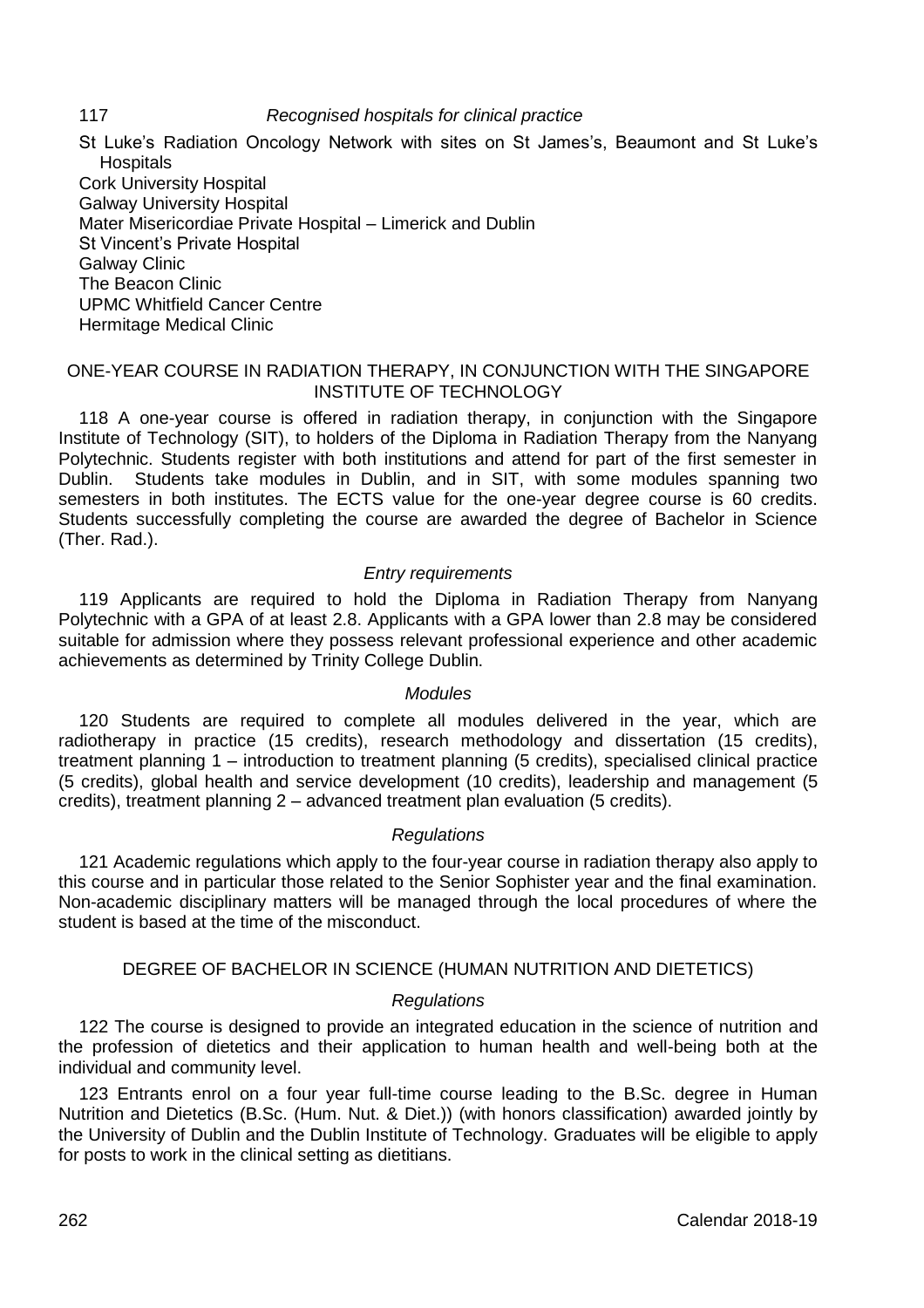117 *Recognised hospitals for clinical practice*

St Luke's Radiation Oncology Network with sites on St James's, Beaumont and St Luke's Hospitals
Cork University Hospital
Galway University Hospital
Mater Misericordiae Private Hospital – Limerick and Dublin
St Vincent's Private Hospital
Galway Clinic
The Beacon Clinic
UPMC Whitfield Cancer Centre
Hermitage Medical Clinic

## ONE-YEAR COURSE IN RADIATION THERAPY, IN CONJUNCTION WITH THE SINGAPORE INSTITUTE OF TECHNOLOGY

118 A one-year course is offered in radiation therapy, in conjunction with the Singapore Institute of Technology (SIT), to holders of the Diploma in Radiation Therapy from the Nanyang Polytechnic. Students register with both institutions and attend for part of the first semester in Dublin. Students take modules in Dublin, and in SIT, with some modules spanning two semesters in both institutes. The ECTS value for the one-year degree course is 60 credits. Students successfully completing the course are awarded the degree of Bachelor in Science (Ther. Rad.).

*Entry requirements*

119 Applicants are required to hold the Diploma in Radiation Therapy from Nanyang Polytechnic with a GPA of at least 2.8. Applicants with a GPA lower than 2.8 may be considered suitable for admission where they possess relevant professional experience and other academic achievements as determined by Trinity College Dublin.

*Modules*

120 Students are required to complete all modules delivered in the year, which are radiotherapy in practice (15 credits), research methodology and dissertation (15 credits), treatment planning 1 – introduction to treatment planning (5 credits), specialised clinical practice (5 credits), global health and service development (10 credits), leadership and management (5 credits), treatment planning 2 – advanced treatment plan evaluation (5 credits).

*Regulations*

121 Academic regulations which apply to the four-year course in radiation therapy also apply to this course and in particular those related to the Senior Sophister year and the final examination. Non-academic disciplinary matters will be managed through the local procedures of where the student is based at the time of the misconduct.

## DEGREE OF BACHELOR IN SCIENCE (HUMAN NUTRITION AND DIETETICS)

*Regulations*

122 The course is designed to provide an integrated education in the science of nutrition and the profession of dietetics and their application to human health and well-being both at the individual and community level.

123 Entrants enrol on a four year full-time course leading to the B.Sc. degree in Human Nutrition and Dietetics (B.Sc. (Hum. Nut. & Diet.)) (with honors classification) awarded jointly by the University of Dublin and the Dublin Institute of Technology. Graduates will be eligible to apply for posts to work in the clinical setting as dietitians.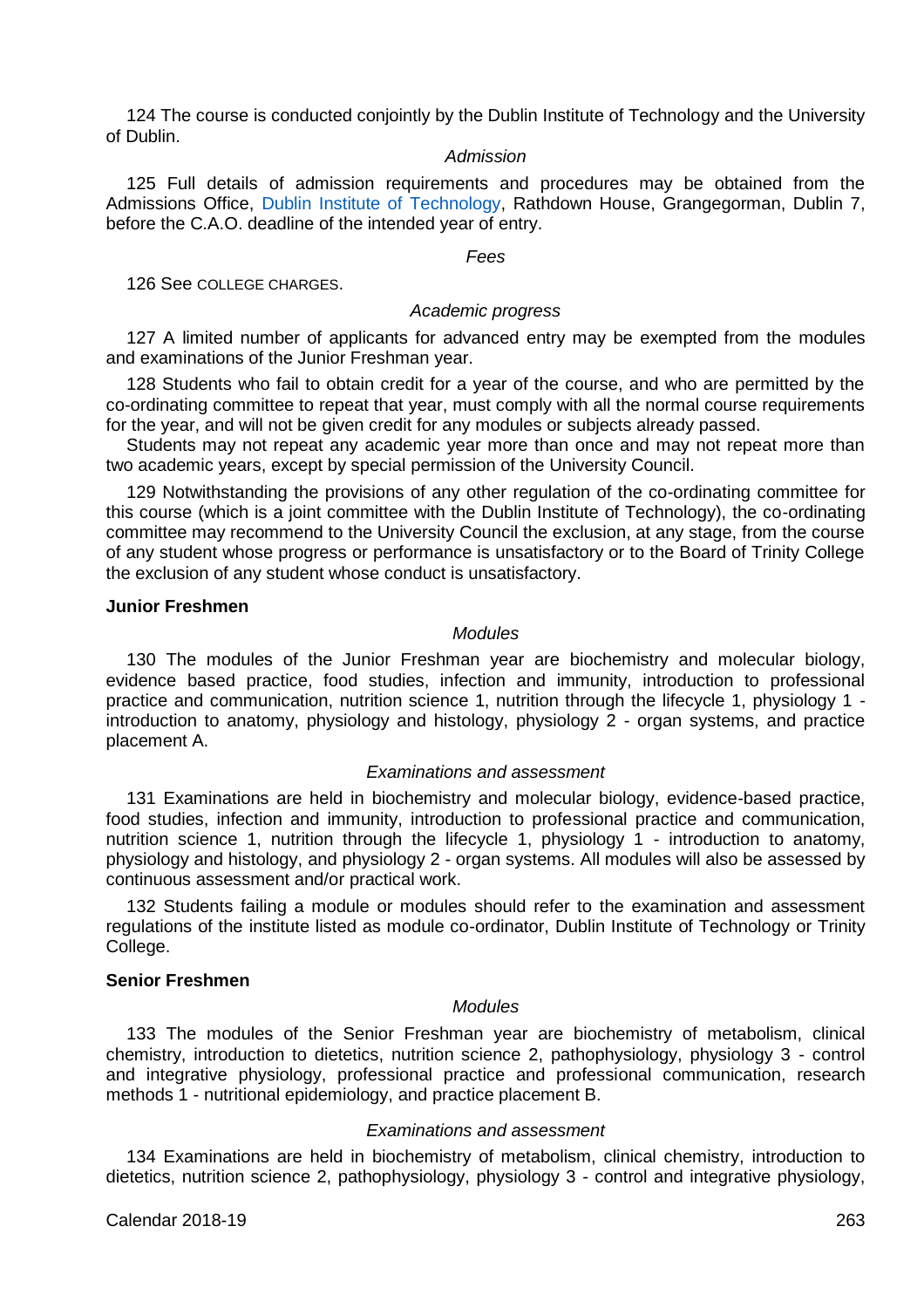124 The course is conducted conjointly by the Dublin Institute of Technology and the University of Dublin.

*Admission*

125 Full details of admission requirements and procedures may be obtained from the Admissions Office, Dublin Institute of Technology, Rathdown House, Grangegorman, Dublin 7, before the C.A.O. deadline of the intended year of entry.

*Fees*

126 See COLLEGE CHARGES.

*Academic progress*

127 A limited number of applicants for advanced entry may be exempted from the modules and examinations of the Junior Freshman year.

128 Students who fail to obtain credit for a year of the course, and who are permitted by the co-ordinating committee to repeat that year, must comply with all the normal course requirements for the year, and will not be given credit for any modules or subjects already passed.

Students may not repeat any academic year more than once and may not repeat more than two academic years, except by special permission of the University Council.

129 Notwithstanding the provisions of any other regulation of the co-ordinating committee for this course (which is a joint committee with the Dublin Institute of Technology), the co-ordinating committee may recommend to the University Council the exclusion, at any stage, from the course of any student whose progress or performance is unsatisfactory or to the Board of Trinity College the exclusion of any student whose conduct is unsatisfactory.

**Junior Freshmen**

*Modules*

130 The modules of the Junior Freshman year are biochemistry and molecular biology, evidence based practice, food studies, infection and immunity, introduction to professional practice and communication, nutrition science 1, nutrition through the lifecycle 1, physiology 1 - introduction to anatomy, physiology and histology, physiology 2 - organ systems, and practice placement A.

*Examinations and assessment*

131 Examinations are held in biochemistry and molecular biology, evidence-based practice, food studies, infection and immunity, introduction to professional practice and communication, nutrition science 1, nutrition through the lifecycle 1, physiology 1 - introduction to anatomy, physiology and histology, and physiology 2 - organ systems. All modules will also be assessed by continuous assessment and/or practical work.

132 Students failing a module or modules should refer to the examination and assessment regulations of the institute listed as module co-ordinator, Dublin Institute of Technology or Trinity College.

**Senior Freshmen**

*Modules*

133 The modules of the Senior Freshman year are biochemistry of metabolism, clinical chemistry, introduction to dietetics, nutrition science 2, pathophysiology, physiology 3 - control and integrative physiology, professional practice and professional communication, research methods 1 - nutritional epidemiology, and practice placement B.

*Examinations and assessment*

134 Examinations are held in biochemistry of metabolism, clinical chemistry, introduction to dietetics, nutrition science 2, pathophysiology, physiology 3 - control and integrative physiology,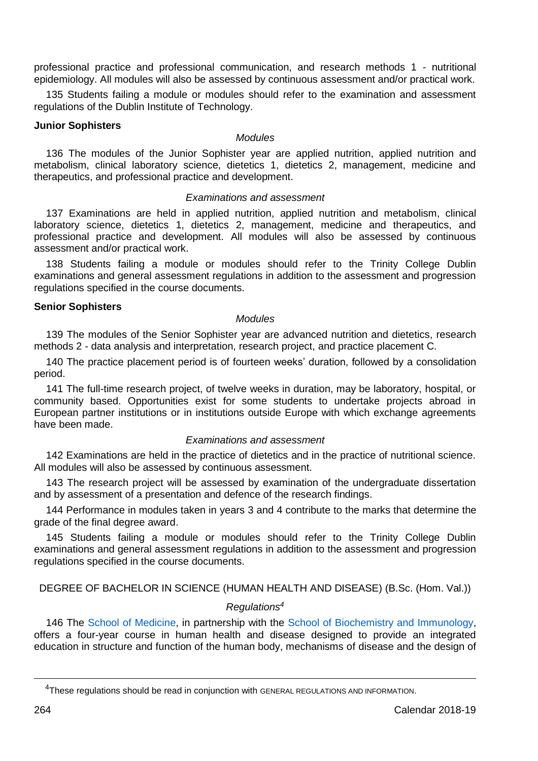professional practice and professional communication, and research methods 1 - nutritional epidemiology. All modules will also be assessed by continuous assessment and/or practical work.

135 Students failing a module or modules should refer to the examination and assessment regulations of the Dublin Institute of Technology.

**Junior Sophisters**

*Modules*

136 The modules of the Junior Sophister year are applied nutrition, applied nutrition and metabolism, clinical laboratory science, dietetics 1, dietetics 2, management, medicine and therapeutics, and professional practice and development.

*Examinations and assessment*

137 Examinations are held in applied nutrition, applied nutrition and metabolism, clinical laboratory science, dietetics 1, dietetics 2, management, medicine and therapeutics, and professional practice and development. All modules will also be assessed by continuous assessment and/or practical work.

138 Students failing a module or modules should refer to the Trinity College Dublin examinations and general assessment regulations in addition to the assessment and progression regulations specified in the course documents.

**Senior Sophisters**

*Modules*

139 The modules of the Senior Sophister year are advanced nutrition and dietetics, research methods 2 - data analysis and interpretation, research project, and practice placement C.

140 The practice placement period is of fourteen weeks' duration, followed by a consolidation period.

141 The full-time research project, of twelve weeks in duration, may be laboratory, hospital, or community based. Opportunities exist for some students to undertake projects abroad in European partner institutions or in institutions outside Europe with which exchange agreements have been made.

*Examinations and assessment*

142 Examinations are held in the practice of dietetics and in the practice of nutritional science. All modules will also be assessed by continuous assessment.

143 The research project will be assessed by examination of the undergraduate dissertation and by assessment of a presentation and defence of the research findings.

144 Performance in modules taken in years 3 and 4 contribute to the marks that determine the grade of the final degree award.

145 Students failing a module or modules should refer to the Trinity College Dublin examinations and general assessment regulations in addition to the assessment and progression regulations specified in the course documents.

## DEGREE OF BACHELOR IN SCIENCE (HUMAN HEALTH AND DISEASE) (B.Sc. (Hom. Val.))

*Regulations*[4]

146 The School of Medicine, in partnership with the School of Biochemistry and Immunology, offers a four-year course in human health and disease designed to provide an integrated education in structure and function of the human body, mechanisms of disease and the design of

[4]These regulations should be read in conjunction with GENERAL REGULATIONS AND INFORMATION.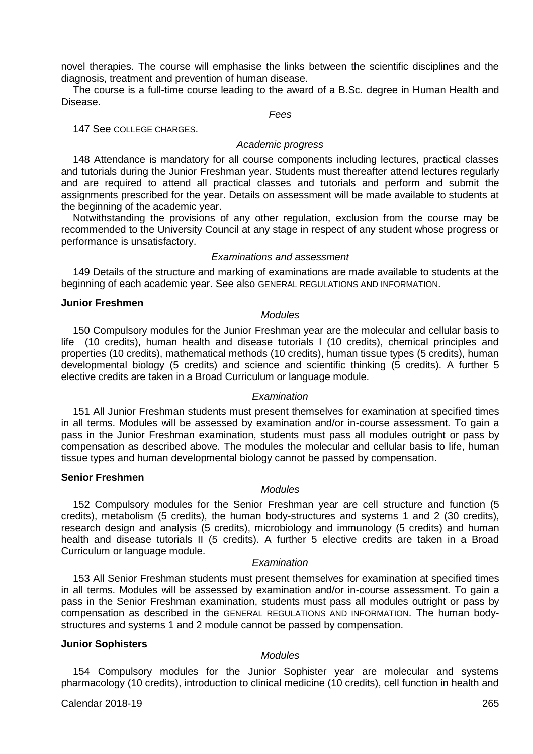novel therapies. The course will emphasise the links between the scientific disciplines and the diagnosis, treatment and prevention of human disease.

The course is a full-time course leading to the award of a B.Sc. degree in Human Health and Disease.

*Fees*

147 See COLLEGE CHARGES.

*Academic progress*

148 Attendance is mandatory for all course components including lectures, practical classes and tutorials during the Junior Freshman year. Students must thereafter attend lectures regularly and are required to attend all practical classes and tutorials and perform and submit the assignments prescribed for the year. Details on assessment will be made available to students at the beginning of the academic year.

Notwithstanding the provisions of any other regulation, exclusion from the course may be recommended to the University Council at any stage in respect of any student whose progress or performance is unsatisfactory.

*Examinations and assessment*

149 Details of the structure and marking of examinations are made available to students at the beginning of each academic year. See also GENERAL REGULATIONS AND INFORMATION.

**Junior Freshmen**

*Modules*

150 Compulsory modules for the Junior Freshman year are the molecular and cellular basis to life (10 credits), human health and disease tutorials I (10 credits), chemical principles and properties (10 credits), mathematical methods (10 credits), human tissue types (5 credits), human developmental biology (5 credits) and science and scientific thinking (5 credits). A further 5 elective credits are taken in a Broad Curriculum or language module.

*Examination*

151 All Junior Freshman students must present themselves for examination at specified times in all terms. Modules will be assessed by examination and/or in-course assessment. To gain a pass in the Junior Freshman examination, students must pass all modules outright or pass by compensation as described above. The modules the molecular and cellular basis to life, human tissue types and human developmental biology cannot be passed by compensation.

**Senior Freshmen**

*Modules*

152 Compulsory modules for the Senior Freshman year are cell structure and function (5 credits), metabolism (5 credits), the human body-structures and systems 1 and 2 (30 credits), research design and analysis (5 credits), microbiology and immunology (5 credits) and human health and disease tutorials II (5 credits). A further 5 elective credits are taken in a Broad Curriculum or language module.

*Examination*

153 All Senior Freshman students must present themselves for examination at specified times in all terms. Modules will be assessed by examination and/or in-course assessment. To gain a pass in the Senior Freshman examination, students must pass all modules outright or pass by compensation as described in the GENERAL REGULATIONS AND INFORMATION. The human body-structures and systems 1 and 2 module cannot be passed by compensation.

**Junior Sophisters**

*Modules*

154 Compulsory modules for the Junior Sophister year are molecular and systems pharmacology (10 credits), introduction to clinical medicine (10 credits), cell function in health and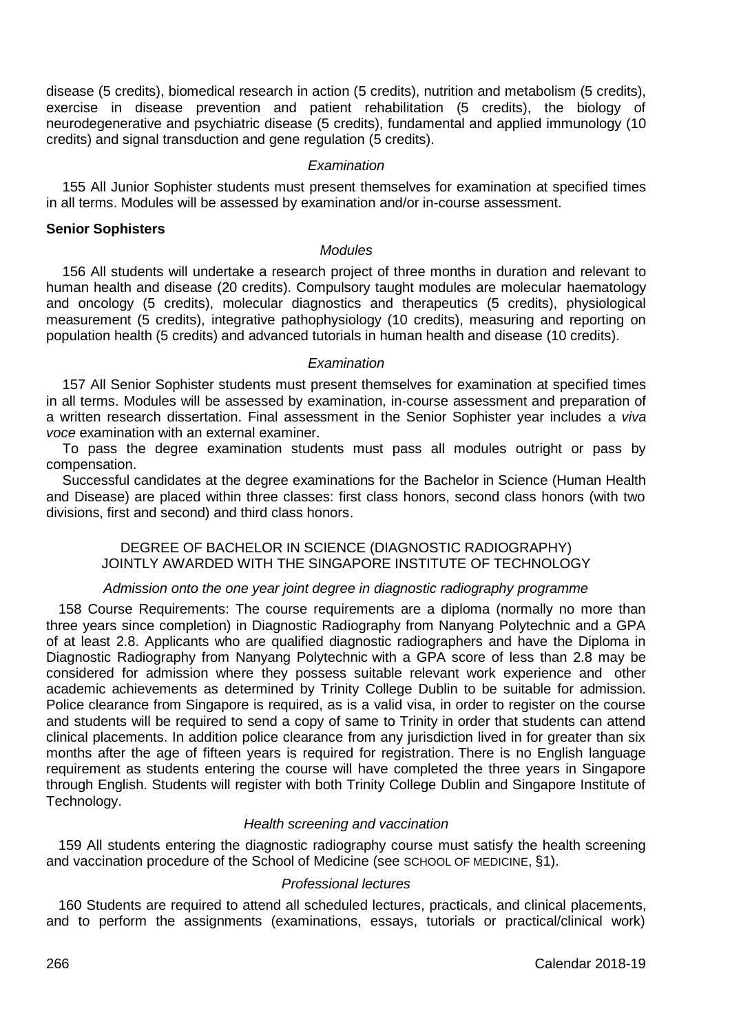disease (5 credits), biomedical research in action (5 credits), nutrition and metabolism (5 credits), exercise in disease prevention and patient rehabilitation (5 credits), the biology of neurodegenerative and psychiatric disease (5 credits), fundamental and applied immunology (10 credits) and signal transduction and gene regulation (5 credits).

*Examination*

155 All Junior Sophister students must present themselves for examination at specified times in all terms. Modules will be assessed by examination and/or in-course assessment.

**Senior Sophisters**

*Modules*

156 All students will undertake a research project of three months in duration and relevant to human health and disease (20 credits). Compulsory taught modules are molecular haematology and oncology (5 credits), molecular diagnostics and therapeutics (5 credits), physiological measurement (5 credits), integrative pathophysiology (10 credits), measuring and reporting on population health (5 credits) and advanced tutorials in human health and disease (10 credits).

*Examination*

157 All Senior Sophister students must present themselves for examination at specified times in all terms. Modules will be assessed by examination, in-course assessment and preparation of a written research dissertation. Final assessment in the Senior Sophister year includes a *viva voce* examination with an external examiner.

To pass the degree examination students must pass all modules outright or pass by compensation.

Successful candidates at the degree examinations for the Bachelor in Science (Human Health and Disease) are placed within three classes: first class honors, second class honors (with two divisions, first and second) and third class honors.

## DEGREE OF BACHELOR IN SCIENCE (DIAGNOSTIC RADIOGRAPHY) JOINTLY AWARDED WITH THE SINGAPORE INSTITUTE OF TECHNOLOGY

*Admission onto the one year joint degree in diagnostic radiography programme*

158 Course Requirements: The course requirements are a diploma (normally no more than three years since completion) in Diagnostic Radiography from Nanyang Polytechnic and a GPA of at least 2.8. Applicants who are qualified diagnostic radiographers and have the Diploma in Diagnostic Radiography from Nanyang Polytechnic with a GPA score of less than 2.8 may be considered for admission where they possess suitable relevant work experience and other academic achievements as determined by Trinity College Dublin to be suitable for admission. Police clearance from Singapore is required, as is a valid visa, in order to register on the course and students will be required to send a copy of same to Trinity in order that students can attend clinical placements. In addition police clearance from any jurisdiction lived in for greater than six months after the age of fifteen years is required for registration. There is no English language requirement as students entering the course will have completed the three years in Singapore through English. Students will register with both Trinity College Dublin and Singapore Institute of Technology.

*Health screening and vaccination*

159 All students entering the diagnostic radiography course must satisfy the health screening and vaccination procedure of the School of Medicine (see SCHOOL OF MEDICINE, §1).

*Professional lectures*

160 Students are required to attend all scheduled lectures, practicals, and clinical placements, and to perform the assignments (examinations, essays, tutorials or practical/clinical work)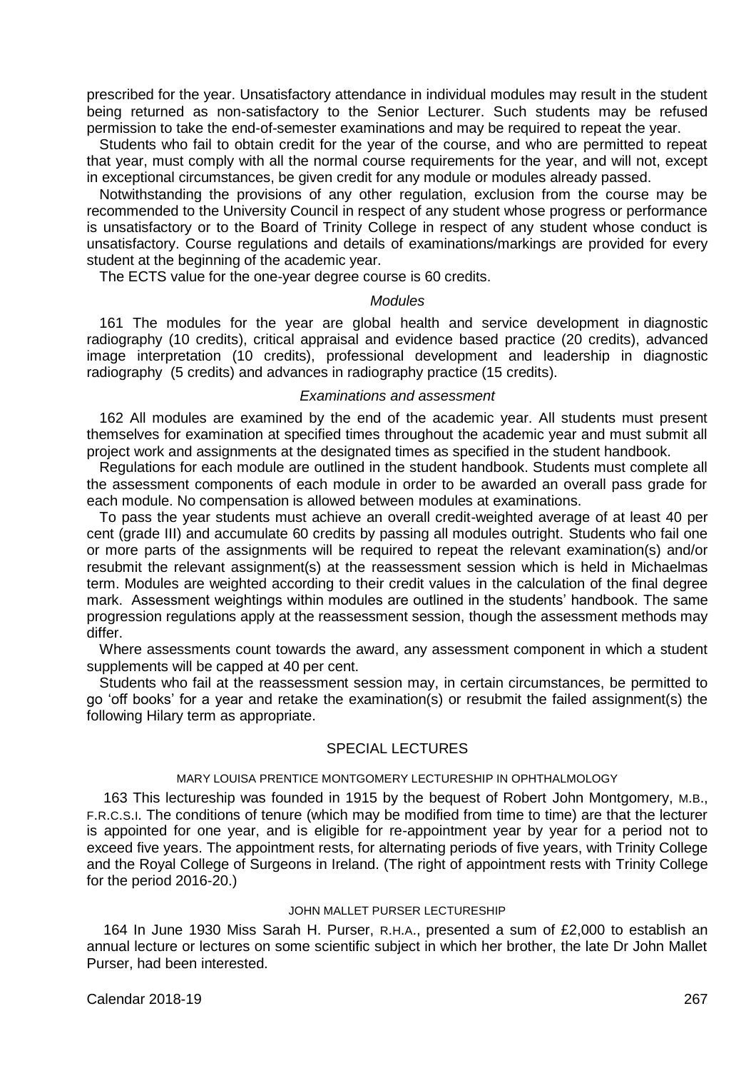prescribed for the year. Unsatisfactory attendance in individual modules may result in the student being returned as non-satisfactory to the Senior Lecturer. Such students may be refused permission to take the end-of-semester examinations and may be required to repeat the year.

Students who fail to obtain credit for the year of the course, and who are permitted to repeat that year, must comply with all the normal course requirements for the year, and will not, except in exceptional circumstances, be given credit for any module or modules already passed.

Notwithstanding the provisions of any other regulation, exclusion from the course may be recommended to the University Council in respect of any student whose progress or performance is unsatisfactory or to the Board of Trinity College in respect of any student whose conduct is unsatisfactory. Course regulations and details of examinations/markings are provided for every student at the beginning of the academic year.

The ECTS value for the one-year degree course is 60 credits.

*Modules*

161 The modules for the year are global health and service development in diagnostic radiography (10 credits), critical appraisal and evidence based practice (20 credits), advanced image interpretation (10 credits), professional development and leadership in diagnostic radiography (5 credits) and advances in radiography practice (15 credits).

*Examinations and assessment*

162 All modules are examined by the end of the academic year. All students must present themselves for examination at specified times throughout the academic year and must submit all project work and assignments at the designated times as specified in the student handbook.

Regulations for each module are outlined in the student handbook. Students must complete all the assessment components of each module in order to be awarded an overall pass grade for each module. No compensation is allowed between modules at examinations.

To pass the year students must achieve an overall credit-weighted average of at least 40 per cent (grade III) and accumulate 60 credits by passing all modules outright. Students who fail one or more parts of the assignments will be required to repeat the relevant examination(s) and/or resubmit the relevant assignment(s) at the reassessment session which is held in Michaelmas term. Modules are weighted according to their credit values in the calculation of the final degree mark. Assessment weightings within modules are outlined in the students' handbook. The same progression regulations apply at the reassessment session, though the assessment methods may differ.

Where assessments count towards the award, any assessment component in which a student supplements will be capped at 40 per cent.

Students who fail at the reassessment session may, in certain circumstances, be permitted to go 'off books' for a year and retake the examination(s) or resubmit the failed assignment(s) the following Hilary term as appropriate.

## SPECIAL LECTURES

### MARY LOUISA PRENTICE MONTGOMERY LECTURESHIP IN OPHTHALMOLOGY

163 This lectureship was founded in 1915 by the bequest of Robert John Montgomery, M.B., F.R.C.S.I. The conditions of tenure (which may be modified from time to time) are that the lecturer is appointed for one year, and is eligible for re-appointment year by year for a period not to exceed five years. The appointment rests, for alternating periods of five years, with Trinity College and the Royal College of Surgeons in Ireland. (The right of appointment rests with Trinity College for the period 2016-20.)

### JOHN MALLET PURSER LECTURESHIP

164 In June 1930 Miss Sarah H. Purser, R.H.A., presented a sum of £2,000 to establish an annual lecture or lectures on some scientific subject in which her brother, the late Dr John Mallet Purser, had been interested.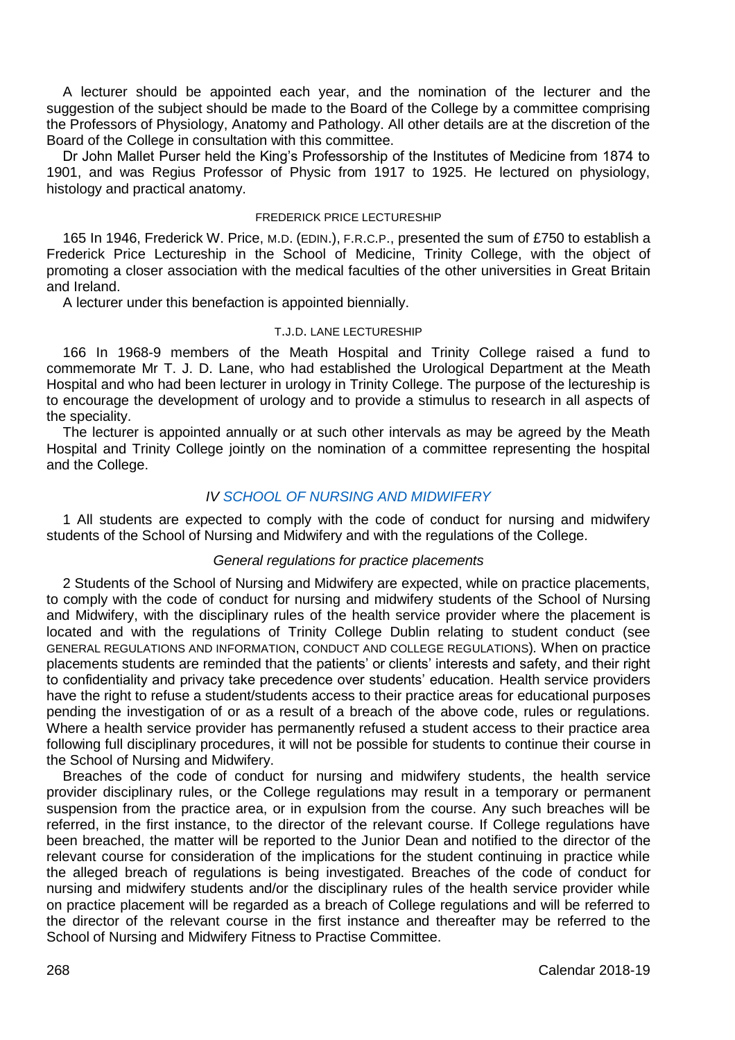A lecturer should be appointed each year, and the nomination of the lecturer and the suggestion of the subject should be made to the Board of the College by a committee comprising the Professors of Physiology, Anatomy and Pathology. All other details are at the discretion of the Board of the College in consultation with this committee.

Dr John Mallet Purser held the King's Professorship of the Institutes of Medicine from 1874 to 1901, and was Regius Professor of Physic from 1917 to 1925. He lectured on physiology, histology and practical anatomy.

#### FREDERICK PRICE LECTURESHIP

165 In 1946, Frederick W. Price, M.D. (EDIN.), F.R.C.P., presented the sum of £750 to establish a Frederick Price Lectureship in the School of Medicine, Trinity College, with the object of promoting a closer association with the medical faculties of the other universities in Great Britain and Ireland.

A lecturer under this benefaction is appointed biennially.

#### T.J.D. LANE LECTURESHIP

166 In 1968-9 members of the Meath Hospital and Trinity College raised a fund to commemorate Mr T. J. D. Lane, who had established the Urological Department at the Meath Hospital and who had been lecturer in urology in Trinity College. The purpose of the lectureship is to encourage the development of urology and to provide a stimulus to research in all aspects of the speciality.

The lecturer is appointed annually or at such other intervals as may be agreed by the Meath Hospital and Trinity College jointly on the nomination of a committee representing the hospital and the College.

## *IV SCHOOL OF NURSING AND MIDWIFERY*

1 All students are expected to comply with the code of conduct for nursing and midwifery students of the School of Nursing and Midwifery and with the regulations of the College.

### *General regulations for practice placements*

2 Students of the School of Nursing and Midwifery are expected, while on practice placements, to comply with the code of conduct for nursing and midwifery students of the School of Nursing and Midwifery, with the disciplinary rules of the health service provider where the placement is located and with the regulations of Trinity College Dublin relating to student conduct (see GENERAL REGULATIONS AND INFORMATION, CONDUCT AND COLLEGE REGULATIONS). When on practice placements students are reminded that the patients' or clients' interests and safety, and their right to confidentiality and privacy take precedence over students' education. Health service providers have the right to refuse a student/students access to their practice areas for educational purposes pending the investigation of or as a result of a breach of the above code, rules or regulations. Where a health service provider has permanently refused a student access to their practice area following full disciplinary procedures, it will not be possible for students to continue their course in the School of Nursing and Midwifery.

Breaches of the code of conduct for nursing and midwifery students, the health service provider disciplinary rules, or the College regulations may result in a temporary or permanent suspension from the practice area, or in expulsion from the course. Any such breaches will be referred, in the first instance, to the director of the relevant course. If College regulations have been breached, the matter will be reported to the Junior Dean and notified to the director of the relevant course for consideration of the implications for the student continuing in practice while the alleged breach of regulations is being investigated. Breaches of the code of conduct for nursing and midwifery students and/or the disciplinary rules of the health service provider while on practice placement will be regarded as a breach of College regulations and will be referred to the director of the relevant course in the first instance and thereafter may be referred to the School of Nursing and Midwifery Fitness to Practise Committee.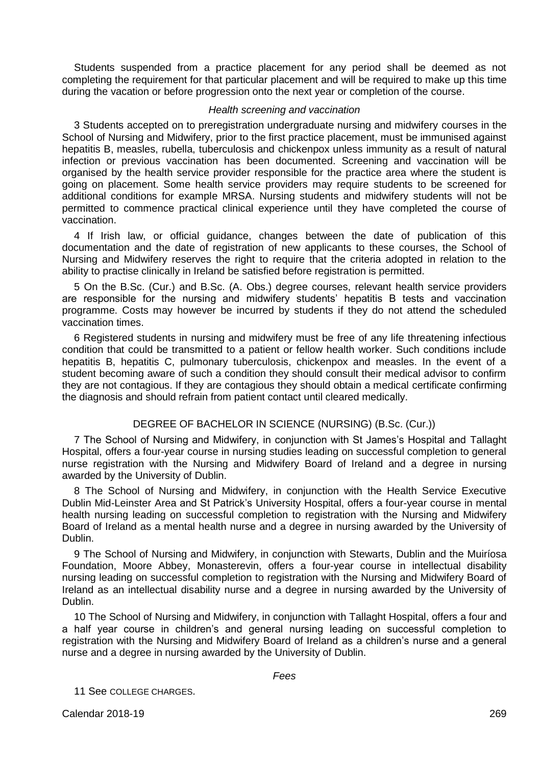Students suspended from a practice placement for any period shall be deemed as not completing the requirement for that particular placement and will be required to make up this time during the vacation or before progression onto the next year or completion of the course.

*Health screening and vaccination*

3 Students accepted on to preregistration undergraduate nursing and midwifery courses in the School of Nursing and Midwifery, prior to the first practice placement, must be immunised against hepatitis B, measles, rubella, tuberculosis and chickenpox unless immunity as a result of natural infection or previous vaccination has been documented. Screening and vaccination will be organised by the health service provider responsible for the practice area where the student is going on placement. Some health service providers may require students to be screened for additional conditions for example MRSA. Nursing students and midwifery students will not be permitted to commence practical clinical experience until they have completed the course of vaccination.

4 If Irish law, or official guidance, changes between the date of publication of this documentation and the date of registration of new applicants to these courses, the School of Nursing and Midwifery reserves the right to require that the criteria adopted in relation to the ability to practise clinically in Ireland be satisfied before registration is permitted.

5 On the B.Sc. (Cur.) and B.Sc. (A. Obs.) degree courses, relevant health service providers are responsible for the nursing and midwifery students' hepatitis B tests and vaccination programme. Costs may however be incurred by students if they do not attend the scheduled vaccination times.

6 Registered students in nursing and midwifery must be free of any life threatening infectious condition that could be transmitted to a patient or fellow health worker. Such conditions include hepatitis B, hepatitis C, pulmonary tuberculosis, chickenpox and measles. In the event of a student becoming aware of such a condition they should consult their medical advisor to confirm they are not contagious. If they are contagious they should obtain a medical certificate confirming the diagnosis and should refrain from patient contact until cleared medically.

## DEGREE OF BACHELOR IN SCIENCE (NURSING) (B.Sc. (Cur.))

7 The School of Nursing and Midwifery, in conjunction with St James's Hospital and Tallaght Hospital, offers a four-year course in nursing studies leading on successful completion to general nurse registration with the Nursing and Midwifery Board of Ireland and a degree in nursing awarded by the University of Dublin.

8 The School of Nursing and Midwifery, in conjunction with the Health Service Executive Dublin Mid-Leinster Area and St Patrick's University Hospital, offers a four-year course in mental health nursing leading on successful completion to registration with the Nursing and Midwifery Board of Ireland as a mental health nurse and a degree in nursing awarded by the University of Dublin.

9 The School of Nursing and Midwifery, in conjunction with Stewarts, Dublin and the Muiríosa Foundation, Moore Abbey, Monasterevin, offers a four-year course in intellectual disability nursing leading on successful completion to registration with the Nursing and Midwifery Board of Ireland as an intellectual disability nurse and a degree in nursing awarded by the University of Dublin.

10 The School of Nursing and Midwifery, in conjunction with Tallaght Hospital, offers a four and a half year course in children's and general nursing leading on successful completion to registration with the Nursing and Midwifery Board of Ireland as a children's nurse and a general nurse and a degree in nursing awarded by the University of Dublin.

*Fees*

11 See COLLEGE CHARGES.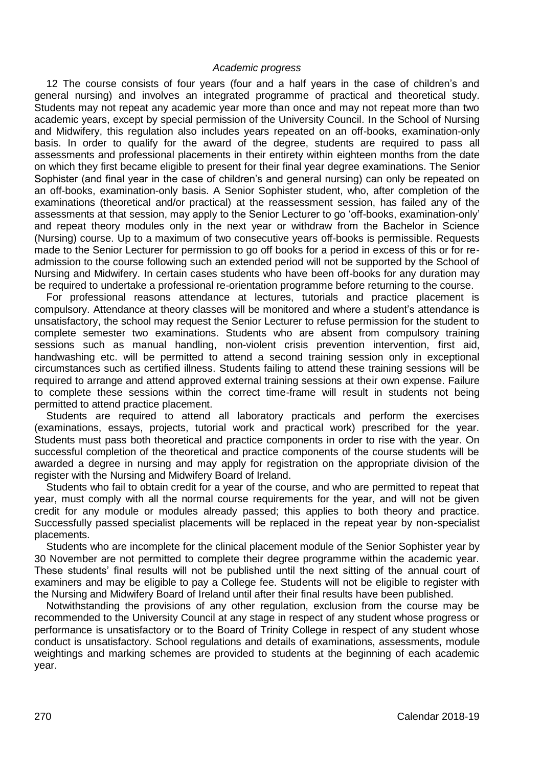*Academic progress*

12 The course consists of four years (four and a half years in the case of children's and general nursing) and involves an integrated programme of practical and theoretical study. Students may not repeat any academic year more than once and may not repeat more than two academic years, except by special permission of the University Council. In the School of Nursing and Midwifery, this regulation also includes years repeated on an off-books, examination-only basis. In order to qualify for the award of the degree, students are required to pass all assessments and professional placements in their entirety within eighteen months from the date on which they first became eligible to present for their final year degree examinations. The Senior Sophister (and final year in the case of children's and general nursing) can only be repeated on an off-books, examination-only basis. A Senior Sophister student, who, after completion of the examinations (theoretical and/or practical) at the reassessment session, has failed any of the assessments at that session, may apply to the Senior Lecturer to go 'off-books, examination-only' and repeat theory modules only in the next year or withdraw from the Bachelor in Science (Nursing) course. Up to a maximum of two consecutive years off-books is permissible. Requests made to the Senior Lecturer for permission to go off books for a period in excess of this or for re-admission to the course following such an extended period will not be supported by the School of Nursing and Midwifery. In certain cases students who have been off-books for any duration may be required to undertake a professional re-orientation programme before returning to the course.

For professional reasons attendance at lectures, tutorials and practice placement is compulsory. Attendance at theory classes will be monitored and where a student's attendance is unsatisfactory, the school may request the Senior Lecturer to refuse permission for the student to complete semester two examinations. Students who are absent from compulsory training sessions such as manual handling, non-violent crisis prevention intervention, first aid, handwashing etc. will be permitted to attend a second training session only in exceptional circumstances such as certified illness. Students failing to attend these training sessions will be required to arrange and attend approved external training sessions at their own expense. Failure to complete these sessions within the correct time-frame will result in students not being permitted to attend practice placement.

Students are required to attend all laboratory practicals and perform the exercises (examinations, essays, projects, tutorial work and practical work) prescribed for the year. Students must pass both theoretical and practice components in order to rise with the year. On successful completion of the theoretical and practice components of the course students will be awarded a degree in nursing and may apply for registration on the appropriate division of the register with the Nursing and Midwifery Board of Ireland.

Students who fail to obtain credit for a year of the course, and who are permitted to repeat that year, must comply with all the normal course requirements for the year, and will not be given credit for any module or modules already passed; this applies to both theory and practice. Successfully passed specialist placements will be replaced in the repeat year by non-specialist placements.

Students who are incomplete for the clinical placement module of the Senior Sophister year by 30 November are not permitted to complete their degree programme within the academic year. These students' final results will not be published until the next sitting of the annual court of examiners and may be eligible to pay a College fee. Students will not be eligible to register with the Nursing and Midwifery Board of Ireland until after their final results have been published.

Notwithstanding the provisions of any other regulation, exclusion from the course may be recommended to the University Council at any stage in respect of any student whose progress or performance is unsatisfactory or to the Board of Trinity College in respect of any student whose conduct is unsatisfactory. School regulations and details of examinations, assessments, module weightings and marking schemes are provided to students at the beginning of each academic year.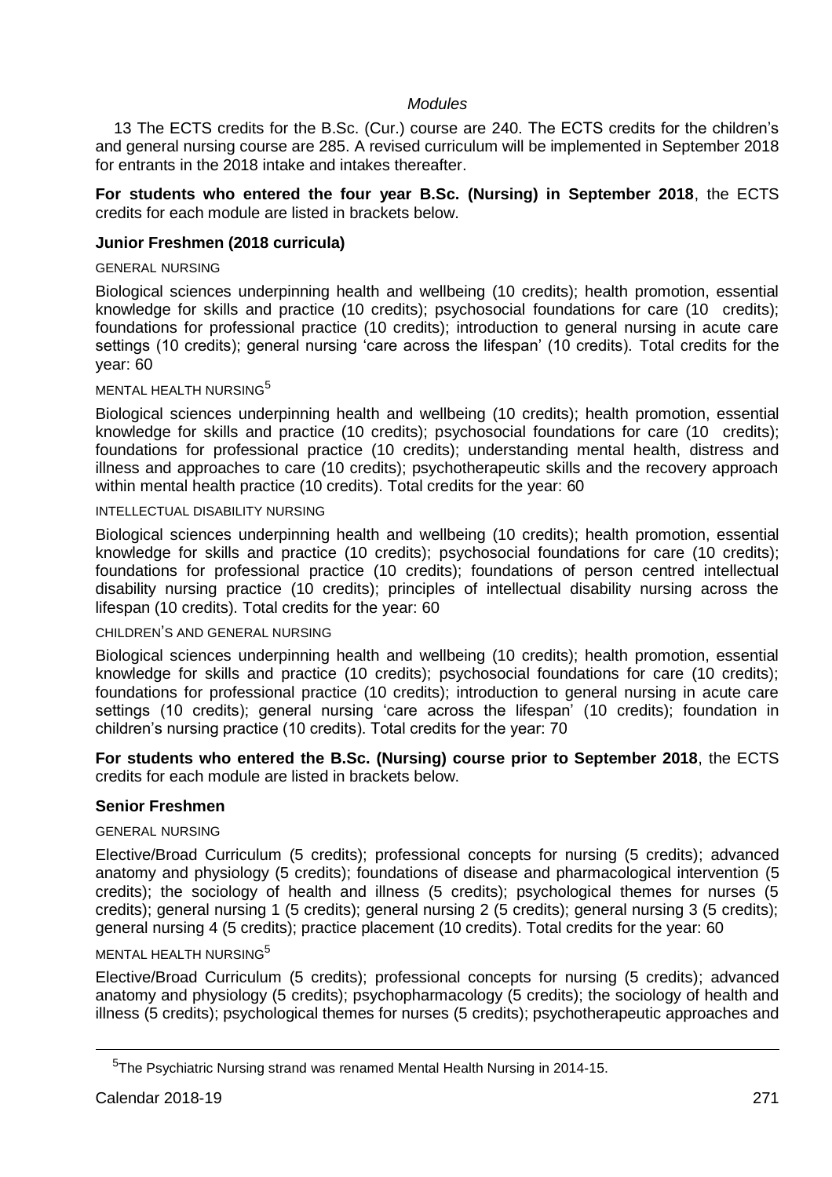*Modules*

13 The ECTS credits for the B.Sc. (Cur.) course are 240. The ECTS credits for the children's and general nursing course are 285. A revised curriculum will be implemented in September 2018 for entrants in the 2018 intake and intakes thereafter.

**For students who entered the four year B.Sc. (Nursing) in September 2018**, the ECTS credits for each module are listed in brackets below.

### Junior Freshmen (2018 curricula)

GENERAL NURSING

Biological sciences underpinning health and wellbeing (10 credits); health promotion, essential knowledge for skills and practice (10 credits); psychosocial foundations for care (10 credits); foundations for professional practice (10 credits); introduction to general nursing in acute care settings (10 credits); general nursing 'care across the lifespan' (10 credits). Total credits for the year: 60

MENTAL HEALTH NURSING[5]

Biological sciences underpinning health and wellbeing (10 credits); health promotion, essential knowledge for skills and practice (10 credits); psychosocial foundations for care (10 credits); foundations for professional practice (10 credits); understanding mental health, distress and illness and approaches to care (10 credits); psychotherapeutic skills and the recovery approach within mental health practice (10 credits). Total credits for the year: 60

INTELLECTUAL DISABILITY NURSING

Biological sciences underpinning health and wellbeing (10 credits); health promotion, essential knowledge for skills and practice (10 credits); psychosocial foundations for care (10 credits); foundations for professional practice (10 credits); foundations of person centred intellectual disability nursing practice (10 credits); principles of intellectual disability nursing across the lifespan (10 credits). Total credits for the year: 60

CHILDREN'S AND GENERAL NURSING

Biological sciences underpinning health and wellbeing (10 credits); health promotion, essential knowledge for skills and practice (10 credits); psychosocial foundations for care (10 credits); foundations for professional practice (10 credits); introduction to general nursing in acute care settings (10 credits); general nursing 'care across the lifespan' (10 credits); foundation in children's nursing practice (10 credits). Total credits for the year: 70

**For students who entered the B.Sc. (Nursing) course prior to September 2018**, the ECTS credits for each module are listed in brackets below.

### Senior Freshmen

GENERAL NURSING

Elective/Broad Curriculum (5 credits); professional concepts for nursing (5 credits); advanced anatomy and physiology (5 credits); foundations of disease and pharmacological intervention (5 credits); the sociology of health and illness (5 credits); psychological themes for nurses (5 credits); general nursing 1 (5 credits); general nursing 2 (5 credits); general nursing 3 (5 credits); general nursing 4 (5 credits); practice placement (10 credits). Total credits for the year: 60

MENTAL HEALTH NURSING[5]

Elective/Broad Curriculum (5 credits); professional concepts for nursing (5 credits); advanced anatomy and physiology (5 credits); psychopharmacology (5 credits); the sociology of health and illness (5 credits); psychological themes for nurses (5 credits); psychotherapeutic approaches and

---

[5] The Psychiatric Nursing strand was renamed Mental Health Nursing in 2014-15.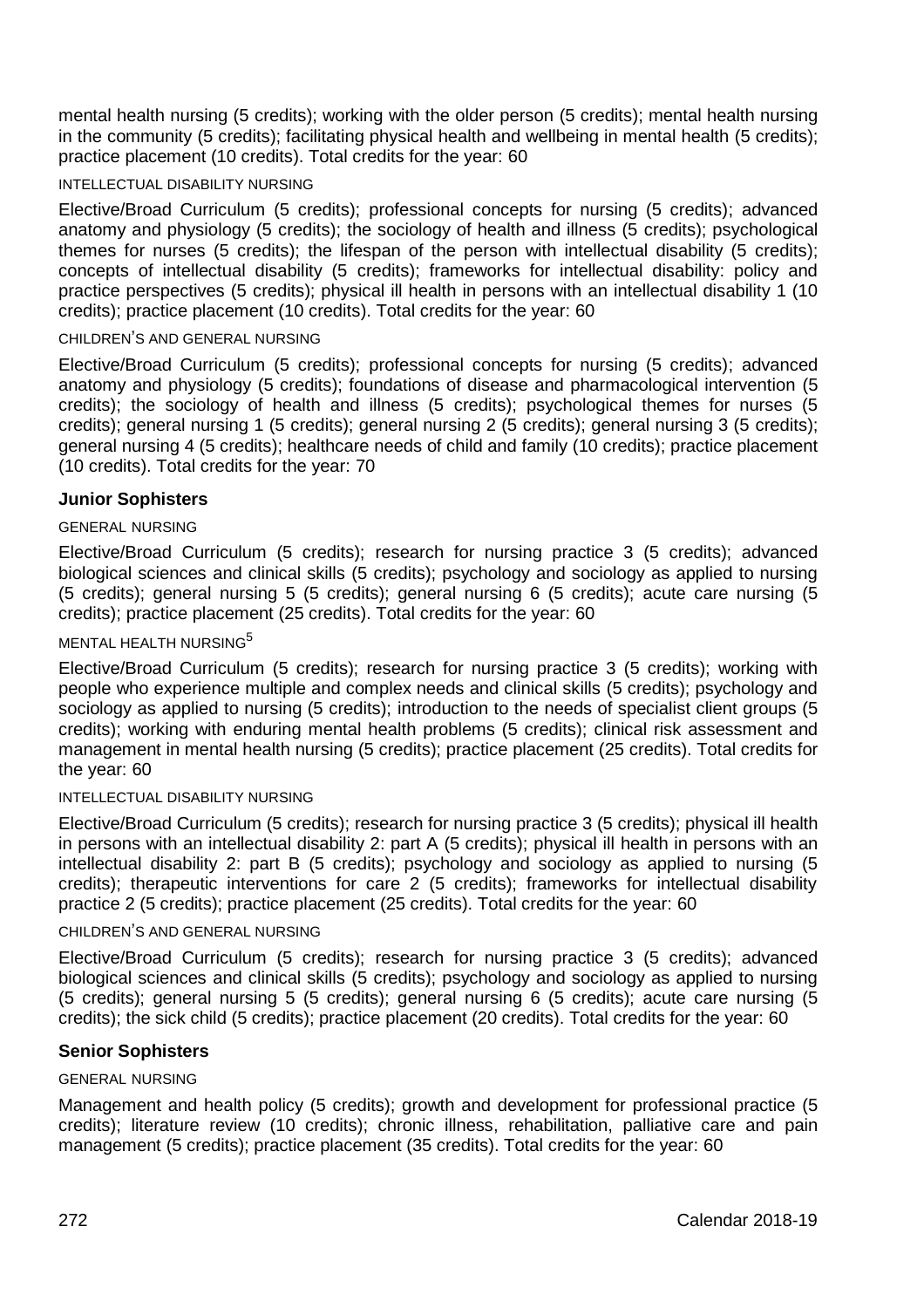mental health nursing (5 credits); working with the older person (5 credits); mental health nursing in the community (5 credits); facilitating physical health and wellbeing in mental health (5 credits); practice placement (10 credits). Total credits for the year: 60

INTELLECTUAL DISABILITY NURSING

Elective/Broad Curriculum (5 credits); professional concepts for nursing (5 credits); advanced anatomy and physiology (5 credits); the sociology of health and illness (5 credits); psychological themes for nurses (5 credits); the lifespan of the person with intellectual disability (5 credits); concepts of intellectual disability (5 credits); frameworks for intellectual disability: policy and practice perspectives (5 credits); physical ill health in persons with an intellectual disability 1 (10 credits); practice placement (10 credits). Total credits for the year: 60

CHILDREN'S AND GENERAL NURSING

Elective/Broad Curriculum (5 credits); professional concepts for nursing (5 credits); advanced anatomy and physiology (5 credits); foundations of disease and pharmacological intervention (5 credits); the sociology of health and illness (5 credits); psychological themes for nurses (5 credits); general nursing 1 (5 credits); general nursing 2 (5 credits); general nursing 3 (5 credits); general nursing 4 (5 credits); healthcare needs of child and family (10 credits); practice placement (10 credits). Total credits for the year: 70

**Junior Sophisters**

GENERAL NURSING

Elective/Broad Curriculum (5 credits); research for nursing practice 3 (5 credits); advanced biological sciences and clinical skills (5 credits); psychology and sociology as applied to nursing (5 credits); general nursing 5 (5 credits); general nursing 6 (5 credits); acute care nursing (5 credits); practice placement (25 credits). Total credits for the year: 60

MENTAL HEALTH NURSING[5]

Elective/Broad Curriculum (5 credits); research for nursing practice 3 (5 credits); working with people who experience multiple and complex needs and clinical skills (5 credits); psychology and sociology as applied to nursing (5 credits); introduction to the needs of specialist client groups (5 credits); working with enduring mental health problems (5 credits); clinical risk assessment and management in mental health nursing (5 credits); practice placement (25 credits). Total credits for the year: 60

INTELLECTUAL DISABILITY NURSING

Elective/Broad Curriculum (5 credits); research for nursing practice 3 (5 credits); physical ill health in persons with an intellectual disability 2: part A (5 credits); physical ill health in persons with an intellectual disability 2: part B (5 credits); psychology and sociology as applied to nursing (5 credits); therapeutic interventions for care 2 (5 credits); frameworks for intellectual disability practice 2 (5 credits); practice placement (25 credits). Total credits for the year: 60

CHILDREN'S AND GENERAL NURSING

Elective/Broad Curriculum (5 credits); research for nursing practice 3 (5 credits); advanced biological sciences and clinical skills (5 credits); psychology and sociology as applied to nursing (5 credits); general nursing 5 (5 credits); general nursing 6 (5 credits); acute care nursing (5 credits); the sick child (5 credits); practice placement (20 credits). Total credits for the year: 60

**Senior Sophisters**

GENERAL NURSING

Management and health policy (5 credits); growth and development for professional practice (5 credits); literature review (10 credits); chronic illness, rehabilitation, palliative care and pain management (5 credits); practice placement (35 credits). Total credits for the year: 60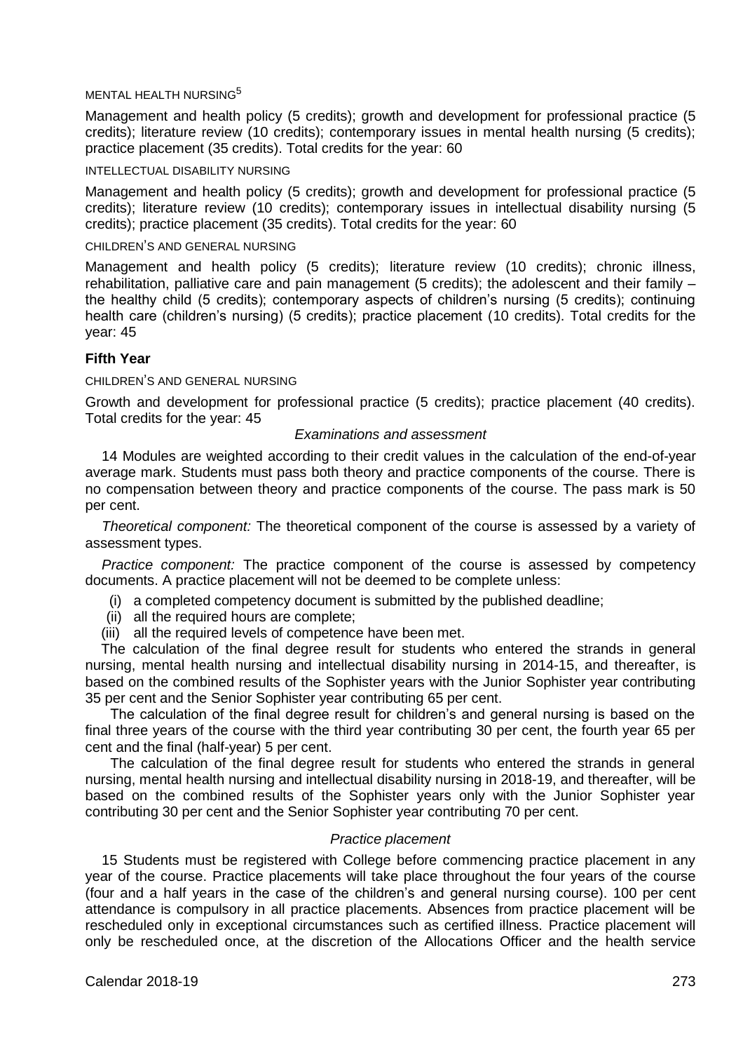MENTAL HEALTH NURSING[5]

Management and health policy (5 credits); growth and development for professional practice (5 credits); literature review (10 credits); contemporary issues in mental health nursing (5 credits); practice placement (35 credits). Total credits for the year: 60

INTELLECTUAL DISABILITY NURSING

Management and health policy (5 credits); growth and development for professional practice (5 credits); literature review (10 credits); contemporary issues in intellectual disability nursing (5 credits); practice placement (35 credits). Total credits for the year: 60

CHILDREN'S AND GENERAL NURSING

Management and health policy (5 credits); literature review (10 credits); chronic illness, rehabilitation, palliative care and pain management (5 credits); the adolescent and their family – the healthy child (5 credits); contemporary aspects of children's nursing (5 credits); continuing health care (children's nursing) (5 credits); practice placement (10 credits). Total credits for the year: 45

### Fifth Year

CHILDREN'S AND GENERAL NURSING

Growth and development for professional practice (5 credits); practice placement (40 credits). Total credits for the year: 45

*Examinations and assessment*

14 Modules are weighted according to their credit values in the calculation of the end-of-year average mark. Students must pass both theory and practice components of the course. There is no compensation between theory and practice components of the course. The pass mark is 50 per cent.

*Theoretical component:* The theoretical component of the course is assessed by a variety of assessment types.

*Practice component:* The practice component of the course is assessed by competency documents. A practice placement will not be deemed to be complete unless:

(i) a completed competency document is submitted by the published deadline;
(ii) all the required hours are complete;
(iii) all the required levels of competence have been met.

The calculation of the final degree result for students who entered the strands in general nursing, mental health nursing and intellectual disability nursing in 2014-15, and thereafter, is based on the combined results of the Sophister years with the Junior Sophister year contributing 35 per cent and the Senior Sophister year contributing 65 per cent.

The calculation of the final degree result for children's and general nursing is based on the final three years of the course with the third year contributing 30 per cent, the fourth year 65 per cent and the final (half-year) 5 per cent.

The calculation of the final degree result for students who entered the strands in general nursing, mental health nursing and intellectual disability nursing in 2018-19, and thereafter, will be based on the combined results of the Sophister years only with the Junior Sophister year contributing 30 per cent and the Senior Sophister year contributing 70 per cent.

*Practice placement*

15 Students must be registered with College before commencing practice placement in any year of the course. Practice placements will take place throughout the four years of the course (four and a half years in the case of the children's and general nursing course). 100 per cent attendance is compulsory in all practice placements. Absences from practice placement will be rescheduled only in exceptional circumstances such as certified illness. Practice placement will only be rescheduled once, at the discretion of the Allocations Officer and the health service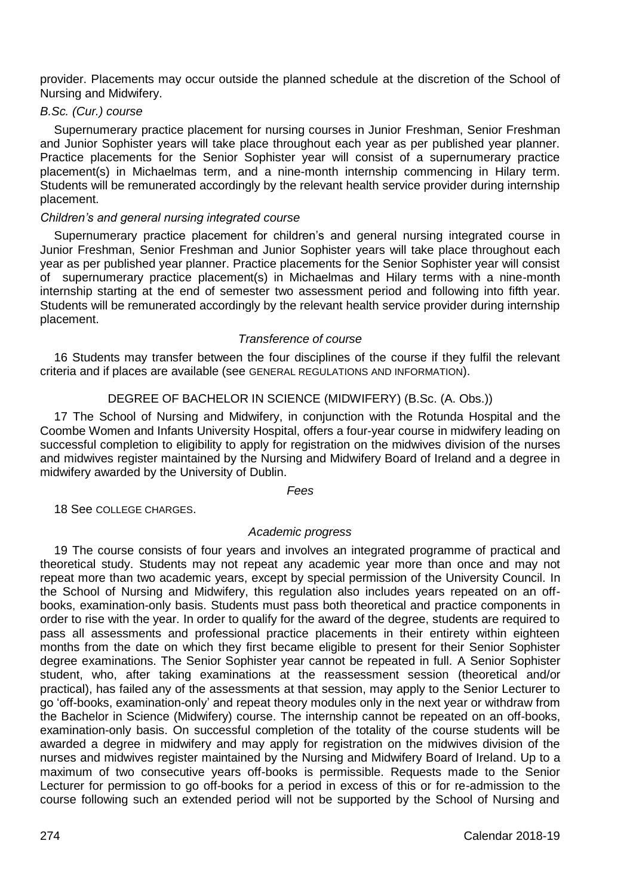provider. Placements may occur outside the planned schedule at the discretion of the School of Nursing and Midwifery.

*B.Sc. (Cur.) course*

Supernumerary practice placement for nursing courses in Junior Freshman, Senior Freshman and Junior Sophister years will take place throughout each year as per published year planner. Practice placements for the Senior Sophister year will consist of a supernumerary practice placement(s) in Michaelmas term, and a nine-month internship commencing in Hilary term. Students will be remunerated accordingly by the relevant health service provider during internship placement.

*Children's and general nursing integrated course*

Supernumerary practice placement for children's and general nursing integrated course in Junior Freshman, Senior Freshman and Junior Sophister years will take place throughout each year as per published year planner. Practice placements for the Senior Sophister year will consist of supernumerary practice placement(s) in Michaelmas and Hilary terms with a nine-month internship starting at the end of semester two assessment period and following into fifth year. Students will be remunerated accordingly by the relevant health service provider during internship placement.

*Transference of course*

16 Students may transfer between the four disciplines of the course if they fulfil the relevant criteria and if places are available (see GENERAL REGULATIONS AND INFORMATION).

## DEGREE OF BACHELOR IN SCIENCE (MIDWIFERY) (B.Sc. (A. Obs.))

17 The School of Nursing and Midwifery, in conjunction with the Rotunda Hospital and the Coombe Women and Infants University Hospital, offers a four-year course in midwifery leading on successful completion to eligibility to apply for registration on the midwives division of the nurses and midwives register maintained by the Nursing and Midwifery Board of Ireland and a degree in midwifery awarded by the University of Dublin.

*Fees*

18 See COLLEGE CHARGES.

*Academic progress*

19 The course consists of four years and involves an integrated programme of practical and theoretical study. Students may not repeat any academic year more than once and may not repeat more than two academic years, except by special permission of the University Council. In the School of Nursing and Midwifery, this regulation also includes years repeated on an off-books, examination-only basis. Students must pass both theoretical and practice components in order to rise with the year. In order to qualify for the award of the degree, students are required to pass all assessments and professional practice placements in their entirety within eighteen months from the date on which they first became eligible to present for their Senior Sophister degree examinations. The Senior Sophister year cannot be repeated in full. A Senior Sophister student, who, after taking examinations at the reassessment session (theoretical and/or practical), has failed any of the assessments at that session, may apply to the Senior Lecturer to go 'off-books, examination-only' and repeat theory modules only in the next year or withdraw from the Bachelor in Science (Midwifery) course. The internship cannot be repeated on an off-books, examination-only basis. On successful completion of the totality of the course students will be awarded a degree in midwifery and may apply for registration on the midwives division of the nurses and midwives register maintained by the Nursing and Midwifery Board of Ireland. Up to a maximum of two consecutive years off-books is permissible. Requests made to the Senior Lecturer for permission to go off-books for a period in excess of this or for re-admission to the course following such an extended period will not be supported by the School of Nursing and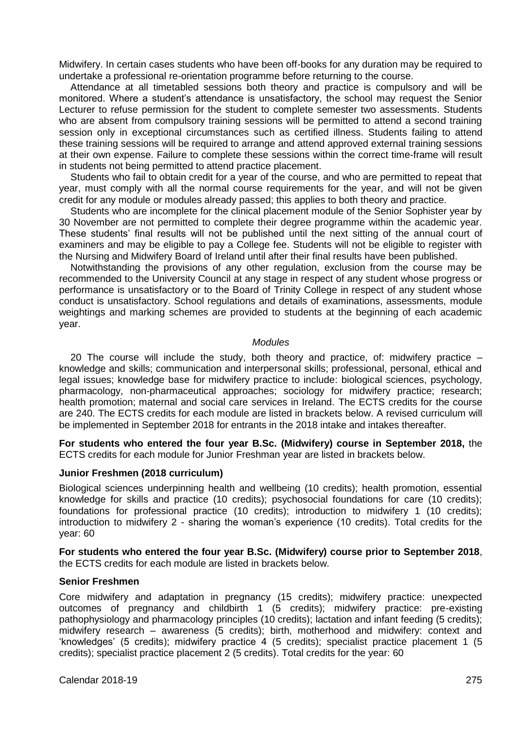Midwifery. In certain cases students who have been off-books for any duration may be required to undertake a professional re-orientation programme before returning to the course.

Attendance at all timetabled sessions both theory and practice is compulsory and will be monitored. Where a student's attendance is unsatisfactory, the school may request the Senior Lecturer to refuse permission for the student to complete semester two assessments. Students who are absent from compulsory training sessions will be permitted to attend a second training session only in exceptional circumstances such as certified illness. Students failing to attend these training sessions will be required to arrange and attend approved external training sessions at their own expense. Failure to complete these sessions within the correct time-frame will result in students not being permitted to attend practice placement.

Students who fail to obtain credit for a year of the course, and who are permitted to repeat that year, must comply with all the normal course requirements for the year, and will not be given credit for any module or modules already passed; this applies to both theory and practice.

Students who are incomplete for the clinical placement module of the Senior Sophister year by 30 November are not permitted to complete their degree programme within the academic year. These students' final results will not be published until the next sitting of the annual court of examiners and may be eligible to pay a College fee. Students will not be eligible to register with the Nursing and Midwifery Board of Ireland until after their final results have been published.

Notwithstanding the provisions of any other regulation, exclusion from the course may be recommended to the University Council at any stage in respect of any student whose progress or performance is unsatisfactory or to the Board of Trinity College in respect of any student whose conduct is unsatisfactory. School regulations and details of examinations, assessments, module weightings and marking schemes are provided to students at the beginning of each academic year.

*Modules*

20 The course will include the study, both theory and practice, of: midwifery practice – knowledge and skills; communication and interpersonal skills; professional, personal, ethical and legal issues; knowledge base for midwifery practice to include: biological sciences, psychology, pharmacology, non-pharmaceutical approaches; sociology for midwifery practice; research; health promotion; maternal and social care services in Ireland. The ECTS credits for the course are 240. The ECTS credits for each module are listed in brackets below. A revised curriculum will be implemented in September 2018 for entrants in the 2018 intake and intakes thereafter.

**For students who entered the four year B.Sc. (Midwifery) course in September 2018,** the ECTS credits for each module for Junior Freshman year are listed in brackets below.

**Junior Freshmen (2018 curriculum)**

Biological sciences underpinning health and wellbeing (10 credits); health promotion, essential knowledge for skills and practice (10 credits); psychosocial foundations for care (10 credits); foundations for professional practice (10 credits); introduction to midwifery 1 (10 credits); introduction to midwifery 2 - sharing the woman's experience (10 credits). Total credits for the year: 60

**For students who entered the four year B.Sc. (Midwifery) course prior to September 2018**, the ECTS credits for each module are listed in brackets below.

**Senior Freshmen**

Core midwifery and adaptation in pregnancy (15 credits); midwifery practice: unexpected outcomes of pregnancy and childbirth 1 (5 credits); midwifery practice: pre-existing pathophysiology and pharmacology principles (10 credits); lactation and infant feeding (5 credits); midwifery research – awareness (5 credits); birth, motherhood and midwifery: context and 'knowledges' (5 credits); midwifery practice 4 (5 credits); specialist practice placement 1 (5 credits); specialist practice placement 2 (5 credits). Total credits for the year: 60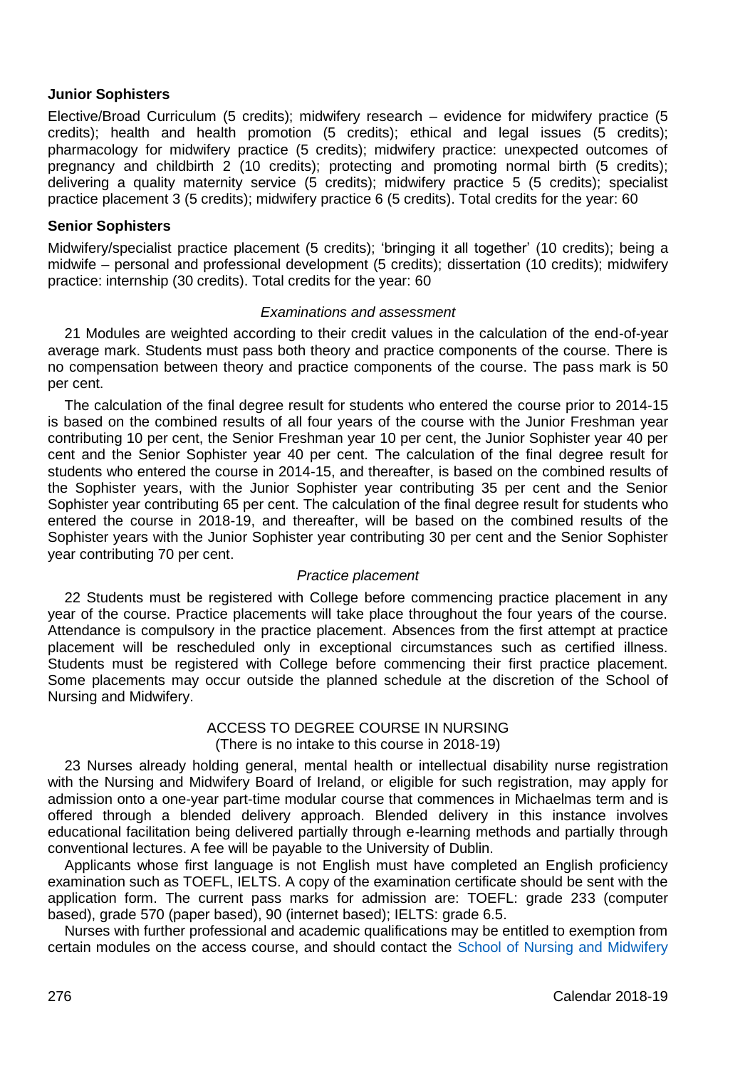**Junior Sophisters**

Elective/Broad Curriculum (5 credits); midwifery research – evidence for midwifery practice (5 credits); health and health promotion (5 credits); ethical and legal issues (5 credits); pharmacology for midwifery practice (5 credits); midwifery practice: unexpected outcomes of pregnancy and childbirth 2 (10 credits); protecting and promoting normal birth (5 credits); delivering a quality maternity service (5 credits); midwifery practice 5 (5 credits); specialist practice placement 3 (5 credits); midwifery practice 6 (5 credits). Total credits for the year: 60

**Senior Sophisters**

Midwifery/specialist practice placement (5 credits); 'bringing it all together' (10 credits); being a midwife – personal and professional development (5 credits); dissertation (10 credits); midwifery practice: internship (30 credits). Total credits for the year: 60

*Examinations and assessment*

21 Modules are weighted according to their credit values in the calculation of the end-of-year average mark. Students must pass both theory and practice components of the course. There is no compensation between theory and practice components of the course. The pass mark is 50 per cent.

The calculation of the final degree result for students who entered the course prior to 2014-15 is based on the combined results of all four years of the course with the Junior Freshman year contributing 10 per cent, the Senior Freshman year 10 per cent, the Junior Sophister year 40 per cent and the Senior Sophister year 40 per cent. The calculation of the final degree result for students who entered the course in 2014-15, and thereafter, is based on the combined results of the Sophister years, with the Junior Sophister year contributing 35 per cent and the Senior Sophister year contributing 65 per cent. The calculation of the final degree result for students who entered the course in 2018-19, and thereafter, will be based on the combined results of the Sophister years with the Junior Sophister year contributing 30 per cent and the Senior Sophister year contributing 70 per cent.

*Practice placement*

22 Students must be registered with College before commencing practice placement in any year of the course. Practice placements will take place throughout the four years of the course. Attendance is compulsory in the practice placement. Absences from the first attempt at practice placement will be rescheduled only in exceptional circumstances such as certified illness. Students must be registered with College before commencing their first practice placement. Some placements may occur outside the planned schedule at the discretion of the School of Nursing and Midwifery.

## ACCESS TO DEGREE COURSE IN NURSING

(There is no intake to this course in 2018-19)

23 Nurses already holding general, mental health or intellectual disability nurse registration with the Nursing and Midwifery Board of Ireland, or eligible for such registration, may apply for admission onto a one-year part-time modular course that commences in Michaelmas term and is offered through a blended delivery approach. Blended delivery in this instance involves educational facilitation being delivered partially through e-learning methods and partially through conventional lectures. A fee will be payable to the University of Dublin.

Applicants whose first language is not English must have completed an English proficiency examination such as TOEFL, IELTS. A copy of the examination certificate should be sent with the application form. The current pass marks for admission are: TOEFL: grade 233 (computer based), grade 570 (paper based), 90 (internet based); IELTS: grade 6.5.

Nurses with further professional and academic qualifications may be entitled to exemption from certain modules on the access course, and should contact the School of Nursing and Midwifery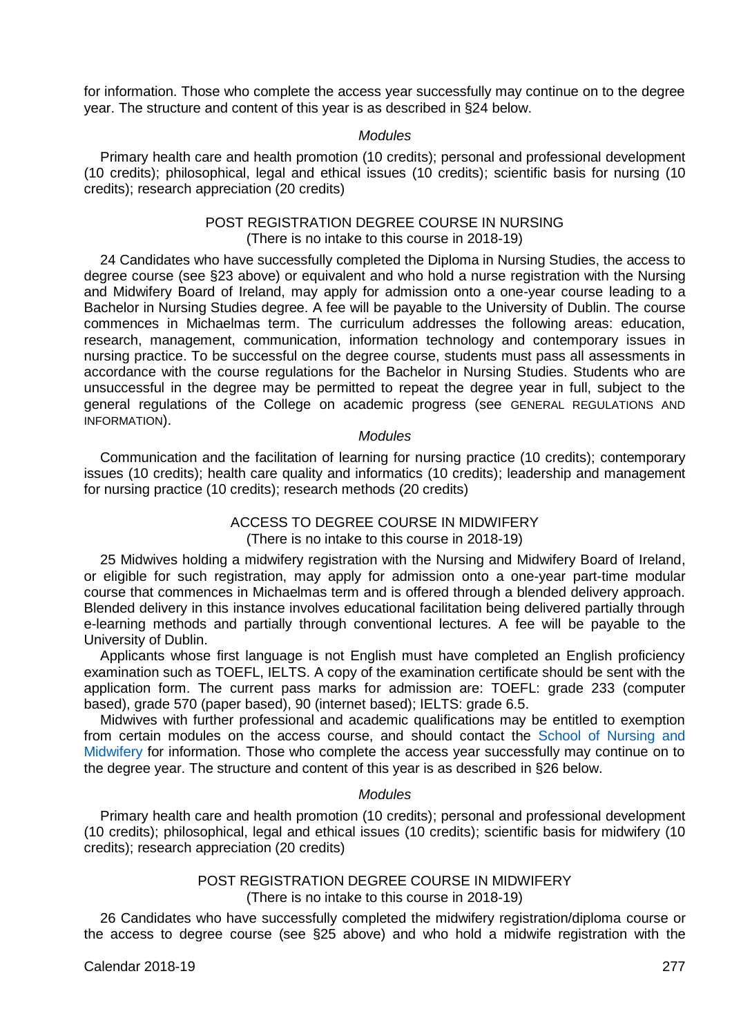for information. Those who complete the access year successfully may continue on to the degree year. The structure and content of this year is as described in §24 below.

*Modules*

Primary health care and health promotion (10 credits); personal and professional development (10 credits); philosophical, legal and ethical issues (10 credits); scientific basis for nursing (10 credits); research appreciation (20 credits)

## POST REGISTRATION DEGREE COURSE IN NURSING

(There is no intake to this course in 2018-19)

24 Candidates who have successfully completed the Diploma in Nursing Studies, the access to degree course (see §23 above) or equivalent and who hold a nurse registration with the Nursing and Midwifery Board of Ireland, may apply for admission onto a one-year course leading to a Bachelor in Nursing Studies degree. A fee will be payable to the University of Dublin. The course commences in Michaelmas term. The curriculum addresses the following areas: education, research, management, communication, information technology and contemporary issues in nursing practice. To be successful on the degree course, students must pass all assessments in accordance with the course regulations for the Bachelor in Nursing Studies. Students who are unsuccessful in the degree may be permitted to repeat the degree year in full, subject to the general regulations of the College on academic progress (see GENERAL REGULATIONS AND INFORMATION).

*Modules*

Communication and the facilitation of learning for nursing practice (10 credits); contemporary issues (10 credits); health care quality and informatics (10 credits); leadership and management for nursing practice (10 credits); research methods (20 credits)

## ACCESS TO DEGREE COURSE IN MIDWIFERY

(There is no intake to this course in 2018-19)

25 Midwives holding a midwifery registration with the Nursing and Midwifery Board of Ireland, or eligible for such registration, may apply for admission onto a one-year part-time modular course that commences in Michaelmas term and is offered through a blended delivery approach. Blended delivery in this instance involves educational facilitation being delivered partially through e-learning methods and partially through conventional lectures. A fee will be payable to the University of Dublin.

Applicants whose first language is not English must have completed an English proficiency examination such as TOEFL, IELTS. A copy of the examination certificate should be sent with the application form. The current pass marks for admission are: TOEFL: grade 233 (computer based), grade 570 (paper based), 90 (internet based); IELTS: grade 6.5.

Midwives with further professional and academic qualifications may be entitled to exemption from certain modules on the access course, and should contact the School of Nursing and Midwifery for information. Those who complete the access year successfully may continue on to the degree year. The structure and content of this year is as described in §26 below.

*Modules*

Primary health care and health promotion (10 credits); personal and professional development (10 credits); philosophical, legal and ethical issues (10 credits); scientific basis for midwifery (10 credits); research appreciation (20 credits)

## POST REGISTRATION DEGREE COURSE IN MIDWIFERY

(There is no intake to this course in 2018-19)

26 Candidates who have successfully completed the midwifery registration/diploma course or the access to degree course (see §25 above) and who hold a midwife registration with the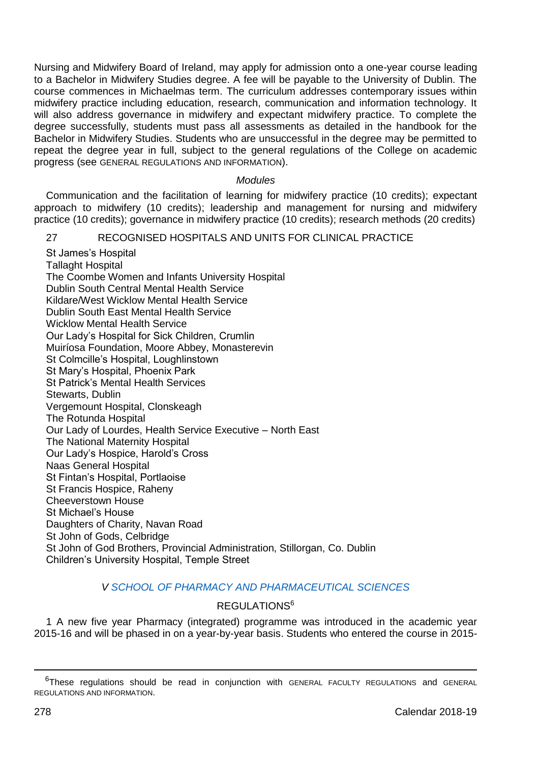Nursing and Midwifery Board of Ireland, may apply for admission onto a one-year course leading to a Bachelor in Midwifery Studies degree. A fee will be payable to the University of Dublin. The course commences in Michaelmas term. The curriculum addresses contemporary issues within midwifery practice including education, research, communication and information technology. It will also address governance in midwifery and expectant midwifery practice. To complete the degree successfully, students must pass all assessments as detailed in the handbook for the Bachelor in Midwifery Studies. Students who are unsuccessful in the degree may be permitted to repeat the degree year in full, subject to the general regulations of the College on academic progress (see GENERAL REGULATIONS AND INFORMATION).

*Modules*

Communication and the facilitation of learning for midwifery practice (10 credits); expectant approach to midwifery (10 credits); leadership and management for nursing and midwifery practice (10 credits); governance in midwifery practice (10 credits); research methods (20 credits)

27 RECOGNISED HOSPITALS AND UNITS FOR CLINICAL PRACTICE

St James's Hospital
Tallaght Hospital
The Coombe Women and Infants University Hospital
Dublin South Central Mental Health Service
Kildare/West Wicklow Mental Health Service
Dublin South East Mental Health Service
Wicklow Mental Health Service
Our Lady's Hospital for Sick Children, Crumlin
Muiríosa Foundation, Moore Abbey, Monasterevin
St Colmcille's Hospital, Loughlinstown
St Mary's Hospital, Phoenix Park
St Patrick's Mental Health Services
Stewarts, Dublin
Vergemount Hospital, Clonskeagh
The Rotunda Hospital
Our Lady of Lourdes, Health Service Executive – North East
The National Maternity Hospital
Our Lady's Hospice, Harold's Cross
Naas General Hospital
St Fintan's Hospital, Portlaoise
St Francis Hospice, Raheny
Cheeverstown House
St Michael's House
Daughters of Charity, Navan Road
St John of Gods, Celbridge
St John of God Brothers, Provincial Administration, Stillorgan, Co. Dublin
Children's University Hospital, Temple Street

## *V SCHOOL OF PHARMACY AND PHARMACEUTICAL SCIENCES*

### REGULATIONS[6]

1 A new five year Pharmacy (integrated) programme was introduced in the academic year 2015-16 and will be phased in on a year-by-year basis. Students who entered the course in 2015-

---

[6]These regulations should be read in conjunction with GENERAL FACULTY REGULATIONS and GENERAL REGULATIONS AND INFORMATION.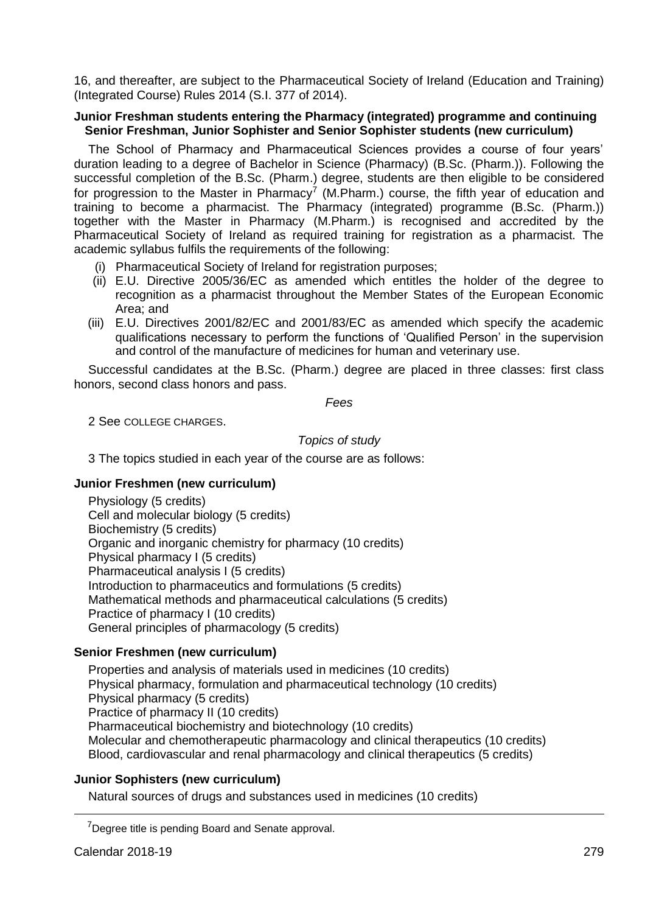16, and thereafter, are subject to the Pharmaceutical Society of Ireland (Education and Training) (Integrated Course) Rules 2014 (S.I. 377 of 2014).

**Junior Freshman students entering the Pharmacy (integrated) programme and continuing Senior Freshman, Junior Sophister and Senior Sophister students (new curriculum)**

The School of Pharmacy and Pharmaceutical Sciences provides a course of four years' duration leading to a degree of Bachelor in Science (Pharmacy) (B.Sc. (Pharm.)). Following the successful completion of the B.Sc. (Pharm.) degree, students are then eligible to be considered for progression to the Master in Pharmacy[7] (M.Pharm.) course, the fifth year of education and training to become a pharmacist. The Pharmacy (integrated) programme (B.Sc. (Pharm.)) together with the Master in Pharmacy (M.Pharm.) is recognised and accredited by the Pharmaceutical Society of Ireland as required training for registration as a pharmacist. The academic syllabus fulfils the requirements of the following:

(i) Pharmaceutical Society of Ireland for registration purposes;

(ii) E.U. Directive 2005/36/EC as amended which entitles the holder of the degree to recognition as a pharmacist throughout the Member States of the European Economic Area; and

(iii) E.U. Directives 2001/82/EC and 2001/83/EC as amended which specify the academic qualifications necessary to perform the functions of 'Qualified Person' in the supervision and control of the manufacture of medicines for human and veterinary use.

Successful candidates at the B.Sc. (Pharm.) degree are placed in three classes: first class honors, second class honors and pass.

*Fees*

2 See COLLEGE CHARGES.

*Topics of study*

3 The topics studied in each year of the course are as follows:

**Junior Freshmen (new curriculum)**

Physiology (5 credits)
Cell and molecular biology (5 credits)
Biochemistry (5 credits)
Organic and inorganic chemistry for pharmacy (10 credits)
Physical pharmacy I (5 credits)
Pharmaceutical analysis I (5 credits)
Introduction to pharmaceutics and formulations (5 credits)
Mathematical methods and pharmaceutical calculations (5 credits)
Practice of pharmacy I (10 credits)
General principles of pharmacology (5 credits)

**Senior Freshmen (new curriculum)**

Properties and analysis of materials used in medicines (10 credits)
Physical pharmacy, formulation and pharmaceutical technology (10 credits)
Physical pharmacy (5 credits)
Practice of pharmacy II (10 credits)
Pharmaceutical biochemistry and biotechnology (10 credits)
Molecular and chemotherapeutic pharmacology and clinical therapeutics (10 credits)
Blood, cardiovascular and renal pharmacology and clinical therapeutics (5 credits)

**Junior Sophisters (new curriculum)**

Natural sources of drugs and substances used in medicines (10 credits)

[7] Degree title is pending Board and Senate approval.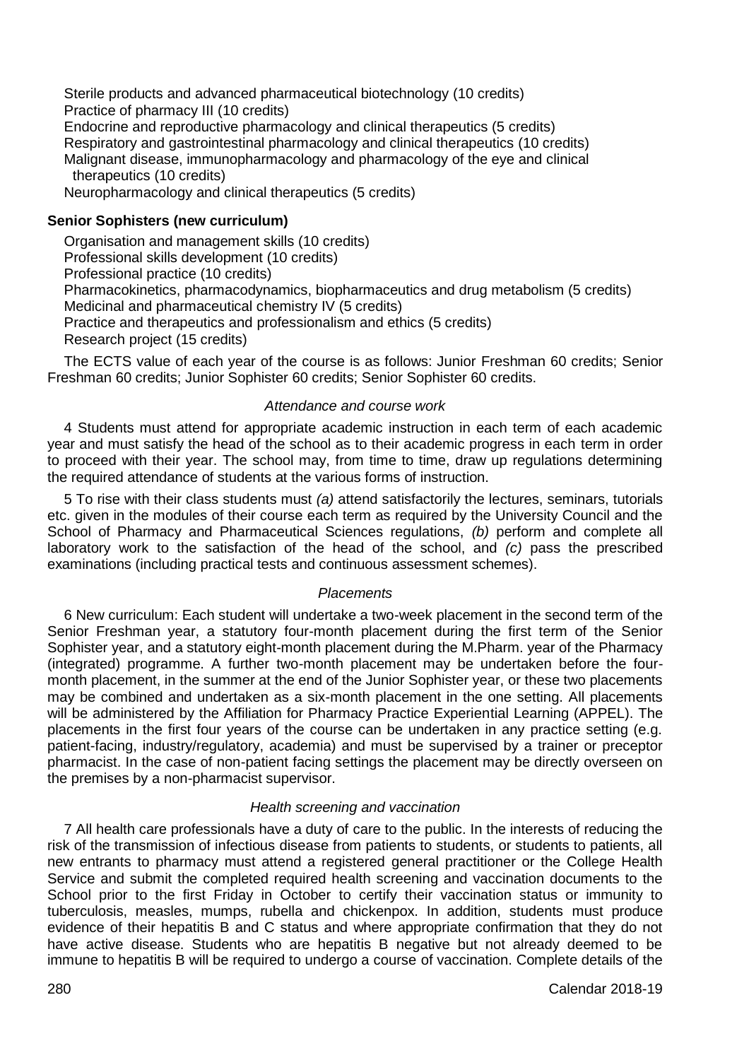Sterile products and advanced pharmaceutical biotechnology (10 credits)
Practice of pharmacy III (10 credits)
Endocrine and reproductive pharmacology and clinical therapeutics (5 credits)
Respiratory and gastrointestinal pharmacology and clinical therapeutics (10 credits)
Malignant disease, immunopharmacology and pharmacology of the eye and clinical therapeutics (10 credits)
Neuropharmacology and clinical therapeutics (5 credits)

**Senior Sophisters (new curriculum)**

Organisation and management skills (10 credits)
Professional skills development (10 credits)
Professional practice (10 credits)
Pharmacokinetics, pharmacodynamics, biopharmaceutics and drug metabolism (5 credits)
Medicinal and pharmaceutical chemistry IV (5 credits)
Practice and therapeutics and professionalism and ethics (5 credits)
Research project (15 credits)

The ECTS value of each year of the course is as follows: Junior Freshman 60 credits; Senior Freshman 60 credits; Junior Sophister 60 credits; Senior Sophister 60 credits.

*Attendance and course work*

4 Students must attend for appropriate academic instruction in each term of each academic year and must satisfy the head of the school as to their academic progress in each term in order to proceed with their year. The school may, from time to time, draw up regulations determining the required attendance of students at the various forms of instruction.

5 To rise with their class students must *(a)* attend satisfactorily the lectures, seminars, tutorials etc. given in the modules of their course each term as required by the University Council and the School of Pharmacy and Pharmaceutical Sciences regulations, *(b)* perform and complete all laboratory work to the satisfaction of the head of the school, and *(c)* pass the prescribed examinations (including practical tests and continuous assessment schemes).

*Placements*

6 New curriculum: Each student will undertake a two-week placement in the second term of the Senior Freshman year, a statutory four-month placement during the first term of the Senior Sophister year, and a statutory eight-month placement during the M.Pharm. year of the Pharmacy (integrated) programme. A further two-month placement may be undertaken before the four-month placement, in the summer at the end of the Junior Sophister year, or these two placements may be combined and undertaken as a six-month placement in the one setting. All placements will be administered by the Affiliation for Pharmacy Practice Experiential Learning (APPEL). The placements in the first four years of the course can be undertaken in any practice setting (e.g. patient-facing, industry/regulatory, academia) and must be supervised by a trainer or preceptor pharmacist. In the case of non-patient facing settings the placement may be directly overseen on the premises by a non-pharmacist supervisor.

*Health screening and vaccination*

7 All health care professionals have a duty of care to the public. In the interests of reducing the risk of the transmission of infectious disease from patients to students, or students to patients, all new entrants to pharmacy must attend a registered general practitioner or the College Health Service and submit the completed required health screening and vaccination documents to the School prior to the first Friday in October to certify their vaccination status or immunity to tuberculosis, measles, mumps, rubella and chickenpox. In addition, students must produce evidence of their hepatitis B and C status and where appropriate confirmation that they do not have active disease. Students who are hepatitis B negative but not already deemed to be immune to hepatitis B will be required to undergo a course of vaccination. Complete details of the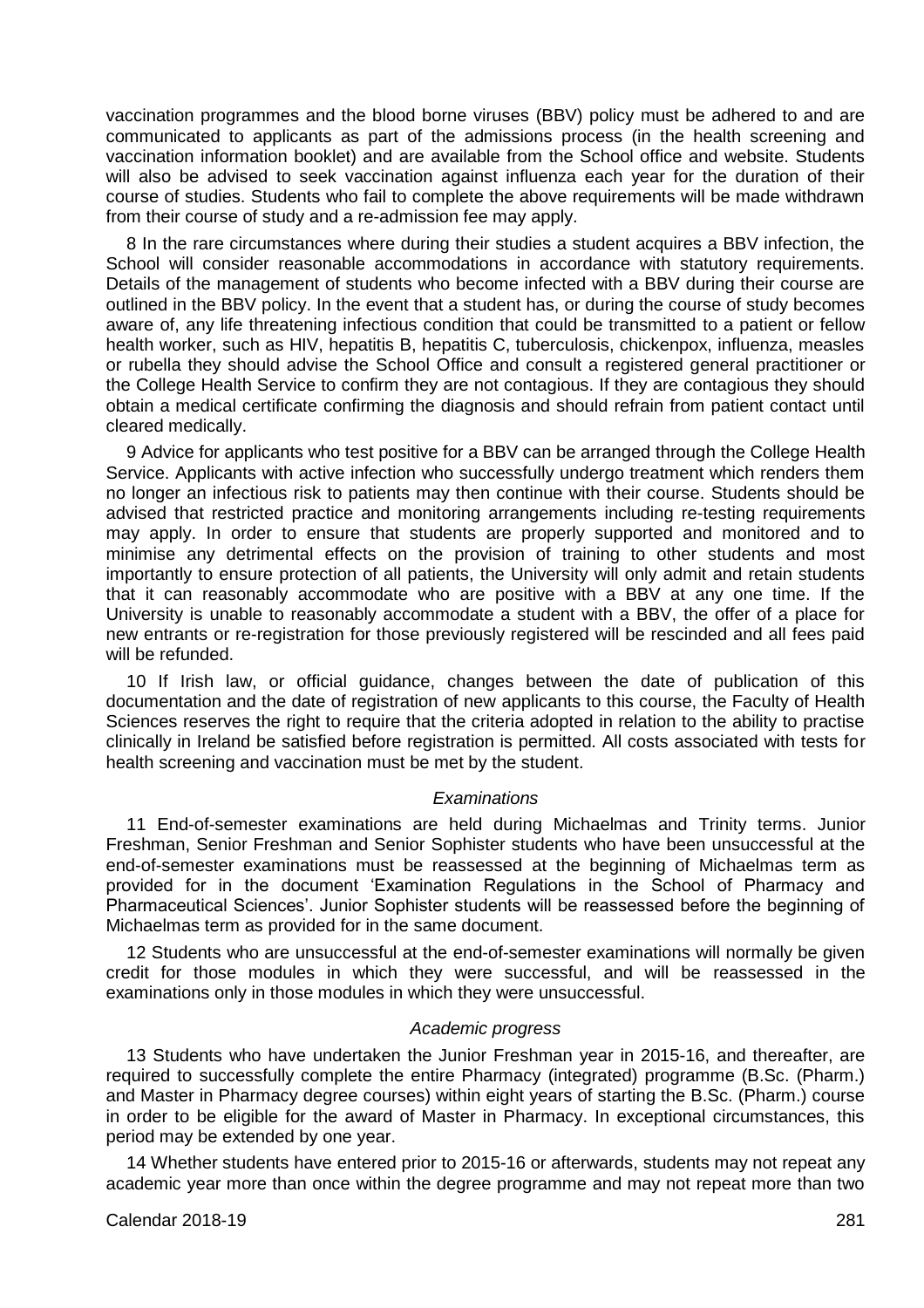vaccination programmes and the blood borne viruses (BBV) policy must be adhered to and are communicated to applicants as part of the admissions process (in the health screening and vaccination information booklet) and are available from the School office and website. Students will also be advised to seek vaccination against influenza each year for the duration of their course of studies. Students who fail to complete the above requirements will be made withdrawn from their course of study and a re-admission fee may apply.

8 In the rare circumstances where during their studies a student acquires a BBV infection, the School will consider reasonable accommodations in accordance with statutory requirements. Details of the management of students who become infected with a BBV during their course are outlined in the BBV policy. In the event that a student has, or during the course of study becomes aware of, any life threatening infectious condition that could be transmitted to a patient or fellow health worker, such as HIV, hepatitis B, hepatitis C, tuberculosis, chickenpox, influenza, measles or rubella they should advise the School Office and consult a registered general practitioner or the College Health Service to confirm they are not contagious. If they are contagious they should obtain a medical certificate confirming the diagnosis and should refrain from patient contact until cleared medically.

9 Advice for applicants who test positive for a BBV can be arranged through the College Health Service. Applicants with active infection who successfully undergo treatment which renders them no longer an infectious risk to patients may then continue with their course. Students should be advised that restricted practice and monitoring arrangements including re-testing requirements may apply. In order to ensure that students are properly supported and monitored and to minimise any detrimental effects on the provision of training to other students and most importantly to ensure protection of all patients, the University will only admit and retain students that it can reasonably accommodate who are positive with a BBV at any one time. If the University is unable to reasonably accommodate a student with a BBV, the offer of a place for new entrants or re-registration for those previously registered will be rescinded and all fees paid will be refunded.

10 If Irish law, or official guidance, changes between the date of publication of this documentation and the date of registration of new applicants to this course, the Faculty of Health Sciences reserves the right to require that the criteria adopted in relation to the ability to practise clinically in Ireland be satisfied before registration is permitted. All costs associated with tests for health screening and vaccination must be met by the student.

*Examinations*

11 End-of-semester examinations are held during Michaelmas and Trinity terms. Junior Freshman, Senior Freshman and Senior Sophister students who have been unsuccessful at the end-of-semester examinations must be reassessed at the beginning of Michaelmas term as provided for in the document 'Examination Regulations in the School of Pharmacy and Pharmaceutical Sciences'. Junior Sophister students will be reassessed before the beginning of Michaelmas term as provided for in the same document.

12 Students who are unsuccessful at the end-of-semester examinations will normally be given credit for those modules in which they were successful, and will be reassessed in the examinations only in those modules in which they were unsuccessful.

*Academic progress*

13 Students who have undertaken the Junior Freshman year in 2015-16, and thereafter, are required to successfully complete the entire Pharmacy (integrated) programme (B.Sc. (Pharm.) and Master in Pharmacy degree courses) within eight years of starting the B.Sc. (Pharm.) course in order to be eligible for the award of Master in Pharmacy. In exceptional circumstances, this period may be extended by one year.

14 Whether students have entered prior to 2015-16 or afterwards, students may not repeat any academic year more than once within the degree programme and may not repeat more than two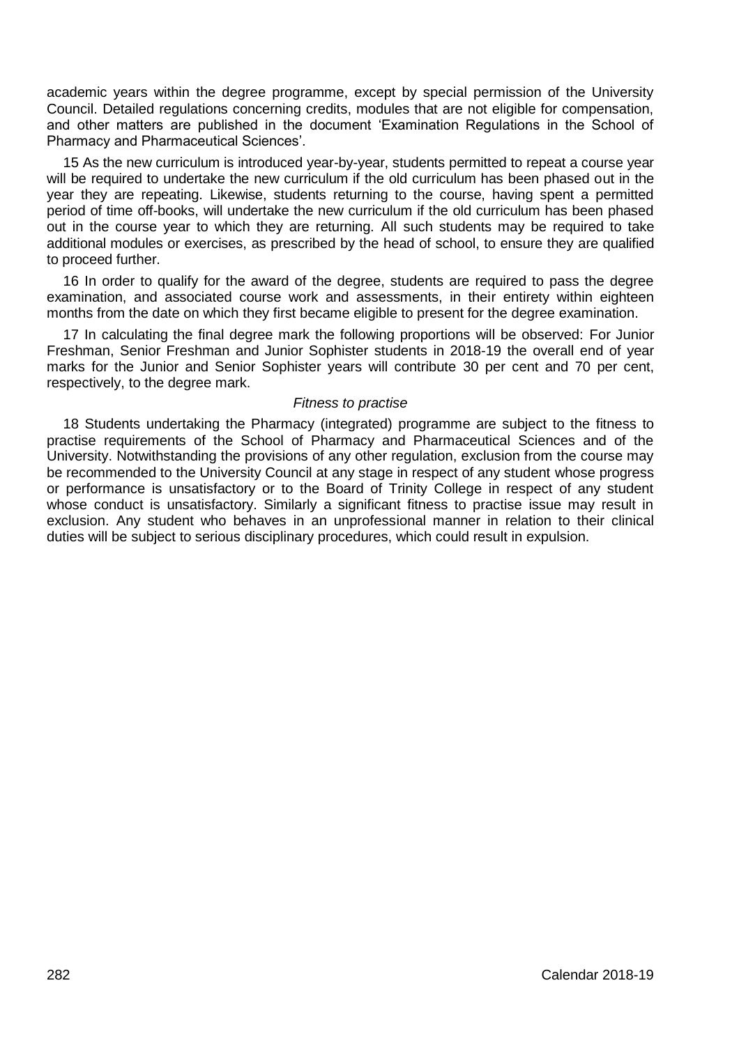academic years within the degree programme, except by special permission of the University Council. Detailed regulations concerning credits, modules that are not eligible for compensation, and other matters are published in the document 'Examination Regulations in the School of Pharmacy and Pharmaceutical Sciences'.

15 As the new curriculum is introduced year-by-year, students permitted to repeat a course year will be required to undertake the new curriculum if the old curriculum has been phased out in the year they are repeating. Likewise, students returning to the course, having spent a permitted period of time off-books, will undertake the new curriculum if the old curriculum has been phased out in the course year to which they are returning. All such students may be required to take additional modules or exercises, as prescribed by the head of school, to ensure they are qualified to proceed further.

16 In order to qualify for the award of the degree, students are required to pass the degree examination, and associated course work and assessments, in their entirety within eighteen months from the date on which they first became eligible to present for the degree examination.

17 In calculating the final degree mark the following proportions will be observed: For Junior Freshman, Senior Freshman and Junior Sophister students in 2018-19 the overall end of year marks for the Junior and Senior Sophister years will contribute 30 per cent and 70 per cent, respectively, to the degree mark.

*Fitness to practise*

18 Students undertaking the Pharmacy (integrated) programme are subject to the fitness to practise requirements of the School of Pharmacy and Pharmaceutical Sciences and of the University. Notwithstanding the provisions of any other regulation, exclusion from the course may be recommended to the University Council at any stage in respect of any student whose progress or performance is unsatisfactory or to the Board of Trinity College in respect of any student whose conduct is unsatisfactory. Similarly a significant fitness to practise issue may result in exclusion. Any student who behaves in an unprofessional manner in relation to their clinical duties will be subject to serious disciplinary procedures, which could result in expulsion.